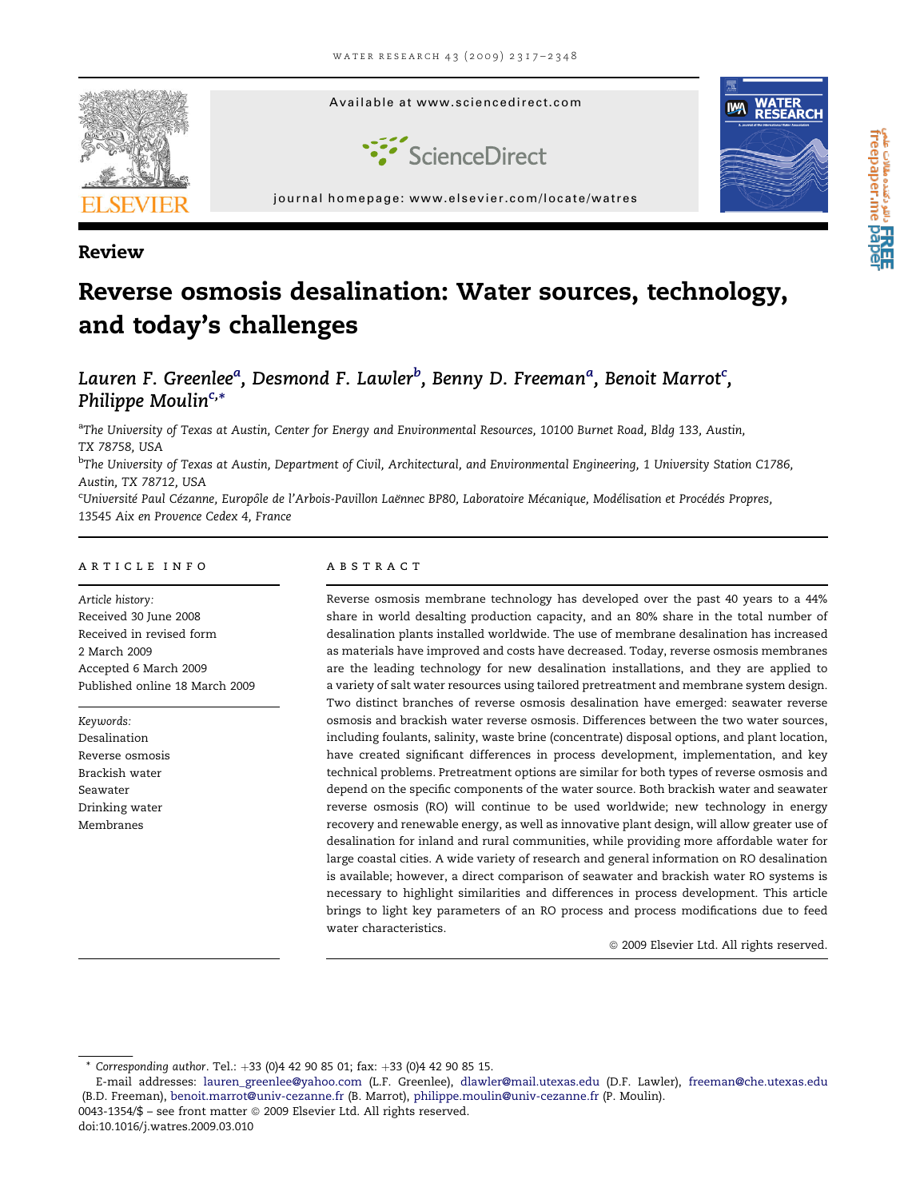Review

# Reverse osmosis desalination: Water sources, technology, and today's challenges

*Lauren F. Greenlee[a], Desmond F. Lawler[b], Benny D. Freeman[a], Benoit Marrot[c], Philippe Moulin[c,*]*

[a]*The University of Texas at Austin, Center for Energy and Environmental Resources, 10100 Burnet Road, Bldg 133, Austin, TX 78758, USA*

[b]*The University of Texas at Austin, Department of Civil, Architectural, and Environmental Engineering, 1 University Station C1786, Austin, TX 78712, USA*

[c]*Université Paul Cézanne, Europôle de l'Arbois-Pavillon Laënnec BP80, Laboratoire Mécanique, Modélisation et Procédés Propres, 13545 Aix en Provence Cedex 4, France*

## ARTICLE INFO

*Article history:*
Received 30 June 2008
Received in revised form 2 March 2009
Accepted 6 March 2009
Published online 18 March 2009

*Keywords:*
Desalination
Reverse osmosis
Brackish water
Seawater
Drinking water
Membranes

## ABSTRACT

Reverse osmosis membrane technology has developed over the past 40 years to a 44% share in world desalting production capacity, and an 80% share in the total number of desalination plants installed worldwide. The use of membrane desalination has increased as materials have improved and costs have decreased. Today, reverse osmosis membranes are the leading technology for new desalination installations, and they are applied to a variety of salt water resources using tailored pretreatment and membrane system design. Two distinct branches of reverse osmosis desalination have emerged: seawater reverse osmosis and brackish water reverse osmosis. Differences between the two water sources, including foulants, salinity, waste brine (concentrate) disposal options, and plant location, have created significant differences in process development, implementation, and key technical problems. Pretreatment options are similar for both types of reverse osmosis and depend on the specific components of the water source. Both brackish water and seawater reverse osmosis (RO) will continue to be used worldwide; new technology in energy recovery and renewable energy, as well as innovative plant design, will allow greater use of desalination for inland and rural communities, while providing more affordable water for large coastal cities. A wide variety of research and general information on RO desalination is available; however, a direct comparison of seawater and brackish water RO systems is necessary to highlight similarities and differences in process development. This article brings to light key parameters of an RO process and process modifications due to feed water characteristics.

© 2009 Elsevier Ltd. All rights reserved.

---

\* *Corresponding author*. Tel.: +33 (0)4 42 90 85 01; fax: +33 (0)4 42 90 85 15.
E-mail addresses: lauren_greenlee@yahoo.com (L.F. Greenlee), dlawler@mail.utexas.edu (D.F. Lawler), freeman@che.utexas.edu (B.D. Freeman), benoit.marrot@univ-cezanne.fr (B. Marrot), philippe.moulin@univ-cezanne.fr (P. Moulin).
0043-1354/$ – see front matter © 2009 Elsevier Ltd. All rights reserved.
doi:10.1016/j.watres.2009.03.010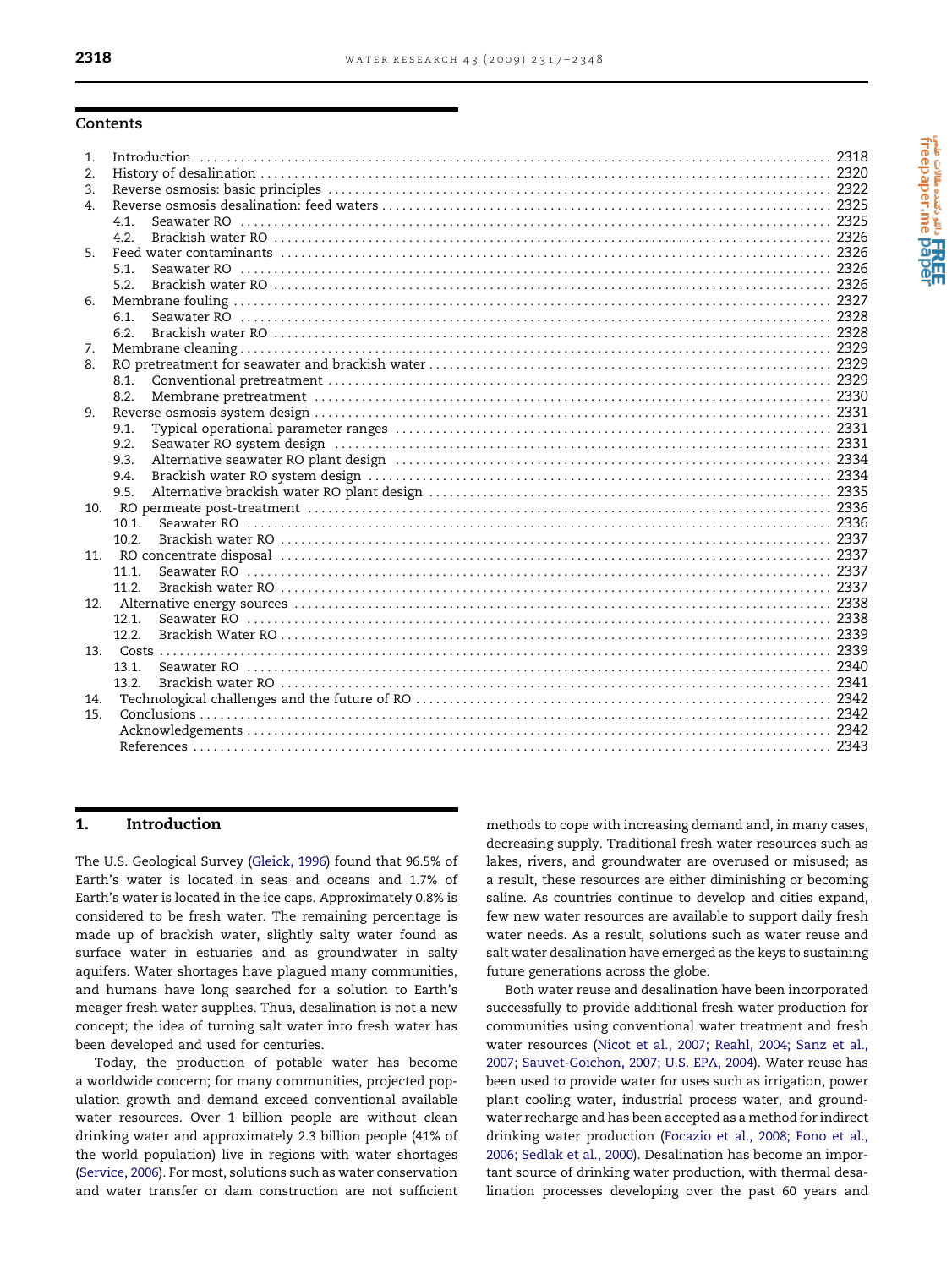## Contents

1. Introduction ........ 2318
2. History of desalination ........ 2320
3. Reverse osmosis: basic principles ........ 2322
4. Reverse osmosis desalination: feed waters ........ 2325
   - 4.1. Seawater RO ........ 2325
   - 4.2. Brackish water RO ........ 2326
5. Feed water contaminants ........ 2326
   - 5.1. Seawater RO ........ 2326
   - 5.2. Brackish water RO ........ 2326
6. Membrane fouling ........ 2327
   - 6.1. Seawater RO ........ 2328
   - 6.2. Brackish water RO ........ 2328
7. Membrane cleaning ........ 2329
8. RO pretreatment for seawater and brackish water ........ 2329
   - 8.1. Conventional pretreatment ........ 2329
   - 8.2. Membrane pretreatment ........ 2330
9. Reverse osmosis system design ........ 2331
   - 9.1. Typical operational parameter ranges ........ 2331
   - 9.2. Seawater RO system design ........ 2331
   - 9.3. Alternative seawater RO plant design ........ 2334
   - 9.4. Brackish water RO system design ........ 2334
   - 9.5. Alternative brackish water RO plant design ........ 2335
10. RO permeate post-treatment ........ 2336
    - 10.1. Seawater RO ........ 2336
    - 10.2. Brackish water RO ........ 2337
11. RO concentrate disposal ........ 2337
    - 11.1. Seawater RO ........ 2337
    - 11.2. Brackish water RO ........ 2337
12. Alternative energy sources ........ 2338
    - 12.1. Seawater RO ........ 2338
    - 12.2. Brackish Water RO ........ 2339
13. Costs ........ 2339
    - 13.1. Seawater RO ........ 2340
    - 13.2. Brackish water RO ........ 2341
14. Technological challenges and the future of RO ........ 2342
15. Conclusions ........ 2342

Acknowledgements ........ 2342

References ........ 2343

## 1. Introduction

The U.S. Geological Survey (Gleick, 1996) found that 96.5% of Earth's water is located in seas and oceans and 1.7% of Earth's water is located in the ice caps. Approximately 0.8% is considered to be fresh water. The remaining percentage is made up of brackish water, slightly salty water found as surface water in estuaries and as groundwater in salty aquifers. Water shortages have plagued many communities, and humans have long searched for a solution to Earth's meager fresh water supplies. Thus, desalination is not a new concept; the idea of turning salt water into fresh water has been developed and used for centuries.

Today, the production of potable water has become a worldwide concern; for many communities, projected population growth and demand exceed conventional available water resources. Over 1 billion people are without clean drinking water and approximately 2.3 billion people (41% of the world population) live in regions with water shortages (Service, 2006). For most, solutions such as water conservation and water transfer or dam construction are not sufficient methods to cope with increasing demand and, in many cases, decreasing supply. Traditional fresh water resources such as lakes, rivers, and groundwater are overused or misused; as a result, these resources are either diminishing or becoming saline. As countries continue to develop and cities expand, few new water resources are available to support daily fresh water needs. As a result, solutions such as water reuse and salt water desalination have emerged as the keys to sustaining future generations across the globe.

Both water reuse and desalination have been incorporated successfully to provide additional fresh water production for communities using conventional water treatment and fresh water resources (Nicot et al., 2007; Reahl, 2004; Sanz et al., 2007; Sauvet-Goichon, 2007; U.S. EPA, 2004). Water reuse has been used to provide water for uses such as irrigation, power plant cooling water, industrial process water, and groundwater recharge and has been accepted as a method for indirect drinking water production (Focazio et al., 2008; Fono et al., 2006; Sedlak et al., 2000). Desalination has become an important source of drinking water production, with thermal desalination processes developing over the past 60 years and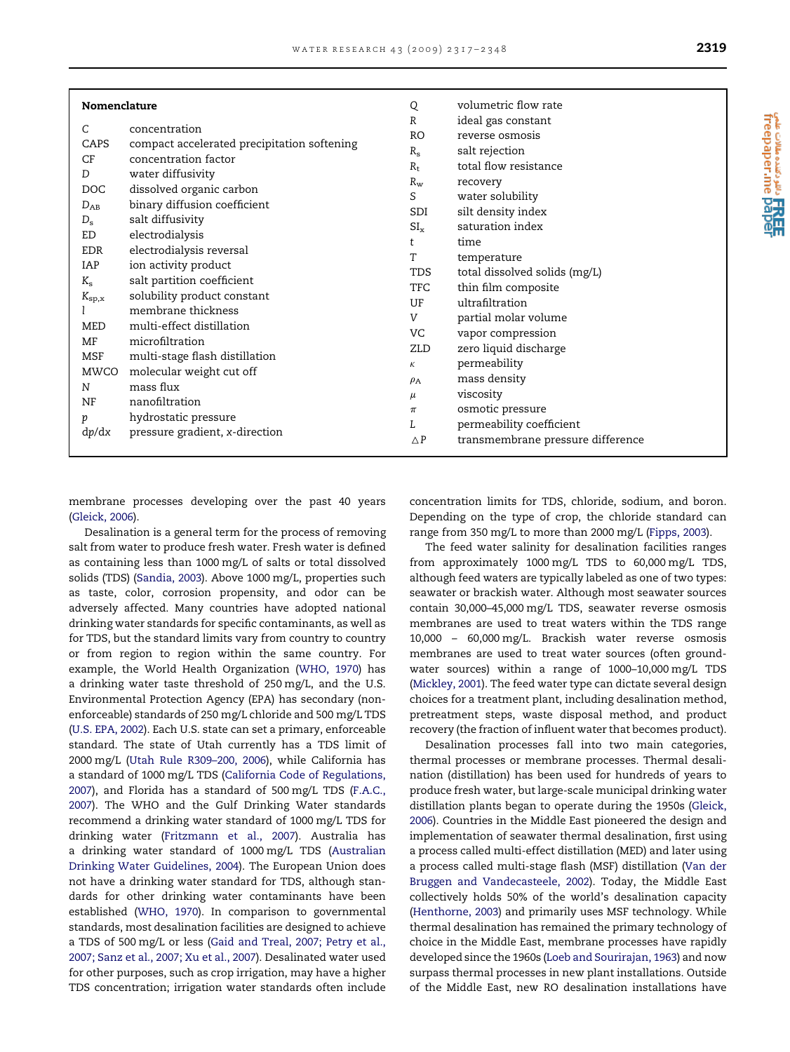## Nomenclature

| | |
|---|---|
| C | concentration |
| CAPS | compact accelerated precipitation softening |
| CF | concentration factor |
| D | water diffusivity |
| DOC | dissolved organic carbon |
| $D_{AB}$ | binary diffusion coefficient |
| $D_s$ | salt diffusivity |
| ED | electrodialysis |
| EDR | electrodialysis reversal |
| IAP | ion activity product |
| $K_s$ | salt partition coefficient |
| $K_{sp,x}$ | solubility product constant |
| $l$ | membrane thickness |
| MED | multi-effect distillation |
| MF | microfiltration |
| MSF | multi-stage flash distillation |
| MWCO | molecular weight cut off |
| N | mass flux |
| NF | nanofiltration |
| $p$ | hydrostatic pressure |
| $dp/dx$ | pressure gradient, x-direction |
| Q | volumetric flow rate |
| R | ideal gas constant |
| RO | reverse osmosis |
| $R_s$ | salt rejection |
| $R_t$ | total flow resistance |
| $R_w$ | recovery |
| S | water solubility |
| SDI | silt density index |
| $SI_x$ | saturation index |
| t | time |
| T | temperature |
| TDS | total dissolved solids (mg/L) |
| TFC | thin film composite |
| UF | ultrafiltration |
| V | partial molar volume |
| VC | vapor compression |
| ZLD | zero liquid discharge |
| $\kappa$ | permeability |
| $\rho_A$ | mass density |
| $\mu$ | viscosity |
| $\pi$ | osmotic pressure |
| L | permeability coefficient |
| $\triangle P$ | transmembrane pressure difference |

membrane processes developing over the past 40 years (Gleick, 2006).

Desalination is a general term for the process of removing salt from water to produce fresh water. Fresh water is defined as containing less than 1000 mg/L of salts or total dissolved solids (TDS) (Sandia, 2003). Above 1000 mg/L, properties such as taste, color, corrosion propensity, and odor can be adversely affected. Many countries have adopted national drinking water standards for specific contaminants, as well as for TDS, but the standard limits vary from country to country or from region to region within the same country. For example, the World Health Organization (WHO, 1970) has a drinking water taste threshold of 250 mg/L, and the U.S. Environmental Protection Agency (EPA) has secondary (non-enforceable) standards of 250 mg/L chloride and 500 mg/L TDS (U.S. EPA, 2002). Each U.S. state can set a primary, enforceable standard. The state of Utah currently has a TDS limit of 2000 mg/L (Utah Rule R309–200, 2006), while California has a standard of 1000 mg/L TDS (California Code of Regulations, 2007), and Florida has a standard of 500 mg/L TDS (F.A.C., 2007). The WHO and the Gulf Drinking Water standards recommend a drinking water standard of 1000 mg/L TDS for drinking water (Fritzmann et al., 2007). Australia has a drinking water standard of 1000 mg/L TDS (Australian Drinking Water Guidelines, 2004). The European Union does not have a drinking water standard for TDS, although standards for other drinking water contaminants have been established (WHO, 1970). In comparison to governmental standards, most desalination facilities are designed to achieve a TDS of 500 mg/L or less (Gaid and Treal, 2007; Petry et al., 2007; Sanz et al., 2007; Xu et al., 2007). Desalinated water used for other purposes, such as crop irrigation, may have a higher TDS concentration; irrigation water standards often include concentration limits for TDS, chloride, sodium, and boron. Depending on the type of crop, the chloride standard can range from 350 mg/L to more than 2000 mg/L (Fipps, 2003).

The feed water salinity for desalination facilities ranges from approximately 1000 mg/L TDS to 60,000 mg/L TDS, although feed waters are typically labeled as one of two types: seawater or brackish water. Although most seawater sources contain 30,000–45,000 mg/L TDS, seawater reverse osmosis membranes are used to treat waters within the TDS range 10,000 – 60,000 mg/L. Brackish water reverse osmosis membranes are used to treat water sources (often groundwater sources) within a range of 1000–10,000 mg/L TDS (Mickley, 2001). The feed water type can dictate several design choices for a treatment plant, including desalination method, pretreatment steps, waste disposal method, and product recovery (the fraction of influent water that becomes product).

Desalination processes fall into two main categories, thermal processes or membrane processes. Thermal desalination (distillation) has been used for hundreds of years to produce fresh water, but large-scale municipal drinking water distillation plants began to operate during the 1950s (Gleick, 2006). Countries in the Middle East pioneered the design and implementation of seawater thermal desalination, first using a process called multi-effect distillation (MED) and later using a process called multi-stage flash (MSF) distillation (Van der Bruggen and Vandecasteele, 2002). Today, the Middle East collectively holds 50% of the world's desalination capacity (Henthorne, 2003) and primarily uses MSF technology. While thermal desalination has remained the primary technology of choice in the Middle East, membrane processes have rapidly developed since the 1960s (Loeb and Sourirajan, 1963) and now surpass thermal processes in new plant installations. Outside of the Middle East, new RO desalination installations have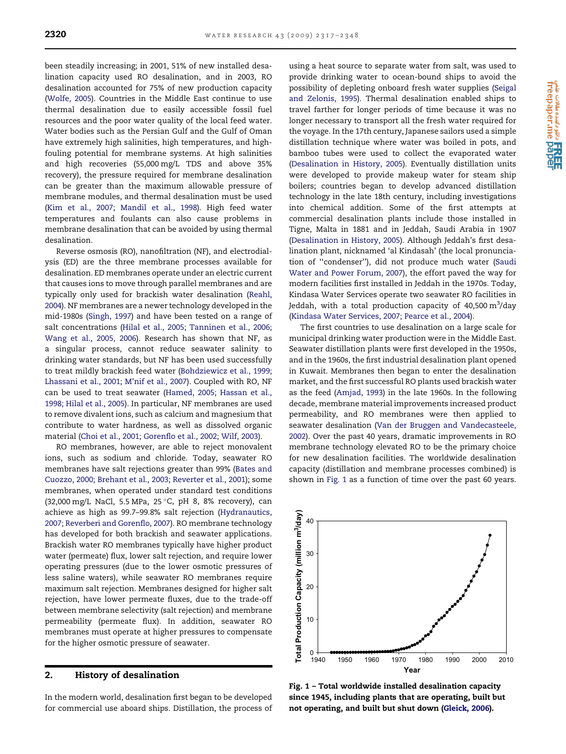been steadily increasing; in 2001, 51% of new installed desalination capacity used RO desalination, and in 2003, RO desalination accounted for 75% of new production capacity (Wolfe, 2005). Countries in the Middle East continue to use thermal desalination due to easily accessible fossil fuel resources and the poor water quality of the local feed water. Water bodies such as the Persian Gulf and the Gulf of Oman have extremely high salinities, high temperatures, and high-fouling potential for membrane systems. At high salinities and high recoveries (55,000 mg/L TDS and above 35% recovery), the pressure required for membrane desalination can be greater than the maximum allowable pressure of membrane modules, and thermal desalination must be used (Kim et al., 2007; Mandil et al., 1998). High feed water temperatures and foulants can also cause problems in membrane desalination that can be avoided by using thermal desalination.

Reverse osmosis (RO), nanofiltration (NF), and electrodialysis (ED) are the three membrane processes available for desalination. ED membranes operate under an electric current that causes ions to move through parallel membranes and are typically only used for brackish water desalination (Reahl, 2004). NF membranes are a newer technology developed in the mid-1980s (Singh, 1997) and have been tested on a range of salt concentrations (Hilal et al., 2005; Tanninen et al., 2006; Wang et al., 2005, 2006). Research has shown that NF, as a singular process, cannot reduce seawater salinity to drinking water standards, but NF has been used successfully to treat mildly brackish feed water (Bohdziewicz et al., 1999; Lhassani et al., 2001; M'nif et al., 2007). Coupled with RO, NF can be used to treat seawater (Hamed, 2005; Hassan et al., 1998; Hilal et al., 2005). In particular, NF membranes are used to remove divalent ions, such as calcium and magnesium that contribute to water hardness, as well as dissolved organic material (Choi et al., 2001; Gorenflo et al., 2002; Wilf, 2003).

RO membranes, however, are able to reject monovalent ions, such as sodium and chloride. Today, seawater RO membranes have salt rejections greater than 99% (Bates and Cuozzo, 2000; Brehant et al., 2003; Reverter et al., 2001); some membranes, when operated under standard test conditions (32,000 mg/L NaCl, 5.5 MPa, 25 °C, pH 8, 8% recovery), can achieve as high as 99.7–99.8% salt rejection (Hydranautics, 2007; Reverberi and Gorenflo, 2007). RO membrane technology has developed for both brackish and seawater applications. Brackish water RO membranes typically have higher product water (permeate) flux, lower salt rejection, and require lower operating pressures (due to the lower osmotic pressures of less saline waters), while seawater RO membranes require maximum salt rejection. Membranes designed for higher salt rejection, have lower permeate fluxes, due to the trade-off between membrane selectivity (salt rejection) and membrane permeability (permeate flux). In addition, seawater RO membranes must operate at higher pressures to compensate for the higher osmotic pressure of seawater.

## 2. History of desalination

In the modern world, desalination first began to be developed for commercial use aboard ships. Distillation, the process of using a heat source to separate water from salt, was used to provide drinking water to ocean-bound ships to avoid the possibility of depleting onboard fresh water supplies (Seigal and Zelonis, 1995). Thermal desalination enabled ships to travel farther for longer periods of time because it was no longer necessary to transport all the fresh water required for the voyage. In the 17th century, Japanese sailors used a simple distillation technique where water was boiled in pots, and bamboo tubes were used to collect the evaporated water (Desalination in History, 2005). Eventually distillation units were developed to provide makeup water for steam ship boilers; countries began to develop advanced distillation technology in the late 18th century, including investigations into chemical addition. Some of the first attempts at commercial desalination plants include those installed in Tigne, Malta in 1881 and in Jeddah, Saudi Arabia in 1907 (Desalination in History, 2005). Although Jeddah's first desalination plant, nicknamed 'al Kindasah' (the local pronunciation of "condenser"), did not produce much water (Saudi Water and Power Forum, 2007), the effort paved the way for modern facilities first installed in Jeddah in the 1970s. Today, Kindasa Water Services operate two seawater RO facilities in Jeddah, with a total production capacity of 40,500 $m^3$/day (Kindasa Water Services, 2007; Pearce et al., 2004).

The first countries to use desalination on a large scale for municipal drinking water production were in the Middle East. Seawater distillation plants were first developed in the 1950s, and in the 1960s, the first industrial desalination plant opened in Kuwait. Membranes then began to enter the desalination market, and the first successful RO plants used brackish water as the feed (Amjad, 1993) in the late 1960s. In the following decade, membrane material improvements increased product permeability, and RO membranes were then applied to seawater desalination (Van der Bruggen and Vandecasteele, 2002). Over the past 40 years, dramatic improvements in RO membrane technology elevated RO to be the primary choice for new desalination facilities. The worldwide desalination capacity (distillation and membrane processes combined) is shown in Fig. 1 as a function of time over the past 60 years.

**Fig. 1 – Total worldwide installed desalination capacity since 1945, including plants that are operating, built but not operating, and built but shut down (Gleick, 2006).**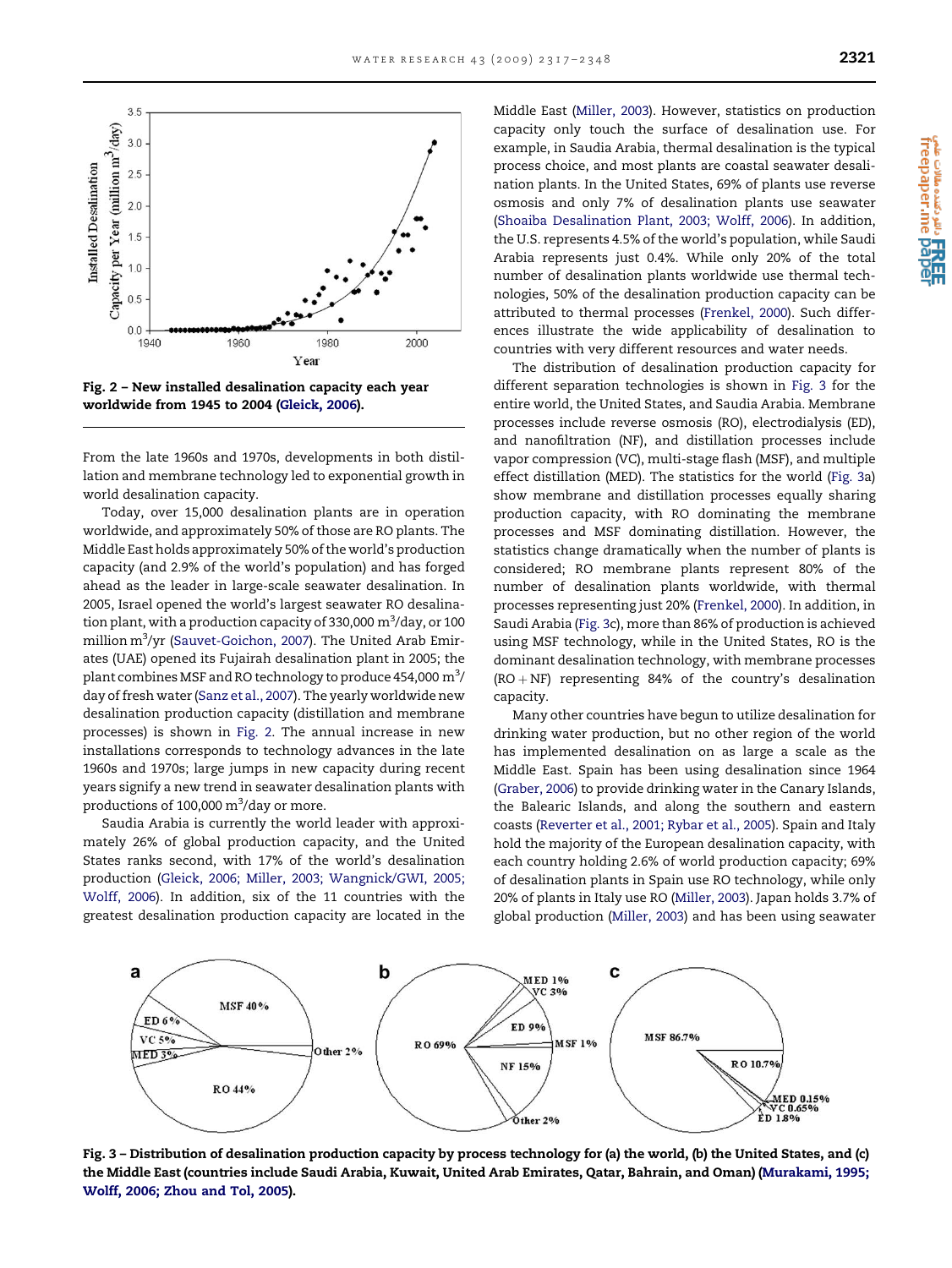Fig. 2 – New installed desalination capacity each year worldwide from 1945 to 2004 (Gleick, 2006).

From the late 1960s and 1970s, developments in both distillation and membrane technology led to exponential growth in world desalination capacity.

Today, over 15,000 desalination plants are in operation worldwide, and approximately 50% of those are RO plants. The Middle East holds approximately 50% of the world's production capacity (and 2.9% of the world's population) and has forged ahead as the leader in large-scale seawater desalination. In 2005, Israel opened the world's largest seawater RO desalination plant, with a production capacity of 330,000 $m^3$/day, or 100 million $m^3$/yr (Sauvet-Goichon, 2007). The United Arab Emirates (UAE) opened its Fujairah desalination plant in 2005; the plant combines MSF and RO technology to produce 454,000 $m^3$/day of fresh water (Sanz et al., 2007). The yearly worldwide new desalination production capacity (distillation and membrane processes) is shown in Fig. 2. The annual increase in new installations corresponds to technology advances in the late 1960s and 1970s; large jumps in new capacity during recent years signify a new trend in seawater desalination plants with productions of 100,000 $m^3$/day or more.

Saudia Arabia is currently the world leader with approximately 26% of global production capacity, and the United States ranks second, with 17% of the world's desalination production (Gleick, 2006; Miller, 2003; Wangnick/GWI, 2005; Wolff, 2006). In addition, six of the 11 countries with the greatest desalination production capacity are located in the Middle East (Miller, 2003). However, statistics on production capacity only touch the surface of desalination use. For example, in Saudia Arabia, thermal desalination is the typical process choice, and most plants are coastal seawater desalination plants. In the United States, 69% of plants use reverse osmosis and only 7% of desalination plants use seawater (Shoaiba Desalination Plant, 2003; Wolff, 2006). In addition, the U.S. represents 4.5% of the world's population, while Saudi Arabia represents just 0.4%. While only 20% of the total number of desalination plants worldwide use thermal technologies, 50% of the desalination production capacity can be attributed to thermal processes (Frenkel, 2000). Such differences illustrate the wide applicability of desalination to countries with very different resources and water needs.

The distribution of desalination production capacity for different separation technologies is shown in Fig. 3 for the entire world, the United States, and Saudia Arabia. Membrane processes include reverse osmosis (RO), electrodialysis (ED), and nanofiltration (NF), and distillation processes include vapor compression (VC), multi-stage flash (MSF), and multiple effect distillation (MED). The statistics for the world (Fig. 3a) show membrane and distillation processes equally sharing production capacity, with RO dominating the membrane processes and MSF dominating distillation. However, the statistics change dramatically when the number of plants is considered; RO membrane plants represent 80% of the number of desalination plants worldwide, with thermal processes representing just 20% (Frenkel, 2000). In addition, in Saudia Arabia (Fig. 3c), more than 86% of production is achieved using MSF technology, while in the United States, RO is the dominant desalination technology, with membrane processes (RO + NF) representing 84% of the country's desalination capacity.

Many other countries have begun to utilize desalination for drinking water production, but no other region of the world has implemented desalination on as large a scale as the Middle East. Spain has been using desalination since 1964 (Graber, 2006) to provide drinking water in the Canary Islands, the Balearic Islands, and along the southern and eastern coasts (Reverter et al., 2001; Rybar et al., 2005). Spain and Italy hold the majority of the European desalination capacity, with each country holding 2.6% of world production capacity; 69% of desalination plants in Spain use RO technology, while only 20% of plants in Italy use RO (Miller, 2003). Japan holds 3.7% of global production (Miller, 2003) and has been using seawater

Fig. 3 – Distribution of desalination production capacity by process technology for (a) the world, (b) the United States, and (c) the Middle East (countries include Saudi Arabia, Kuwait, United Arab Emirates, Qatar, Bahrain, and Oman) (Murakami, 1995; Wolff, 2006; Zhou and Tol, 2005).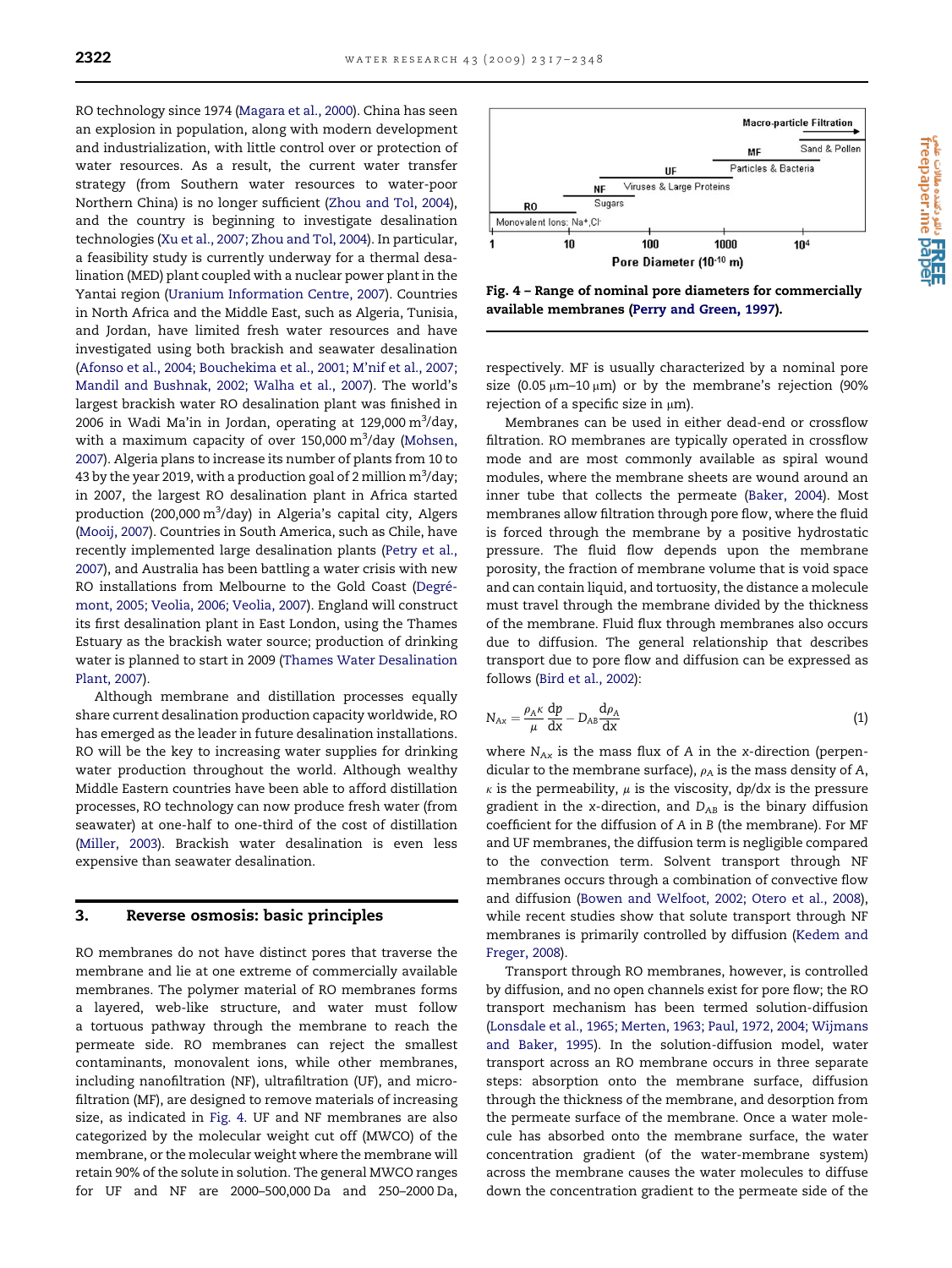RO technology since 1974 (Magara et al., 2000). China has seen an explosion in population, along with modern development and industrialization, with little control over or protection of water resources. As a result, the current water transfer strategy (from Southern water resources to water-poor Northern China) is no longer sufficient (Zhou and Tol, 2004), and the country is beginning to investigate desalination technologies (Xu et al., 2007; Zhou and Tol, 2004). In particular, a feasibility study is currently underway for a thermal desalination (MED) plant coupled with a nuclear power plant in the Yantai region (Uranium Information Centre, 2007). Countries in North Africa and the Middle East, such as Algeria, Tunisia, and Jordan, have limited fresh water resources and have investigated using both brackish and seawater desalination (Afonso et al., 2004; Bouchekima et al., 2001; M'nif et al., 2007; Mandil and Bushnak, 2002; Walha et al., 2007). The world's largest brackish water RO desalination plant was finished in 2006 in Wadi Ma'in in Jordan, operating at 129,000 $m^3$/day, with a maximum capacity of over 150,000 $m^3$/day (Mohsen, 2007). Algeria plans to increase its number of plants from 10 to 43 by the year 2019, with a production goal of 2 million $m^3$/day; in 2007, the largest RO desalination plant in Africa started production (200,000 $m^3$/day) in Algeria's capital city, Algers (Mooij, 2007). Countries in South America, such as Chile, have recently implemented large desalination plants (Petry et al., 2007), and Australia has been battling a water crisis with new RO installations from Melbourne to the Gold Coast (Degrémont, 2005; Veolia, 2006; Veolia, 2007). England will construct its first desalination plant in East London, using the Thames Estuary as the brackish water source; production of drinking water is planned to start in 2009 (Thames Water Desalination Plant, 2007).

Although membrane and distillation processes equally share current desalination production capacity worldwide, RO has emerged as the leader in future desalination installations. RO will be the key to increasing water supplies for drinking water production throughout the world. Although wealthy Middle Eastern countries have been able to afford distillation processes, RO technology can now produce fresh water (from seawater) at one-half to one-third of the cost of distillation (Miller, 2003). Brackish water desalination is even less expensive than seawater desalination.

## 3. Reverse osmosis: basic principles

RO membranes do not have distinct pores that traverse the membrane and lie at one extreme of commercially available membranes. The polymer material of RO membranes forms a layered, web-like structure, and water must follow a tortuous pathway through the membrane to reach the permeate side. RO membranes can reject the smallest contaminants, monovalent ions, while other membranes, including nanofiltration (NF), ultrafiltration (UF), and microfiltration (MF), are designed to remove materials of increasing size, as indicated in Fig. 4. UF and NF membranes are also categorized by the molecular weight cut off (MWCO) of the membrane, or the molecular weight where the membrane will retain 90% of the solute in solution. The general MWCO ranges for UF and NF are 2000–500,000 Da and 250–2000 Da, respectively. MF is usually characterized by a nominal pore size (0.05 μm–10 μm) or by the membrane's rejection (90% rejection of a specific size in μm).

**Fig. 4 – Range of nominal pore diameters for commercially available membranes (Perry and Green, 1997).**

Membranes can be used in either dead-end or crossflow filtration. RO membranes are typically operated in crossflow mode and are most commonly available as spiral wound modules, where the membrane sheets are wound around an inner tube that collects the permeate (Baker, 2004). Most membranes allow filtration through pore flow, where the fluid is forced through the membrane by a positive hydrostatic pressure. The fluid flow depends upon the membrane porosity, the fraction of membrane volume that is void space and can contain liquid, and tortuosity, the distance a molecule must travel through the membrane divided by the thickness of the membrane. Fluid flux through membranes also occurs due to diffusion. The general relationship that describes transport due to pore flow and diffusion can be expressed as follows (Bird et al., 2002):

$$N_{Ax} = \frac{\rho_A \kappa}{\mu}\frac{dp}{dx} - D_{AB}\frac{d\rho_A}{dx} \quad (1)$$

where $N_{Ax}$ is the mass flux of $A$ in the $x$-direction (perpendicular to the membrane surface), $\rho_A$ is the mass density of $A$, $\kappa$ is the permeability, $\mu$ is the viscosity, $dp/dx$ is the pressure gradient in the $x$-direction, and $D_{AB}$ is the binary diffusion coefficient for the diffusion of $A$ in $B$ (the membrane). For MF and UF membranes, the diffusion term is negligible compared to the convection term. Solvent transport through NF membranes occurs through a combination of convective flow and diffusion (Bowen and Welfoot, 2002; Otero et al., 2008), while recent studies show that solute transport through NF membranes is primarily controlled by diffusion (Kedem and Freger, 2008).

Transport through RO membranes, however, is controlled by diffusion, and no open channels exist for pore flow; the RO transport mechanism has been termed solution-diffusion (Lonsdale et al., 1965; Merten, 1963; Paul, 1972, 2004; Wijmans and Baker, 1995). In the solution-diffusion model, water transport across an RO membrane occurs in three separate steps: absorption onto the membrane surface, diffusion through the thickness of the membrane, and desorption from the permeate surface of the membrane. Once a water molecule has absorbed onto the membrane surface, the water concentration gradient (of the water-membrane system) across the membrane causes the water molecules to diffuse down the concentration gradient to the permeate side of the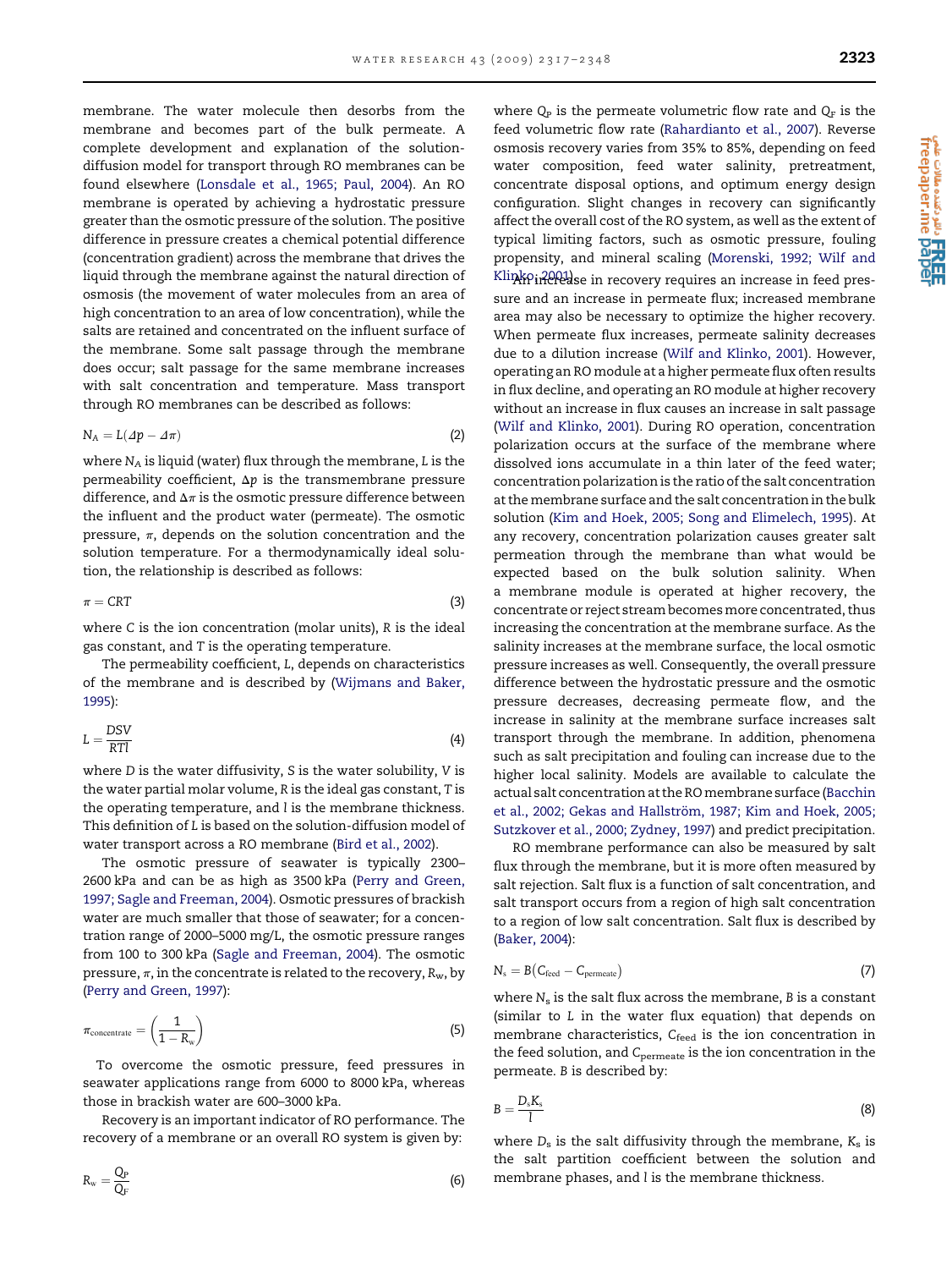membrane. The water molecule then desorbs from the membrane and becomes part of the bulk permeate. A complete development and explanation of the solution-diffusion model for transport through RO membranes can be found elsewhere (Lonsdale et al., 1965; Paul, 2004). An RO membrane is operated by achieving a hydrostatic pressure greater than the osmotic pressure of the solution. The positive difference in pressure creates a chemical potential difference (concentration gradient) across the membrane that drives the liquid through the membrane against the natural direction of osmosis (the movement of water molecules from an area of high concentration to an area of low concentration), while the salts are retained and concentrated on the influent surface of the membrane. Some salt passage through the membrane does occur; salt passage for the same membrane increases with salt concentration and temperature. Mass transport through RO membranes can be described as follows:

$$N_A = L(\Delta p - \Delta \pi) \tag{2}$$

where $N_A$ is liquid (water) flux through the membrane, $L$ is the permeability coefficient, $\Delta p$ is the transmembrane pressure difference, and $\Delta \pi$ is the osmotic pressure difference between the influent and the product water (permeate). The osmotic pressure, $\pi$, depends on the solution concentration and the solution temperature. For a thermodynamically ideal solution, the relationship is described as follows:

$$\pi = CRT \tag{3}$$

where $C$ is the ion concentration (molar units), $R$ is the ideal gas constant, and $T$ is the operating temperature.

The permeability coefficient, $L$, depends on characteristics of the membrane and is described by (Wijmans and Baker, 1995):

$$L = \frac{DSV}{RTl} \tag{4}$$

where $D$ is the water diffusivity, $S$ is the water solubility, $V$ is the water partial molar volume, $R$ is the ideal gas constant, $T$ is the operating temperature, and $l$ is the membrane thickness. This definition of $L$ is based on the solution-diffusion model of water transport across a RO membrane (Bird et al., 2002).

The osmotic pressure of seawater is typically 2300–2600 kPa and can be as high as 3500 kPa (Perry and Green, 1997; Sagle and Freeman, 2004). Osmotic pressures of brackish water are much smaller that those of seawater; for a concentration range of 2000–5000 mg/L, the osmotic pressure ranges from 100 to 300 kPa (Sagle and Freeman, 2004). The osmotic pressure, $\pi$, in the concentrate is related to the recovery, $R_w$, by (Perry and Green, 1997):

$$\pi_{\text{concentrate}} = \left(\frac{1}{1 - R_w}\right) \tag{5}$$

To overcome the osmotic pressure, feed pressures in seawater applications range from 6000 to 8000 kPa, whereas those in brackish water are 600–3000 kPa.

Recovery is an important indicator of RO performance. The recovery of a membrane or an overall RO system is given by:

$$R_w = \frac{Q_P}{Q_F} \tag{6}$$

where $Q_P$ is the permeate volumetric flow rate and $Q_F$ is the feed volumetric flow rate (Rahardianto et al., 2007). Reverse osmosis recovery varies from 35% to 85%, depending on feed water composition, feed water salinity, pretreatment, concentrate disposal options, and optimum energy design configuration. Slight changes in recovery can significantly affect the overall cost of the RO system, as well as the extent of typical limiting factors, such as osmotic pressure, fouling propensity, and mineral scaling (Morenski, 1992; Wilf and Klinko, 2001). An increase in recovery requires an increase in feed pressure and an increase in permeate flux; increased membrane area may also be necessary to optimize the higher recovery. When permeate flux increases, permeate salinity decreases due to a dilution increase (Wilf and Klinko, 2001). However, operating an RO module at a higher permeate flux often results in flux decline, and operating an RO module at higher recovery without an increase in flux causes an increase in salt passage (Wilf and Klinko, 2001). During RO operation, concentration polarization occurs at the surface of the membrane where dissolved ions accumulate in a thin later of the feed water; concentration polarization is the ratio of the salt concentration at the membrane surface and the salt concentration in the bulk solution (Kim and Hoek, 2005; Song and Elimelech, 1995). At any recovery, concentration polarization causes greater salt permeation through the membrane than what would be expected based on the bulk solution salinity. When a membrane module is operated at higher recovery, the concentrate or reject stream becomes more concentrated, thus increasing the concentration at the membrane surface. As the salinity increases at the membrane surface, the local osmotic pressure increases as well. Consequently, the overall pressure difference between the hydrostatic pressure and the osmotic pressure decreases, decreasing permeate flow, and the increase in salinity at the membrane surface increases salt transport through the membrane. In addition, phenomena such as salt precipitation and fouling can increase due to the higher local salinity. Models are available to calculate the actual salt concentration at the RO membrane surface (Bacchin et al., 2002; Gekas and Hallström, 1987; Kim and Hoek, 2005; Sutzkover et al., 2000; Zydney, 1997) and predict precipitation.

RO membrane performance can also be measured by salt flux through the membrane, but it is more often measured by salt rejection. Salt flux is a function of salt concentration, and salt transport occurs from a region of high salt concentration to a region of low salt concentration. Salt flux is described by (Baker, 2004):

$$N_s = B(C_{\text{feed}} - C_{\text{permeate}}) \tag{7}$$

where $N_s$ is the salt flux across the membrane, $B$ is a constant (similar to $L$ in the water flux equation) that depends on membrane characteristics, $C_{\text{feed}}$ is the ion concentration in the feed solution, and $C_{\text{permeate}}$ is the ion concentration in the permeate. $B$ is described by:

$$B = \frac{D_s K_s}{l} \tag{8}$$

where $D_s$ is the salt diffusivity through the membrane, $K_s$ is the salt partition coefficient between the solution and membrane phases, and $l$ is the membrane thickness.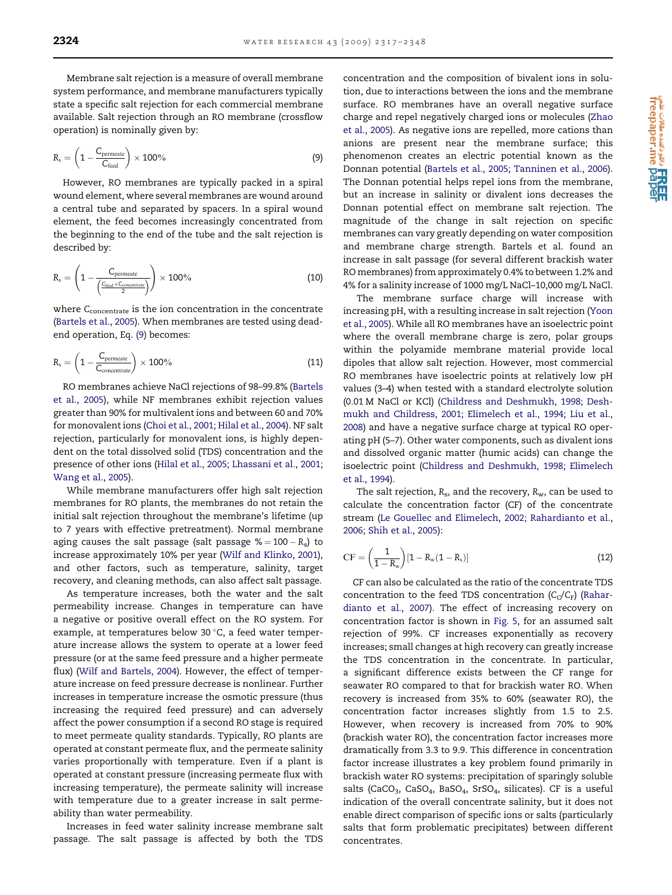Membrane salt rejection is a measure of overall membrane system performance, and membrane manufacturers typically state a specific salt rejection for each commercial membrane available. Salt rejection through an RO membrane (crossflow operation) is nominally given by:

$$R_s = \left(1 - \frac{C_{permeate}}{C_{feed}}\right) \times 100\% \quad (9)$$

However, RO membranes are typically packed in a spiral wound element, where several membranes are wound around a central tube and separated by spacers. In a spiral wound element, the feed becomes increasingly concentrated from the beginning to the end of the tube and the salt rejection is described by:

$$R_s = \left(1 - \frac{C_{permeate}}{\left(\frac{C_{feed}+C_{concentrate}}{2}\right)}\right) \times 100\% \quad (10)$$

where $C_{concentrate}$ is the ion concentration in the concentrate (Bartels et al., 2005). When membranes are tested using dead-end operation, Eq. (9) becomes:

$$R_s = \left(1 - \frac{C_{permeate}}{C_{concentrate}}\right) \times 100\% \quad (11)$$

RO membranes achieve NaCl rejections of 98–99.8% (Bartels et al., 2005), while NF membranes exhibit rejection values greater than 90% for multivalent ions and between 60 and 70% for monovalent ions (Choi et al., 2001; Hilal et al., 2004). NF salt rejection, particularly for monovalent ions, is highly dependent on the total dissolved solid (TDS) concentration and the presence of other ions (Hilal et al., 2005; Lhassani et al., 2001; Wang et al., 2005).

While membrane manufacturers offer high salt rejection membranes for RO plants, the membranes do not retain the initial salt rejection throughout the membrane's lifetime (up to 7 years with effective pretreatment). Normal membrane aging causes the salt passage (salt passage $\% = 100 - R_s$) to increase approximately 10% per year (Wilf and Klinko, 2001), and other factors, such as temperature, salinity, target recovery, and cleaning methods, can also affect salt passage.

As temperature increases, both the water and the salt permeability increase. Changes in temperature can have a negative or positive overall effect on the RO system. For example, at temperatures below 30 °C, a feed water temperature increase allows the system to operate at a lower feed pressure (or at the same feed pressure and a higher permeate flux) (Wilf and Bartels, 2004). However, the effect of temperature increase on feed pressure decrease is nonlinear. Further increases in temperature increase the osmotic pressure (thus increasing the required feed pressure) and can adversely affect the power consumption if a second RO stage is required to meet permeate quality standards. Typically, RO plants are operated at constant permeate flux, and the permeate salinity varies proportionally with temperature. Even if a plant is operated at constant pressure (increasing permeate flux with increasing temperature), the permeate salinity will increase with temperature due to a greater increase in salt permeability than water permeability.

Increases in feed water salinity increase membrane salt passage. The salt passage is affected by both the TDS concentration and the composition of bivalent ions in solution, due to interactions between the ions and the membrane surface. RO membranes have an overall negative surface charge and repel negatively charged ions or molecules (Zhao et al., 2005). As negative ions are repelled, more cations than anions are present near the membrane surface; this phenomenon creates an electric potential known as the Donnan potential (Bartels et al., 2005; Tanninen et al., 2006). The Donnan potential helps repel ions from the membrane, but an increase in salinity or divalent ions decreases the Donnan potential effect on membrane salt rejection. The magnitude of the change in salt rejection on specific membranes can vary greatly depending on water composition and membrane charge strength. Bartels et al. found an increase in salt passage (for several different brackish water RO membranes) from approximately 0.4% to between 1.2% and 4% for a salinity increase of 1000 mg/L NaCl–10,000 mg/L NaCl.

The membrane surface charge will increase with increasing pH, with a resulting increase in salt rejection (Yoon et al., 2005). While all RO membranes have an isoelectric point where the overall membrane charge is zero, polar groups within the polyamide membrane material provide local dipoles that allow salt rejection. However, most commercial RO membranes have isoelectric points at relatively low pH values (3–4) when tested with a standard electrolyte solution (0.01 M NaCl or KCl) (Childress and Deshmukh, 1998; Deshmukh and Childress, 2001; Elimelech et al., 1994; Liu et al., 2008) and have a negative surface charge at typical RO operating pH (5–7). Other water components, such as divalent ions and dissolved organic matter (humic acids) can change the isoelectric point (Childress and Deshmukh, 1998; Elimelech et al., 1994).

The salt rejection, $R_s$, and the recovery, $R_w$, can be used to calculate the concentration factor (CF) of the concentrate stream (Le Gouellec and Elimelech, 2002; Rahardianto et al., 2006; Shih et al., 2005):

$$\mathrm{CF} = \left(\frac{1}{1 - R_w}\right)[1 - R_w(1 - R_s)] \quad (12)$$

CF can also be calculated as the ratio of the concentrate TDS concentration to the feed TDS concentration ($C_C/C_F$) (Rahardianto et al., 2007). The effect of increasing recovery on concentration factor is shown in Fig. 5, for an assumed salt rejection of 99%. CF increases exponentially as recovery increases; small changes at high recovery can greatly increase the TDS concentration in the concentrate. In particular, a significant difference exists between the CF range for seawater RO compared to that for brackish water RO. When recovery is increased from 35% to 60% (seawater RO), the concentration factor increases slightly from 1.5 to 2.5. However, when recovery is increased from 70% to 90% (brackish water RO), the concentration factor increases more dramatically from 3.3 to 9.9. This difference in concentration factor increase illustrates a key problem found primarily in brackish water RO systems: precipitation of sparingly soluble salts ($CaCO_3$, $CaSO_4$, $BaSO_4$, $SrSO_4$, silicates). CF is a useful indication of the overall concentrate salinity, but it does not enable direct comparison of specific ions or salts (particularly salts that form problematic precipitates) between different concentrates.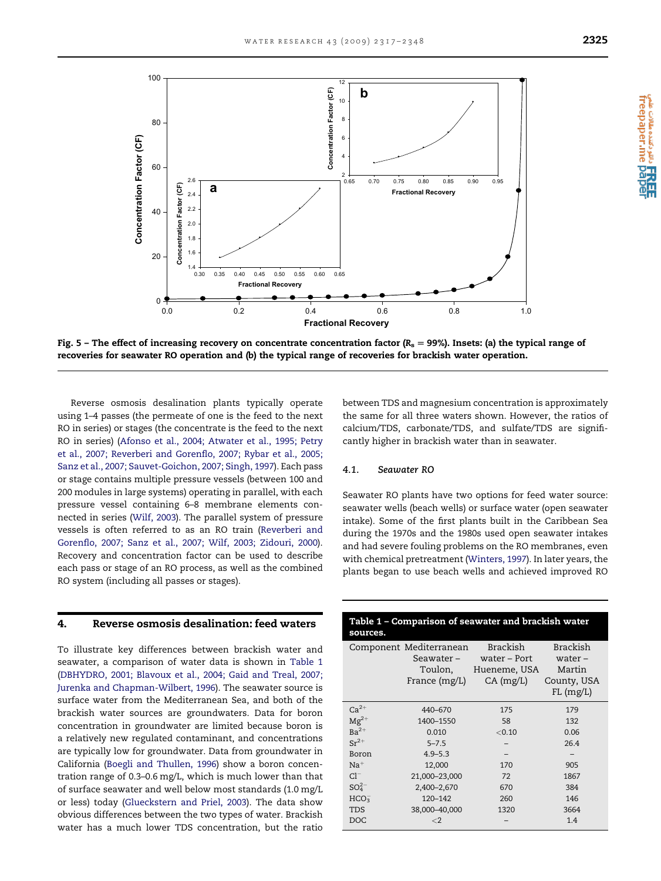Fig. 5 – The effect of increasing recovery on concentrate concentration factor ($R_s = 99\%$). Insets: (a) the typical range of recoveries for seawater RO operation and (b) the typical range of recoveries for brackish water operation.

Reverse osmosis desalination plants typically operate using 1–4 passes (the permeate of one is the feed to the next RO in series) or stages (the concentrate is the feed to the next RO in series) (Afonso et al., 2004; Atwater et al., 1995; Petry et al., 2007; Reverberi and Gorenflo, 2007; Rybar et al., 2005; Sanz et al., 2007; Sauvet-Goichon, 2007; Singh, 1997). Each pass or stage contains multiple pressure vessels (between 100 and 200 modules in large systems) operating in parallel, with each pressure vessel containing 6–8 membrane elements connected in series (Wilf, 2003). The parallel system of pressure vessels is often referred to as an RO train (Reverberi and Gorenflo, 2007; Sanz et al., 2007; Wilf, 2003; Zidouri, 2000). Recovery and concentration factor can be used to describe each pass or stage of an RO process, as well as the combined RO system (including all passes or stages).

## 4. Reverse osmosis desalination: feed waters

To illustrate key differences between brackish water and seawater, a comparison of water data is shown in Table 1 (DBHYDRO, 2001; Blavoux et al., 2004; Gaid and Treal, 2007; Jurenka and Chapman-Wilbert, 1996). The seawater source is surface water from the Mediterranean Sea, and both of the brackish water sources are groundwaters. Data for boron concentration in groundwater are limited because boron is a relatively new regulated contaminant, and concentrations are typically low for groundwater. Data from groundwater in California (Boegli and Thullen, 1996) show a boron concentration range of 0.3–0.6 mg/L, which is much lower than that of surface seawater and well below most standards (1.0 mg/L or less) today (Glueckstern and Priel, 2003). The data show obvious differences between the two types of water. Brackish water has a much lower TDS concentration, but the ratio between TDS and magnesium concentration is approximately the same for all three waters shown. However, the ratios of calcium/TDS, carbonate/TDS, and sulfate/TDS are significantly higher in brackish water than in seawater.

### 4.1. *Seawater RO*

Seawater RO plants have two options for feed water source: seawater wells (beach wells) or surface water (open seawater intake). Some of the first plants built in the Caribbean Sea during the 1970s and the 1980s used open seawater intakes and had severe fouling problems on the RO membranes, even with chemical pretreatment (Winters, 1997). In later years, the plants began to use beach wells and achieved improved RO

**Table 1 – Comparison of seawater and brackish water sources.**

| Component | Mediterranean Seawater – Toulon, France (mg/L) | Brackish water – Port Hueneme, USA CA (mg/L) | Brackish water – Martin County, USA FL (mg/L) |
|---|---|---|---|
| $Ca^{2+}$ | 440–670 | 175 | 179 |
| $Mg^{2+}$ | 1400–1550 | 58 | 132 |
| $Ba^{2+}$ | 0.010 | <0.10 | 0.06 |
| $Sr^{2+}$ | 5–7.5 | – | 26.4 |
| Boron | 4.9–5.3 | – | – |
| $Na^{+}$ | 12,000 | 170 | 905 |
| $Cl^{-}$ | 21,000–23,000 | 72 | 1867 |
| $SO_4^{2-}$ | 2,400–2,670 | 670 | 384 |
| $HCO_3^{-}$ | 120–142 | 260 | 146 |
| TDS | 38,000–40,000 | 1320 | 3664 |
| DOC | <2 | – | 1.4 |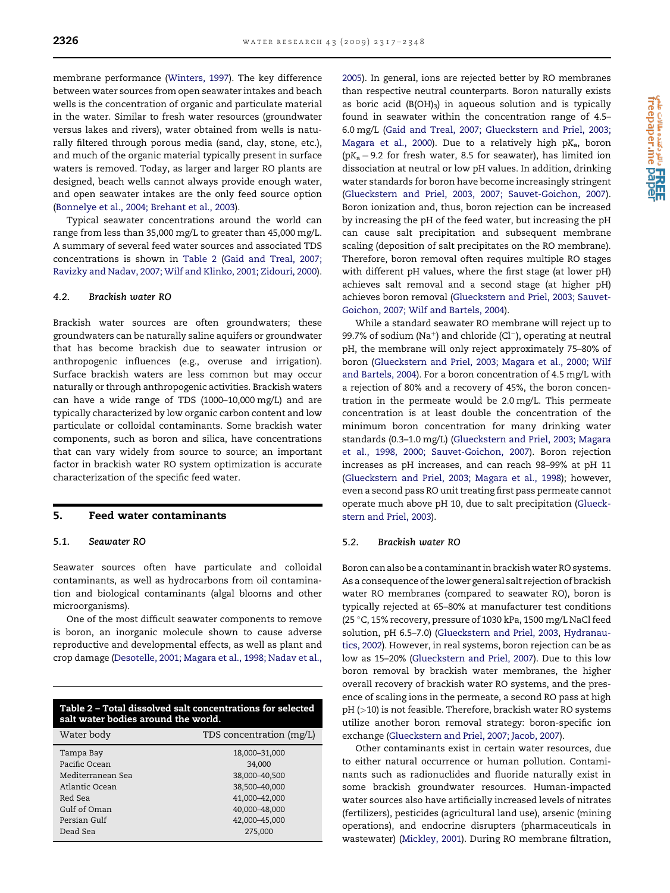membrane performance (Winters, 1997). The key difference between water sources from open seawater intakes and beach wells is the concentration of organic and particulate material in the water. Similar to fresh water resources (groundwater versus lakes and rivers), water obtained from wells is naturally filtered through porous media (sand, clay, stone, etc.), and much of the organic material typically present in surface waters is removed. Today, as larger and larger RO plants are designed, beach wells cannot always provide enough water, and open seawater intakes are the only feed source option (Bonnelye et al., 2004; Brehant et al., 2003).

Typical seawater concentrations around the world can range from less than 35,000 mg/L to greater than 45,000 mg/L. A summary of several feed water sources and associated TDS concentrations is shown in Table 2 (Gaid and Treal, 2007; Ravizky and Nadav, 2007; Wilf and Klinko, 2001; Zidouri, 2000).

### 4.2. *Brackish water RO*

Brackish water sources are often groundwaters; these groundwaters can be naturally saline aquifers or groundwater that has become brackish due to seawater intrusion or anthropogenic influences (e.g., overuse and irrigation). Surface brackish waters are less common but may occur naturally or through anthropogenic activities. Brackish waters can have a wide range of TDS (1000–10,000 mg/L) and are typically characterized by low organic carbon content and low particulate or colloidal contaminants. Some brackish water components, such as boron and silica, have concentrations that can vary widely from source to source; an important factor in brackish water RO system optimization is accurate characterization of the specific feed water.

## 5. Feed water contaminants

### 5.1. *Seawater RO*

Seawater sources often have particulate and colloidal contaminants, as well as hydrocarbons from oil contamination and biological contaminants (algal blooms and other microorganisms).

One of the most difficult seawater components to remove is boron, an inorganic molecule shown to cause adverse reproductive and developmental effects, as well as plant and crop damage (Desotelle, 2001; Magara et al., 1998; Nadav et al., 2005). In general, ions are rejected better by RO membranes than respective neutral counterparts. Boron naturally exists as boric acid ($B(OH)_3$) in aqueous solution and is typically found in seawater within the concentration range of 4.5–6.0 mg/L (Gaid and Treal, 2007; Glueckstern and Priel, 2003; Magara et al., 2000). Due to a relatively high $pK_a$, boron ($pK_a = 9.2$ for fresh water, 8.5 for seawater), has limited ion dissociation at neutral or low pH values. In addition, drinking water standards for boron have become increasingly stringent (Glueckstern and Priel, 2003, 2007; Sauvet-Goichon, 2007). Boron ionization and, thus, boron rejection can be increased by increasing the pH of the feed water, but increasing the pH can cause salt precipitation and subsequent membrane scaling (deposition of salt precipitates on the RO membrane). Therefore, boron removal often requires multiple RO stages with different pH values, where the first stage (at lower pH) achieves salt removal and a second stage (at higher pH) achieves boron removal (Glueckstern and Priel, 2003; Sauvet-Goichon, 2007; Wilf and Bartels, 2004).

While a standard seawater RO membrane will reject up to 99.7% of sodium ($Na^+$) and chloride ($Cl^-$), operating at neutral pH, the membrane will only reject approximately 75–80% of boron (Glueckstern and Priel, 2003; Magara et al., 2000; Wilf and Bartels, 2004). For a boron concentration of 4.5 mg/L with a rejection of 80% and a recovery of 45%, the boron concentration in the permeate would be 2.0 mg/L. This permeate concentration is at least double the concentration of the minimum boron concentration for many drinking water standards (0.3–1.0 mg/L) (Glueckstern and Priel, 2003; Magara et al., 1998, 2000; Sauvet-Goichon, 2007). Boron rejection increases as pH increases, and can reach 98–99% at pH 11 (Glueckstern and Priel, 2003; Magara et al., 1998); however, even a second pass RO unit treating first pass permeate cannot operate much above pH 10, due to salt precipitation (Glueckstern and Priel, 2003).

### 5.2. *Brackish water RO*

Boron can also be a contaminant in brackish water RO systems. As a consequence of the lower general salt rejection of brackish water RO membranes (compared to seawater RO), boron is typically rejected at 65–80% at manufacturer test conditions (25 °C, 15% recovery, pressure of 1030 kPa, 1500 mg/L NaCl feed solution, pH 6.5–7.0) (Glueckstern and Priel, 2003, Hydranautics, 2002). However, in real systems, boron rejection can be as low as 15–20% (Glueckstern and Priel, 2007). Due to this low boron removal by brackish water membranes, the higher overall recovery of brackish water RO systems, and the presence of scaling ions in the permeate, a second RO pass at high pH (>10) is not feasible. Therefore, brackish water RO systems utilize another boron removal strategy: boron-specific ion exchange (Glueckstern and Priel, 2007; Jacob, 2007).

Other contaminants exist in certain water resources, due to either natural occurrence or human pollution. Contaminants such as radionuclides and fluoride naturally exist in some brackish groundwater resources. Human-impacted water sources also have artificially increased levels of nitrates (fertilizers), pesticides (agricultural land use), arsenic (mining operations), and endocrine disrupters (pharmaceuticals in wastewater) (Mickley, 2001). During RO membrane filtration,

**Table 2 – Total dissolved salt concentrations for selected salt water bodies around the world.**

| Water body | TDS concentration (mg/L) |
|---|---|
| Tampa Bay | 18,000–31,000 |
| Pacific Ocean | 34,000 |
| Mediterranean Sea | 38,000–40,500 |
| Atlantic Ocean | 38,500–40,000 |
| Red Sea | 41,000–42,000 |
| Gulf of Oman | 40,000–48,000 |
| Persian Gulf | 42,000–45,000 |
| Dead Sea | 275,000 |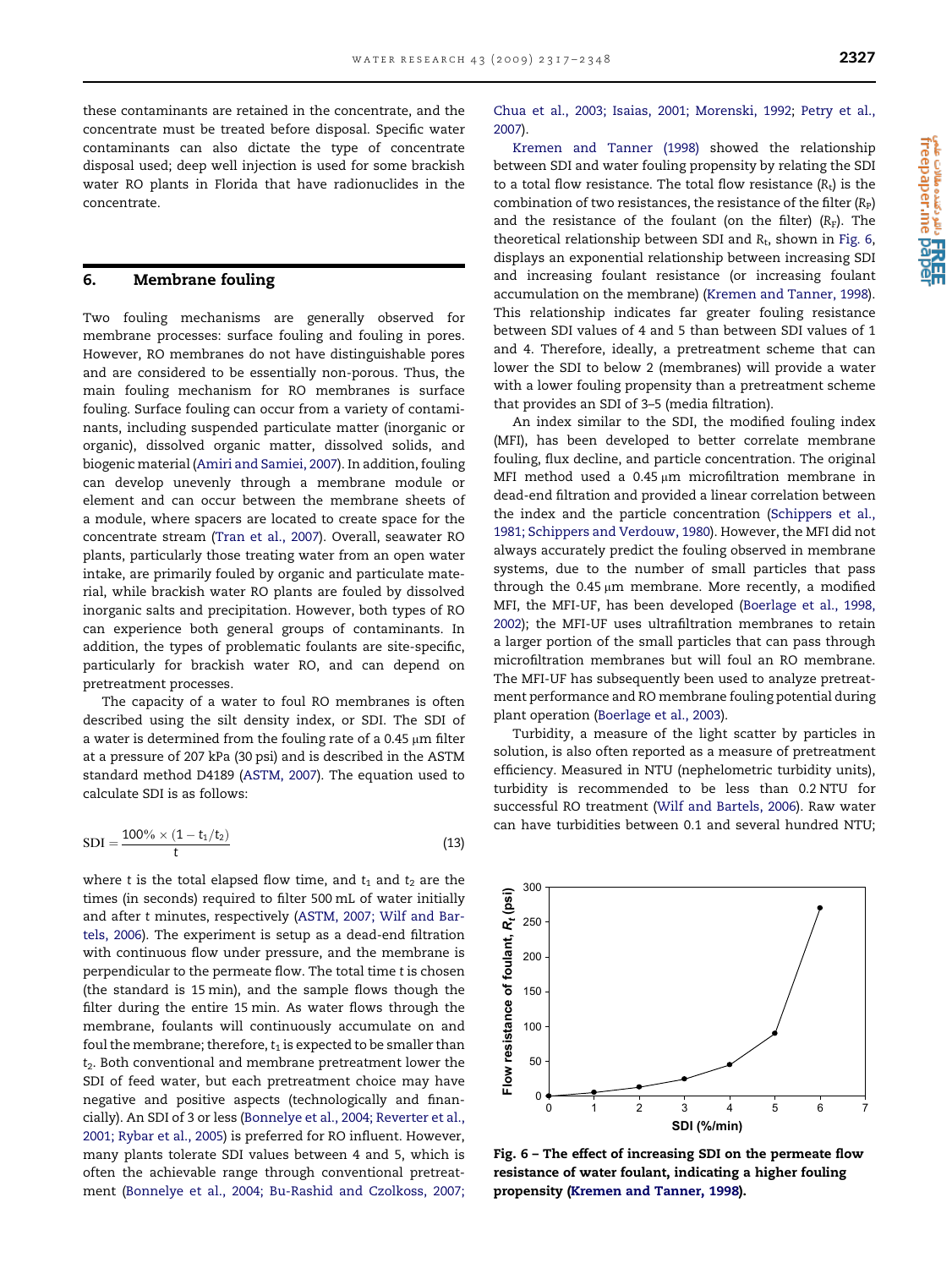these contaminants are retained in the concentrate, and the concentrate must be treated before disposal. Specific water contaminants can also dictate the type of concentrate disposal used; deep well injection is used for some brackish water RO plants in Florida that have radionuclides in the concentrate.

## 6. Membrane fouling

Two fouling mechanisms are generally observed for membrane processes: surface fouling and fouling in pores. However, RO membranes do not have distinguishable pores and are considered to be essentially non-porous. Thus, the main fouling mechanism for RO membranes is surface fouling. Surface fouling can occur from a variety of contaminants, including suspended particulate matter (inorganic or organic), dissolved organic matter, dissolved solids, and biogenic material (Amiri and Samiei, 2007). In addition, fouling can develop unevenly through a membrane module or element and can occur between the membrane sheets of a module, where spacers are located to create space for the concentrate stream (Tran et al., 2007). Overall, seawater RO plants, particularly those treating water from an open water intake, are primarily fouled by organic and particulate material, while brackish water RO plants are fouled by dissolved inorganic salts and precipitation. However, both types of RO can experience both general groups of contaminants. In addition, the types of problematic foulants are site-specific, particularly for brackish water RO, and can depend on pretreatment processes.

The capacity of a water to foul RO membranes is often described using the silt density index, or SDI. The SDI of a water is determined from the fouling rate of a 0.45 μm filter at a pressure of 207 kPa (30 psi) and is described in the ASTM standard method D4189 (ASTM, 2007). The equation used to calculate SDI is as follows:

$$\mathrm{SDI} = \frac{100\% \times (1 - t_1/t_2)}{t} \tag{13}$$

where $t$ is the total elapsed flow time, and $t_1$ and $t_2$ are the times (in seconds) required to filter 500 mL of water initially and after $t$ minutes, respectively (ASTM, 2007; Wilf and Bartels, 2006). The experiment is setup as a dead-end filtration with continuous flow under pressure, and the membrane is perpendicular to the permeate flow. The total time $t$ is chosen (the standard is 15 min), and the sample flows though the filter during the entire 15 min. As water flows through the membrane, foulants will continuously accumulate on and foul the membrane; therefore, $t_1$ is expected to be smaller than $t_2$. Both conventional and membrane pretreatment lower the SDI of feed water, but each pretreatment choice may have negative and positive aspects (technologically and financially). An SDI of 3 or less (Bonnelye et al., 2004; Reverter et al., 2001; Rybar et al., 2005) is preferred for RO influent. However, many plants tolerate SDI values between 4 and 5, which is often the achievable range through conventional pretreatment (Bonnelye et al., 2004; Bu-Rashid and Czolkoss, 2007; Chua et al., 2003; Isaias, 2001; Morenski, 1992; Petry et al., 2007).

Kremen and Tanner (1998) showed the relationship between SDI and water fouling propensity by relating the SDI to a total flow resistance. The total flow resistance ($R_t$) is the combination of two resistances, the resistance of the filter ($R_P$) and the resistance of the foulant (on the filter) ($R_F$). The theoretical relationship between SDI and $R_t$, shown in Fig. 6, displays an exponential relationship between increasing SDI and increasing foulant resistance (or increasing foulant accumulation on the membrane) (Kremen and Tanner, 1998). This relationship indicates far greater fouling resistance between SDI values of 4 and 5 than between SDI values of 1 and 4. Therefore, ideally, a pretreatment scheme that can lower the SDI to below 2 (membranes) will provide a water with a lower fouling propensity than a pretreatment scheme that provides an SDI of 3–5 (media filtration).

An index similar to the SDI, the modified fouling index (MFI), has been developed to better correlate membrane fouling, flux decline, and particle concentration. The original MFI method used a 0.45 μm microfiltration membrane in dead-end filtration and provided a linear correlation between the index and the particle concentration (Schippers et al., 1981; Schippers and Verdouw, 1980). However, the MFI did not always accurately predict the fouling observed in membrane systems, due to the number of small particles that pass through the 0.45 μm membrane. More recently, a modified MFI, the MFI-UF, has been developed (Boerlage et al., 1998, 2002); the MFI-UF uses ultrafiltration membranes to retain a larger portion of the small particles that can pass through microfiltration membranes but will foul an RO membrane. The MFI-UF has subsequently been used to analyze pretreatment performance and RO membrane fouling potential during plant operation (Boerlage et al., 2003).

Turbidity, a measure of the light scatter by particles in solution, is also often reported as a measure of pretreatment efficiency. Measured in NTU (nephelometric turbidity units), turbidity is recommended to be less than 0.2 NTU for successful RO treatment (Wilf and Bartels, 2006). Raw water can have turbidities between 0.1 and several hundred NTU;

**Fig. 6 – The effect of increasing SDI on the permeate flow resistance of water foulant, indicating a higher fouling propensity (Kremen and Tanner, 1998).**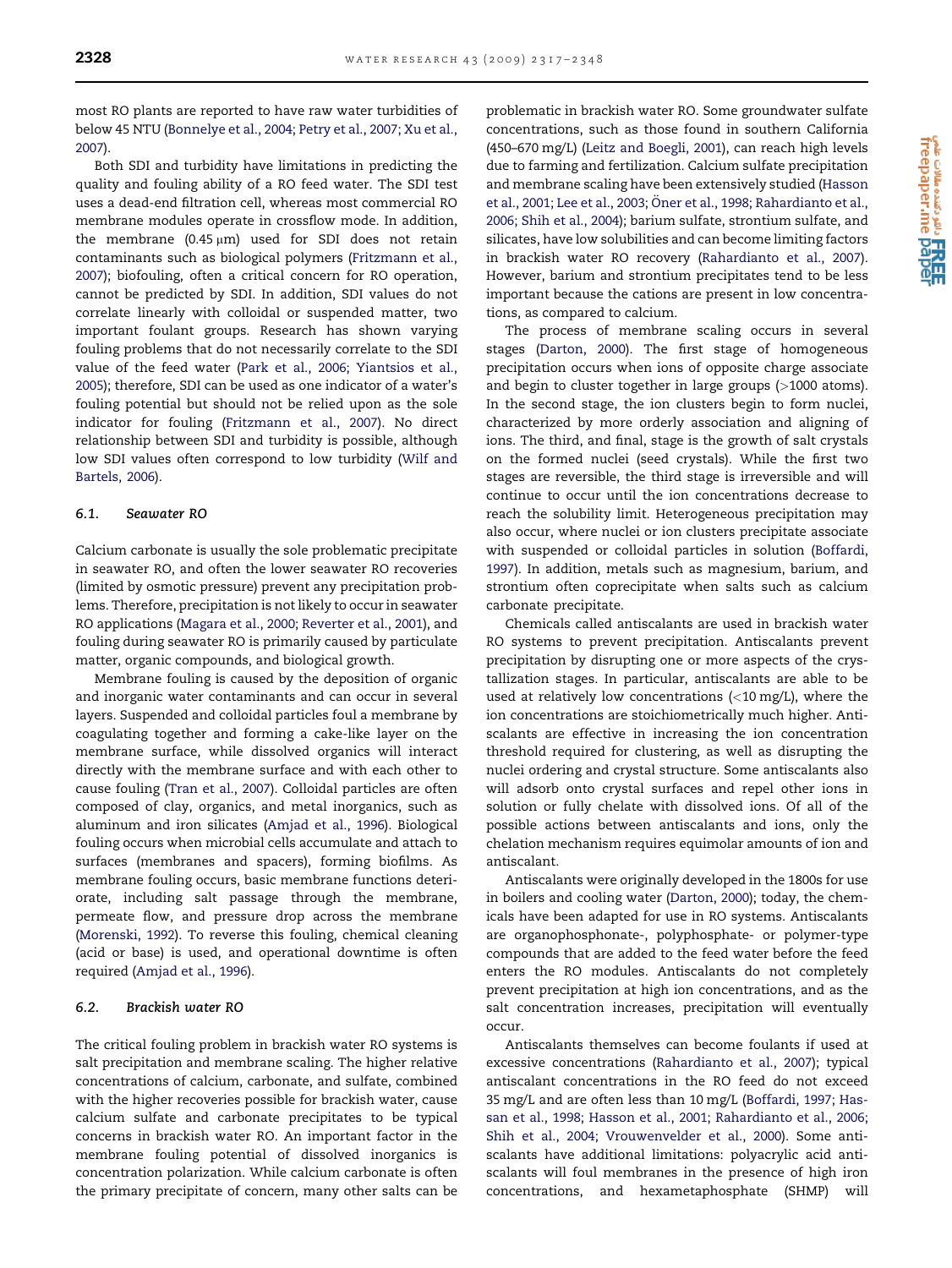most RO plants are reported to have raw water turbidities of below 45 NTU (Bonnelye et al., 2004; Petry et al., 2007; Xu et al., 2007).

Both SDI and turbidity have limitations in predicting the quality and fouling ability of a RO feed water. The SDI test uses a dead-end filtration cell, whereas most commercial RO membrane modules operate in crossflow mode. In addition, the membrane (0.45 μm) used for SDI does not retain contaminants such as biological polymers (Fritzmann et al., 2007); biofouling, often a critical concern for RO operation, cannot be predicted by SDI. In addition, SDI values do not correlate linearly with colloidal or suspended matter, two important foulant groups. Research has shown varying fouling problems that do not necessarily correlate to the SDI value of the feed water (Park et al., 2006; Yiantsios et al., 2005); therefore, SDI can be used as one indicator of a water's fouling potential but should not be relied upon as the sole indicator for fouling (Fritzmann et al., 2007). No direct relationship between SDI and turbidity is possible, although low SDI values often correspond to low turbidity (Wilf and Bartels, 2006).

### 6.1. Seawater RO

Calcium carbonate is usually the sole problematic precipitate in seawater RO, and often the lower seawater RO recoveries (limited by osmotic pressure) prevent any precipitation problems. Therefore, precipitation is not likely to occur in seawater RO applications (Magara et al., 2000; Reverter et al., 2001), and fouling during seawater RO is primarily caused by particulate matter, organic compounds, and biological growth.

Membrane fouling is caused by the deposition of organic and inorganic water contaminants and can occur in several layers. Suspended and colloidal particles foul a membrane by coagulating together and forming a cake-like layer on the membrane surface, while dissolved organics will interact directly with the membrane surface and with each other to cause fouling (Tran et al., 2007). Colloidal particles are often composed of clay, organics, and metal inorganics, such as aluminum and iron silicates (Amjad et al., 1996). Biological fouling occurs when microbial cells accumulate and attach to surfaces (membranes and spacers), forming biofilms. As membrane fouling occurs, basic membrane functions deteriorate, including salt passage through the membrane, permeate flow, and pressure drop across the membrane (Morenski, 1992). To reverse this fouling, chemical cleaning (acid or base) is used, and operational downtime is often required (Amjad et al., 1996).

### 6.2. Brackish water RO

The critical fouling problem in brackish water RO systems is salt precipitation and membrane scaling. The higher relative concentrations of calcium, carbonate, and sulfate, combined with the higher recoveries possible for brackish water, cause calcium sulfate and carbonate precipitates to be typical concerns in brackish water RO. An important factor in the membrane fouling potential of dissolved inorganics is concentration polarization. While calcium carbonate is often the primary precipitate of concern, many other salts can be problematic in brackish water RO. Some groundwater sulfate concentrations, such as those found in southern California (450–670 mg/L) (Leitz and Boegli, 2001), can reach high levels due to farming and fertilization. Calcium sulfate precipitation and membrane scaling have been extensively studied (Hasson et al., 2001; Lee et al., 2003; Öner et al., 1998; Rahardianto et al., 2006; Shih et al., 2004); barium sulfate, strontium sulfate, and silicates, have low solubilities and can become limiting factors in brackish water RO recovery (Rahardianto et al., 2007). However, barium and strontium precipitates tend to be less important because the cations are present in low concentrations, as compared to calcium.

The process of membrane scaling occurs in several stages (Darton, 2000). The first stage of homogeneous precipitation occurs when ions of opposite charge associate and begin to cluster together in large groups (>1000 atoms). In the second stage, the ion clusters begin to form nuclei, characterized by more orderly association and aligning of ions. The third, and final, stage is the growth of salt crystals on the formed nuclei (seed crystals). While the first two stages are reversible, the third stage is irreversible and will continue to occur until the ion concentrations decrease to reach the solubility limit. Heterogeneous precipitation may also occur, where nuclei or ion clusters precipitate associate with suspended or colloidal particles in solution (Boffardi, 1997). In addition, metals such as magnesium, barium, and strontium often coprecipitate when salts such as calcium carbonate precipitate.

Chemicals called antiscalants are used in brackish water RO systems to prevent precipitation. Antiscalants prevent precipitation by disrupting one or more aspects of the crystallization stages. In particular, antiscalants are able to be used at relatively low concentrations (<10 mg/L), where the ion concentrations are stoichiometrically much higher. Antiscalants are effective in increasing the ion concentration threshold required for clustering, as well as disrupting the nuclei ordering and crystal structure. Some antiscalants also will adsorb onto crystal surfaces and repel other ions in solution or fully chelate with dissolved ions. Of all of the possible actions between antiscalants and ions, only the chelation mechanism requires equimolar amounts of ion and antiscalant.

Antiscalants were originally developed in the 1800s for use in boilers and cooling water (Darton, 2000); today, the chemicals have been adapted for use in RO systems. Antiscalants are organophosphonate-, polyphosphate- or polymer-type compounds that are added to the feed water before the feed enters the RO modules. Antiscalants do not completely prevent precipitation at high ion concentrations, and as the salt concentration increases, precipitation will eventually occur.

Antiscalants themselves can become foulants if used at excessive concentrations (Rahardianto et al., 2007); typical antiscalant concentrations in the RO feed do not exceed 35 mg/L and are often less than 10 mg/L (Boffardi, 1997; Hassan et al., 1998; Hasson et al., 2001; Rahardianto et al., 2006; Shih et al., 2004; Vrouwenvelder et al., 2000). Some antiscalants have additional limitations: polyacrylic acid antiscalants will foul membranes in the presence of high iron concentrations, and hexametaphosphate (SHMP) will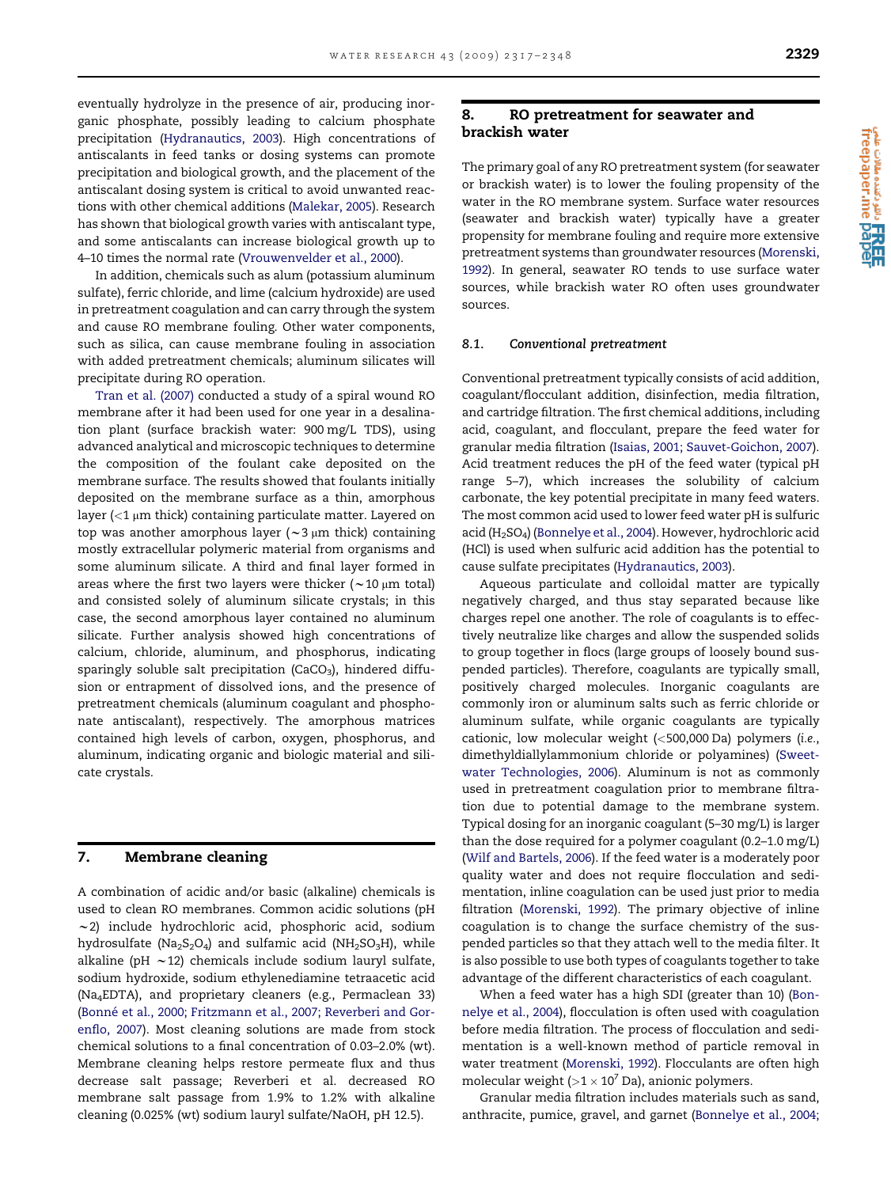eventually hydrolyze in the presence of air, producing inorganic phosphate, possibly leading to calcium phosphate precipitation (Hydranautics, 2003). High concentrations of antiscalants in feed tanks or dosing systems can promote precipitation and biological growth, and the placement of the antiscalant dosing system is critical to avoid unwanted reactions with other chemical additions (Malekar, 2005). Research has shown that biological growth varies with antiscalant type, and some antiscalants can increase biological growth up to 4–10 times the normal rate (Vrouwenvelder et al., 2000).

In addition, chemicals such as alum (potassium aluminum sulfate), ferric chloride, and lime (calcium hydroxide) are used in pretreatment coagulation and can carry through the system and cause RO membrane fouling. Other water components, such as silica, can cause membrane fouling in association with added pretreatment chemicals; aluminum silicates will precipitate during RO operation.

Tran et al. (2007) conducted a study of a spiral wound RO membrane after it had been used for one year in a desalination plant (surface brackish water: 900 mg/L TDS), using advanced analytical and microscopic techniques to determine the composition of the foulant cake deposited on the membrane surface. The results showed that foulants initially deposited on the membrane surface as a thin, amorphous layer (<1 μm thick) containing particulate matter. Layered on top was another amorphous layer (~3 μm thick) containing mostly extracellular polymeric material from organisms and some aluminum silicate. A third and final layer formed in areas where the first two layers were thicker (~10 μm total) and consisted solely of aluminum silicate crystals; in this case, the second amorphous layer contained no aluminum silicate. Further analysis showed high concentrations of calcium, chloride, aluminum, and phosphorus, indicating sparingly soluble salt precipitation ($CaCO_3$), hindered diffusion or entrapment of dissolved ions, and the presence of pretreatment chemicals (aluminum coagulant and phosphonate antiscalant), respectively. The amorphous matrices contained high levels of carbon, oxygen, phosphorus, and aluminum, indicating organic and biologic material and silicate crystals.

## 7. Membrane cleaning

A combination of acidic and/or basic (alkaline) chemicals is used to clean RO membranes. Common acidic solutions (pH ~2) include hydrochloric acid, phosphoric acid, sodium hydrosulfate ($Na_2S_2O_4$) and sulfamic acid ($NH_2SO_3H$), while alkaline (pH ~12) chemicals include sodium lauryl sulfate, sodium hydroxide, sodium ethylenediamine tetraacetic acid ($Na_4EDTA$), and proprietary cleaners (e.g., Permaclean 33) (Bonné et al., 2000; Fritzmann et al., 2007; Reverberi and Gorenflo, 2007). Most cleaning solutions are made from stock chemical solutions to a final concentration of 0.03–2.0% (wt). Membrane cleaning helps restore permeate flux and thus decrease salt passage; Reverberi et al. decreased RO membrane salt passage from 1.9% to 1.2% with alkaline cleaning (0.025% (wt) sodium lauryl sulfate/NaOH, pH 12.5).

## 8. RO pretreatment for seawater and brackish water

The primary goal of any RO pretreatment system (for seawater or brackish water) is to lower the fouling propensity of the water in the RO membrane system. Surface water resources (seawater and brackish water) typically have a greater propensity for membrane fouling and require more extensive pretreatment systems than groundwater resources (Morenski, 1992). In general, seawater RO tends to use surface water sources, while brackish water RO often uses groundwater sources.

### 8.1. *Conventional pretreatment*

Conventional pretreatment typically consists of acid addition, coagulant/flocculant addition, disinfection, media filtration, and cartridge filtration. The first chemical additions, including acid, coagulant, and flocculant, prepare the feed water for granular media filtration (Isaias, 2001; Sauvet-Goichon, 2007). Acid treatment reduces the pH of the feed water (typical pH range 5–7), which increases the solubility of calcium carbonate, the key potential precipitate in many feed waters. The most common acid used to lower feed water pH is sulfuric acid ($H_2SO_4$) (Bonnelye et al., 2004). However, hydrochloric acid (HCl) is used when sulfuric acid addition has the potential to cause sulfate precipitates (Hydranautics, 2003).

Aqueous particulate and colloidal matter are typically negatively charged, and thus stay separated because like charges repel one another. The role of coagulants is to effectively neutralize like charges and allow the suspended solids to group together in flocs (large groups of loosely bound suspended particles). Therefore, coagulants are typically small, positively charged molecules. Inorganic coagulants are commonly iron or aluminum salts such as ferric chloride or aluminum sulfate, while organic coagulants are typically cationic, low molecular weight (<500,000 Da) polymers (*i.e.*, dimethyldiallylammonium chloride or polyamines) (Sweetwater Technologies, 2006). Aluminum is not as commonly used in pretreatment coagulation prior to membrane filtration due to potential damage to the membrane system. Typical dosing for an inorganic coagulant (5–30 mg/L) is larger than the dose required for a polymer coagulant (0.2–1.0 mg/L) (Wilf and Bartels, 2006). If the feed water is a moderately poor quality water and does not require flocculation and sedimentation, inline coagulation can be used just prior to media filtration (Morenski, 1992). The primary objective of inline coagulation is to change the surface chemistry of the suspended particles so that they attach well to the media filter. It is also possible to use both types of coagulants together to take advantage of the different characteristics of each coagulant.

When a feed water has a high SDI (greater than 10) (Bonnelye et al., 2004), flocculation is often used with coagulation before media filtration. The process of flocculation and sedimentation is a well-known method of particle removal in water treatment (Morenski, 1992). Flocculants are often high molecular weight ($>1 \times 10^7$ Da), anionic polymers.

Granular media filtration includes materials such as sand, anthracite, pumice, gravel, and garnet (Bonnelye et al., 2004;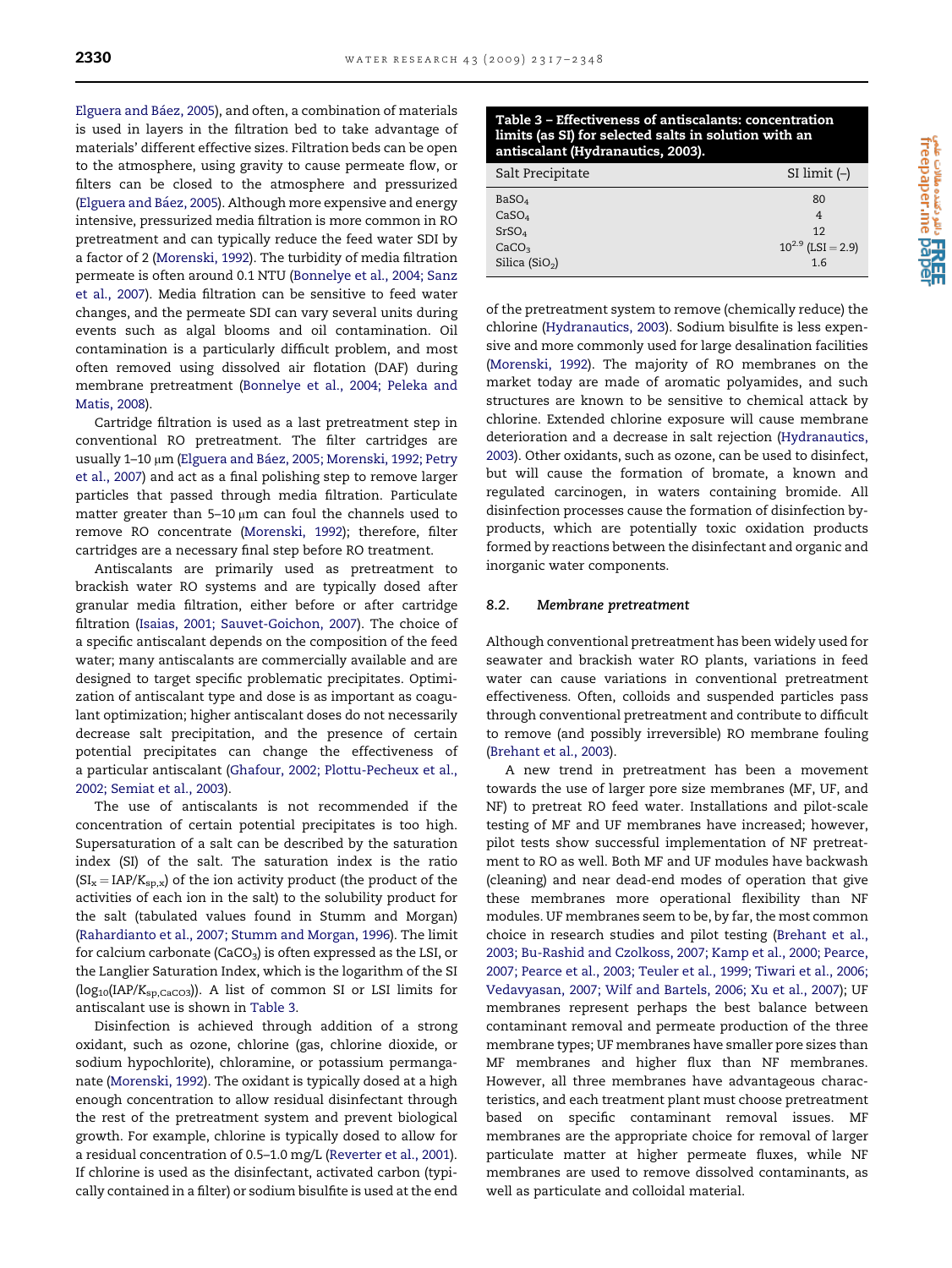Elguera and Báez, 2005), and often, a combination of materials is used in layers in the filtration bed to take advantage of materials' different effective sizes. Filtration beds can be open to the atmosphere, using gravity to cause permeate flow, or filters can be closed to the atmosphere and pressurized (Elguera and Báez, 2005). Although more expensive and energy intensive, pressurized media filtration is more common in RO pretreatment and can typically reduce the feed water SDI by a factor of 2 (Morenski, 1992). The turbidity of media filtration permeate is often around 0.1 NTU (Bonnelye et al., 2004; Sanz et al., 2007). Media filtration can be sensitive to feed water changes, and the permeate SDI can vary several units during events such as algal blooms and oil contamination. Oil contamination is a particularly difficult problem, and most often removed using dissolved air flotation (DAF) during membrane pretreatment (Bonnelye et al., 2004; Peleka and Matis, 2008).

Cartridge filtration is used as a last pretreatment step in conventional RO pretreatment. The filter cartridges are usually 1–10 μm (Elguera and Báez, 2005; Morenski, 1992; Petry et al., 2007) and act as a final polishing step to remove larger particles that passed through media filtration. Particulate matter greater than 5–10 μm can foul the channels used to remove RO concentrate (Morenski, 1992); therefore, filter cartridges are a necessary final step before RO treatment.

Antiscalants are primarily used as pretreatment to brackish water RO systems and are typically dosed after granular media filtration, either before or after cartridge filtration (Isaias, 2001; Sauvet-Goichon, 2007). The choice of a specific antiscalant depends on the composition of the feed water; many antiscalants are commercially available and are designed to target specific problematic precipitates. Optimization of antiscalant type and dose is as important as coagulant optimization; higher antiscalant doses do not necessarily decrease salt precipitation, and the presence of certain potential precipitates can change the effectiveness of a particular antiscalant (Ghafour, 2002; Plottu-Pecheux et al., 2002; Semiat et al., 2003).

The use of antiscalants is not recommended if the concentration of certain potential precipitates is too high. Supersaturation of a salt can be described by the saturation index (SI) of the salt. The saturation index is the ratio ($SI_x = IAP/K_{sp,x}$) of the ion activity product (the product of the activities of each ion in the salt) to the solubility product for the salt (tabulated values found in Stumm and Morgan) (Rahardianto et al., 2007; Stumm and Morgan, 1996). The limit for calcium carbonate ($CaCO_3$) is often expressed as the LSI, or the Langlier Saturation Index, which is the logarithm of the SI ($\log_{10}(IAP/K_{sp,CaCO_3})$). A list of common SI or LSI limits for antiscalant use is shown in Table 3.

**Table 3 – Effectiveness of antiscalants: concentration limits (as SI) for selected salts in solution with an antiscalant (Hydranautics, 2003).**

| Salt Precipitate | SI limit (–) |
|---|---|
| $BaSO_4$ | 80 |
| $CaSO_4$ | 4 |
| $SrSO_4$ | 12 |
| $CaCO_3$ | $10^{2.9}$ (LSI = 2.9) |
| Silica ($SiO_2$) | 1.6 |

Disinfection is achieved through addition of a strong oxidant, such as ozone, chlorine (gas, chlorine dioxide, or sodium hypochlorite), chloramine, or potassium permanganate (Morenski, 1992). The oxidant is typically dosed at a high enough concentration to allow residual disinfectant through the rest of the pretreatment system and prevent biological growth. For example, chlorine is typically dosed to allow for a residual concentration of 0.5–1.0 mg/L (Reverter et al., 2001). If chlorine is used as the disinfectant, activated carbon (typically contained in a filter) or sodium bisulfite is used at the end of the pretreatment system to remove (chemically reduce) the chlorine (Hydranautics, 2003). Sodium bisulfite is less expensive and more commonly used for large desalination facilities (Morenski, 1992). The majority of RO membranes on the market today are made of aromatic polyamides, and such structures are known to be sensitive to chemical attack by chlorine. Extended chlorine exposure will cause membrane deterioration and a decrease in salt rejection (Hydranautics, 2003). Other oxidants, such as ozone, can be used to disinfect, but will cause the formation of bromate, a known and regulated carcinogen, in waters containing bromide. All disinfection processes cause the formation of disinfection byproducts, which are potentially toxic oxidation products formed by reactions between the disinfectant and organic and inorganic water components.

### 8.2. *Membrane pretreatment*

Although conventional pretreatment has been widely used for seawater and brackish water RO plants, variations in feed water can cause variations in conventional pretreatment effectiveness. Often, colloids and suspended particles pass through conventional pretreatment and contribute to difficult to remove (and possibly irreversible) RO membrane fouling (Brehant et al., 2003).

A new trend in pretreatment has been a movement towards the use of larger pore size membranes (MF, UF, and NF) to pretreat RO feed water. Installations and pilot-scale testing of MF and UF membranes have increased; however, pilot tests show successful implementation of NF pretreatment to RO as well. Both MF and UF modules have backwash (cleaning) and near dead-end modes of operation that give these membranes more operational flexibility than NF modules. UF membranes seem to be, by far, the most common choice in research studies and pilot testing (Brehant et al., 2003; Bu-Rashid and Czolkoss, 2007; Kamp et al., 2000; Pearce, 2007; Pearce et al., 2003; Teuler et al., 1999; Tiwari et al., 2006; Vedavyasan, 2007; Wilf and Bartels, 2006; Xu et al., 2007); UF membranes represent perhaps the best balance between contaminant removal and permeate production of the three membrane types; UF membranes have smaller pore sizes than MF membranes and higher flux than NF membranes. However, all three membranes have advantageous characteristics, and each treatment plant must choose pretreatment based on specific contaminant removal issues. MF membranes are the appropriate choice for removal of larger particulate matter at higher permeate fluxes, while NF membranes are used to remove dissolved contaminants, as well as particulate and colloidal material.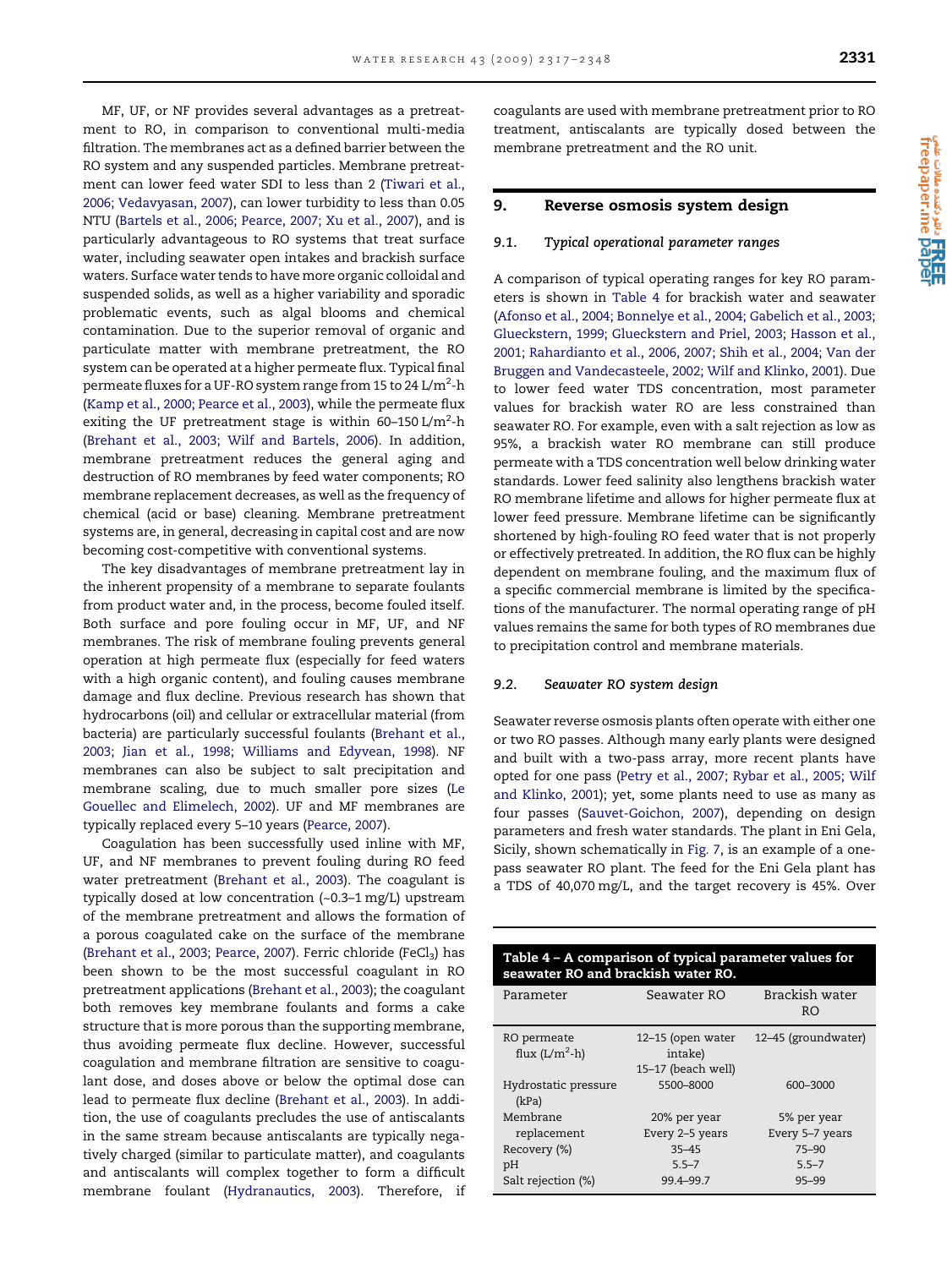MF, UF, or NF provides several advantages as a pretreatment to RO, in comparison to conventional multi-media filtration. The membranes act as a defined barrier between the RO system and any suspended particles. Membrane pretreatment can lower feed water SDI to less than 2 (Tiwari et al., 2006; Vedavyasan, 2007), can lower turbidity to less than 0.05 NTU (Bartels et al., 2006; Pearce, 2007; Xu et al., 2007), and is particularly advantageous to RO systems that treat surface water, including seawater open intakes and brackish surface waters. Surface water tends to have more organic colloidal and suspended solids, as well as a higher variability and sporadic problematic events, such as algal blooms and chemical contamination. Due to the superior removal of organic and particulate matter with membrane pretreatment, the RO system can be operated at a higher permeate flux. Typical final permeate fluxes for a UF-RO system range from 15 to 24 L/m$^2$-h (Kamp et al., 2000; Pearce et al., 2003), while the permeate flux exiting the UF pretreatment stage is within 60–150 L/m$^2$-h (Brehant et al., 2003; Wilf and Bartels, 2006). In addition, membrane pretreatment reduces the general aging and destruction of RO membranes by feed water components; RO membrane replacement decreases, as well as the frequency of chemical (acid or base) cleaning. Membrane pretreatment systems are, in general, decreasing in capital cost and are now becoming cost-competitive with conventional systems.

The key disadvantages of membrane pretreatment lay in the inherent propensity of a membrane to separate foulants from product water and, in the process, become fouled itself. Both surface and pore fouling occur in MF, UF, and NF membranes. The risk of membrane fouling prevents general operation at high permeate flux (especially for feed waters with a high organic content), and fouling causes membrane damage and flux decline. Previous research has shown that hydrocarbons (oil) and cellular or extracellular material (from bacteria) are particularly successful foulants (Brehant et al., 2003; Jian et al., 1998; Williams and Edyvean, 1998). NF membranes can also be subject to salt precipitation and membrane scaling, due to much smaller pore sizes (Le Gouellec and Elimelech, 2002). UF and MF membranes are typically replaced every 5–10 years (Pearce, 2007).

Coagulation has been successfully used inline with MF, UF, and NF membranes to prevent fouling during RO feed water pretreatment (Brehant et al., 2003). The coagulant is typically dosed at low concentration (~0.3–1 mg/L) upstream of the membrane pretreatment and allows the formation of a porous coagulated cake on the surface of the membrane (Brehant et al., 2003; Pearce, 2007). Ferric chloride ($FeCl_3$) has been shown to be the most successful coagulant in RO pretreatment applications (Brehant et al., 2003); the coagulant both removes key membrane foulants and forms a cake structure that is more porous than the supporting membrane, thus avoiding permeate flux decline. However, successful coagulation and membrane filtration are sensitive to coagulant dose, and doses above or below the optimal dose can lead to permeate flux decline (Brehant et al., 2003). In addition, the use of coagulants precludes the use of antiscalants in the same stream because antiscalants are typically negatively charged (similar to particulate matter), and coagulants and antiscalants will complex together to form a difficult membrane foulant (Hydranautics, 2003). Therefore, if coagulants are used with membrane pretreatment prior to RO treatment, antiscalants are typically dosed between the membrane pretreatment and the RO unit.

## 9. Reverse osmosis system design

### 9.1. Typical operational parameter ranges

A comparison of typical operating ranges for key RO parameters is shown in Table 4 for brackish water and seawater (Afonso et al., 2004; Bonnelye et al., 2004; Gabelich et al., 2003; Glueckstern, 1999; Glueckstern and Priel, 2003; Hasson et al., 2001; Rahardianto et al., 2006, 2007; Shih et al., 2004; Van der Bruggen and Vandecasteele, 2002; Wilf and Klinko, 2001). Due to lower feed water TDS concentration, most parameter values for brackish water RO are less constrained than seawater RO. For example, even with a salt rejection as low as 95%, a brackish water RO membrane can still produce permeate with a TDS concentration well below drinking water standards. Lower feed salinity also lengthens brackish water RO membrane lifetime and allows for higher permeate flux at lower feed pressure. Membrane lifetime can be significantly shortened by high-fouling RO feed water that is not properly or effectively pretreated. In addition, the RO flux can be highly dependent on membrane fouling, and the maximum flux of a specific commercial membrane is limited by the specifications of the manufacturer. The normal operating range of pH values remains the same for both types of RO membranes due to precipitation control and membrane materials.

### 9.2. Seawater RO system design

Seawater reverse osmosis plants often operate with either one or two RO passes. Although many early plants were designed and built with a two-pass array, more recent plants have opted for one pass (Petry et al., 2007; Rybar et al., 2005; Wilf and Klinko, 2001); yet, some plants need to use as many as four passes (Sauvet-Goichon, 2007), depending on design parameters and fresh water standards. The plant in Eni Gela, Sicily, shown schematically in Fig. 7, is an example of a one-pass seawater RO plant. The feed for the Eni Gela plant has a TDS of 40,070 mg/L, and the target recovery is 45%. Over

**Table 4 – A comparison of typical parameter values for seawater RO and brackish water RO.**

| Parameter | Seawater RO | Brackish water RO |
|---|---|---|
| RO permeate flux (L/m$^2$-h) | 12–15 (open water intake) 15–17 (beach well) | 12–45 (groundwater) |
| Hydrostatic pressure (kPa) | 5500–8000 | 600–3000 |
| Membrane replacement | 20% per year Every 2–5 years | 5% per year Every 5–7 years |
| Recovery (%) | 35–45 | 75–90 |
| pH | 5.5–7 | 5.5–7 |
| Salt rejection (%) | 99.4–99.7 | 95–99 |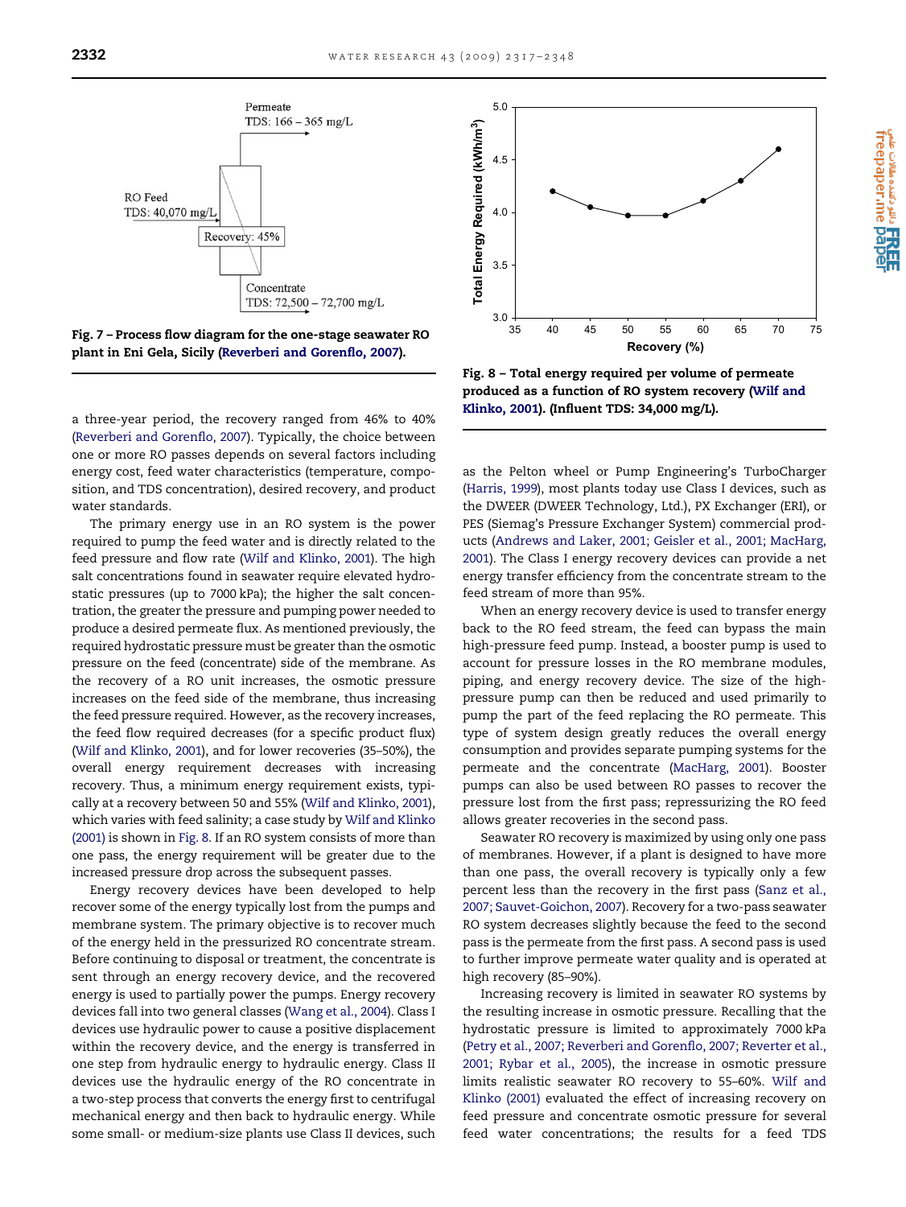Fig. 7 – Process flow diagram for the one-stage seawater RO plant in Eni Gela, Sicily (Reverberi and Gorenflo, 2007).

Fig. 8 – Total energy required per volume of permeate produced as a function of RO system recovery (Wilf and Klinko, 2001). (Influent TDS: 34,000 mg/L).

a three-year period, the recovery ranged from 46% to 40% (Reverberi and Gorenflo, 2007). Typically, the choice between one or more RO passes depends on several factors including energy cost, feed water characteristics (temperature, composition, and TDS concentration), desired recovery, and product water standards.

The primary energy use in an RO system is the power required to pump the feed water and is directly related to the feed pressure and flow rate (Wilf and Klinko, 2001). The high salt concentrations found in seawater require elevated hydrostatic pressures (up to 7000 kPa); the higher the salt concentration, the greater the pressure and pumping power needed to produce a desired permeate flux. As mentioned previously, the required hydrostatic pressure must be greater than the osmotic pressure on the feed (concentrate) side of the membrane. As the recovery of a RO unit increases, the osmotic pressure increases on the feed side of the membrane, thus increasing the feed pressure required. However, as the recovery increases, the feed flow required decreases (for a specific product flux) (Wilf and Klinko, 2001), and for lower recoveries (35–50%), the overall energy requirement decreases with increasing recovery. Thus, a minimum energy requirement exists, typically at a recovery between 50 and 55% (Wilf and Klinko, 2001), which varies with feed salinity; a case study by Wilf and Klinko (2001) is shown in Fig. 8. If an RO system consists of more than one pass, the energy requirement will be greater due to the increased pressure drop across the subsequent passes.

Energy recovery devices have been developed to help recover some of the energy typically lost from the pumps and membrane system. The primary objective is to recover much of the energy held in the pressurized RO concentrate stream. Before continuing to disposal or treatment, the concentrate is sent through an energy recovery device, and the recovered energy is used to partially power the pumps. Energy recovery devices fall into two general classes (Wang et al., 2004). Class I devices use hydraulic power to cause a positive displacement within the recovery device, and the energy is transferred in one step from hydraulic energy to hydraulic energy. Class II devices use the hydraulic energy of the RO concentrate in a two-step process that converts the energy first to centrifugal mechanical energy and then back to hydraulic energy. While some small- or medium-size plants use Class II devices, such as the Pelton wheel or Pump Engineering's TurboCharger (Harris, 1999), most plants today use Class I devices, such as the DWEER (DWEER Technology, Ltd.), PX Exchanger (ERI), or PES (Siemag's Pressure Exchanger System) commercial products (Andrews and Laker, 2001; Geisler et al., 2001; MacHarg, 2001). The Class I energy recovery devices can provide a net energy transfer efficiency from the concentrate stream to the feed stream of more than 95%.

When an energy recovery device is used to transfer energy back to the RO feed stream, the feed can bypass the main high-pressure feed pump. Instead, a booster pump is used to account for pressure losses in the RO membrane modules, piping, and energy recovery device. The size of the high-pressure pump can then be reduced and used primarily to pump the part of the feed replacing the RO permeate. This type of system design greatly reduces the overall energy consumption and provides separate pumping systems for the permeate and the concentrate (MacHarg, 2001). Booster pumps can also be used between RO passes to recover the pressure lost from the first pass; repressurizing the RO feed allows greater recoveries in the second pass.

Seawater RO recovery is maximized by using only one pass of membranes. However, if a plant is designed to have more than one pass, the overall recovery is typically only a few percent less than the recovery in the first pass (Sanz et al., 2007; Sauvet-Goichon, 2007). Recovery for a two-pass seawater RO system decreases slightly because the feed to the second pass is the permeate from the first pass. A second pass is used to further improve permeate water quality and is operated at high recovery (85–90%).

Increasing recovery is limited in seawater RO systems by the resulting increase in osmotic pressure. Recalling that the hydrostatic pressure is limited to approximately 7000 kPa (Petry et al., 2007; Reverberi and Gorenflo, 2007; Reverter et al., 2001; Rybar et al., 2005), the increase in osmotic pressure limits realistic seawater RO recovery to 55–60%. Wilf and Klinko (2001) evaluated the effect of increasing recovery on feed pressure and concentrate osmotic pressure for several feed water concentrations; the results for a feed TDS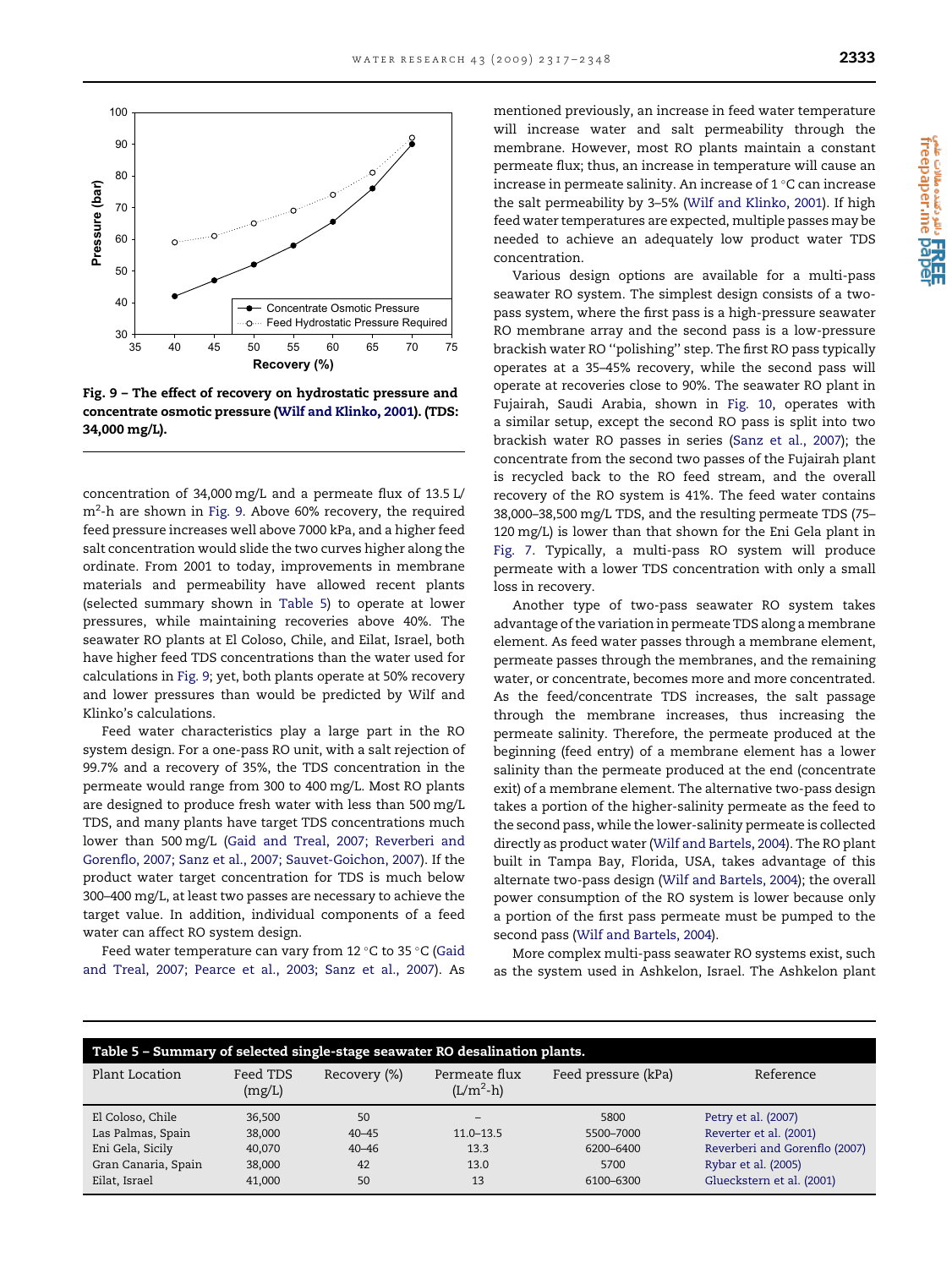Fig. 9 – The effect of recovery on hydrostatic pressure and concentrate osmotic pressure (Wilf and Klinko, 2001). (TDS: 34,000 mg/L).

concentration of 34,000 mg/L and a permeate flux of 13.5 L/m$^2$-h are shown in Fig. 9. Above 60% recovery, the required feed pressure increases well above 7000 kPa, and a higher feed salt concentration would slide the two curves higher along the ordinate. From 2001 to today, improvements in membrane materials and permeability have allowed recent plants (selected summary shown in Table 5) to operate at lower pressures, while maintaining recoveries above 40%. The seawater RO plants at El Coloso, Chile, and Eilat, Israel, both have higher feed TDS concentrations than the water used for calculations in Fig. 9; yet, both plants operate at 50% recovery and lower pressures than would be predicted by Wilf and Klinko's calculations.

Feed water characteristics play a large part in the RO system design. For a one-pass RO unit, with a salt rejection of 99.7% and a recovery of 35%, the TDS concentration in the permeate would range from 300 to 400 mg/L. Most RO plants are designed to produce fresh water with less than 500 mg/L TDS, and many plants have target TDS concentrations much lower than 500 mg/L (Gaid and Treal, 2007; Reverberi and Gorenflo, 2007; Sanz et al., 2007; Sauvet-Goichon, 2007). If the product water target concentration for TDS is much below 300–400 mg/L, at least two passes are necessary to achieve the target value. In addition, individual components of a feed water can affect RO system design.

Feed water temperature can vary from 12 °C to 35 °C (Gaid and Treal, 2007; Pearce et al., 2003; Sanz et al., 2007). As mentioned previously, an increase in feed water temperature will increase water and salt permeability through the membrane. However, most RO plants maintain a constant permeate flux; thus, an increase in temperature will cause an increase in permeate salinity. An increase of 1 °C can increase the salt permeability by 3–5% (Wilf and Klinko, 2001). If high feed water temperatures are expected, multiple passes may be needed to achieve an adequately low product water TDS concentration.

Various design options are available for a multi-pass seawater RO system. The simplest design consists of a two-pass system, where the first pass is a high-pressure seawater RO membrane array and the second pass is a low-pressure brackish water RO "polishing" step. The first RO pass typically operates at a 35–45% recovery, while the second pass will operate at recoveries close to 90%. The seawater RO plant in Fujairah, Saudi Arabia, shown in Fig. 10, operates with a similar setup, except the second RO pass is split into two brackish water RO passes in series (Sanz et al., 2007); the concentrate from the second two passes of the Fujairah plant is recycled back to the RO feed stream, and the overall recovery of the RO system is 41%. The feed water contains 38,000–38,500 mg/L TDS, and the resulting permeate TDS (75–120 mg/L) is lower than that shown for the Eni Gela plant in Fig. 7. Typically, a multi-pass RO system will produce permeate with a lower TDS concentration with only a small loss in recovery.

Another type of two-pass seawater RO system takes advantage of the variation in permeate TDS along a membrane element. As feed water passes through a membrane element, permeate passes through the membranes, and the remaining water, or concentrate, becomes more and more concentrated. As the feed/concentrate TDS increases, the salt passage through the membrane increases, thus increasing the permeate salinity. Therefore, the permeate produced at the beginning (feed entry) of a membrane element has a lower salinity than the permeate produced at the end (concentrate exit) of a membrane element. The alternative two-pass design takes a portion of the higher-salinity permeate as the feed to the second pass, while the lower-salinity permeate is collected directly as product water (Wilf and Bartels, 2004). The RO plant built in Tampa Bay, Florida, USA, takes advantage of this alternate two-pass design (Wilf and Bartels, 2004); the overall power consumption of the RO system is lower because only a portion of the first pass permeate must be pumped to the second pass (Wilf and Bartels, 2004).

More complex multi-pass seawater RO systems exist, such as the system used in Ashkelon, Israel. The Ashkelon plant

**Table 5 – Summary of selected single-stage seawater RO desalination plants.**

| Plant Location | Feed TDS (mg/L) | Recovery (%) | Permeate flux (L/m$^2$-h) | Feed pressure (kPa) | Reference |
|---|---|---|---|---|---|
| El Coloso, Chile | 36,500 | 50 | – | 5800 | Petry et al. (2007) |
| Las Palmas, Spain | 38,000 | 40–45 | 11.0–13.5 | 5500–7000 | Reverter et al. (2001) |
| Eni Gela, Sicily | 40,070 | 40–46 | 13.3 | 6200–6400 | Reverberi and Gorenflo (2007) |
| Gran Canaria, Spain | 38,000 | 42 | 13.0 | 5700 | Rybar et al. (2005) |
| Eilat, Israel | 41,000 | 50 | 13 | 6100–6300 | Glueckstern et al. (2001) |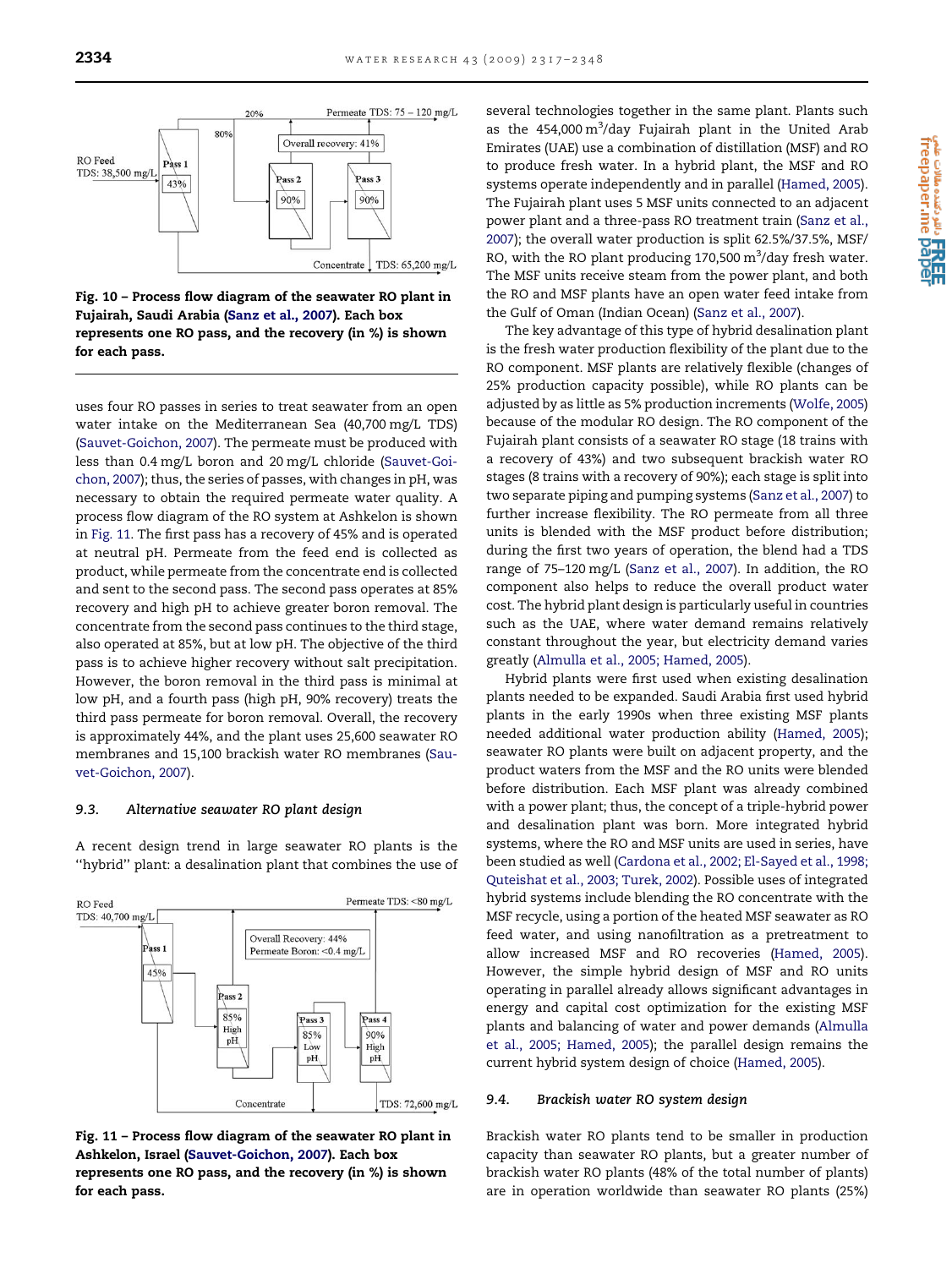Fig. 10 – Process flow diagram of the seawater RO plant in Fujairah, Saudi Arabia (Sanz et al., 2007). Each box represents one RO pass, and the recovery (in %) is shown for each pass.

uses four RO passes in series to treat seawater from an open water intake on the Mediterranean Sea (40,700 mg/L TDS) (Sauvet-Goichon, 2007). The permeate must be produced with less than 0.4 mg/L boron and 20 mg/L chloride (Sauvet-Goichon, 2007); thus, the series of passes, with changes in pH, was necessary to obtain the required permeate water quality. A process flow diagram of the RO system at Ashkelon is shown in Fig. 11. The first pass has a recovery of 45% and is operated at neutral pH. Permeate from the feed end is collected as product, while permeate from the concentrate end is collected and sent to the second pass. The second pass operates at 85% recovery and high pH to achieve greater boron removal. The concentrate from the second pass continues to the third stage, also operated at 85%, but at low pH. The objective of the third pass is to achieve higher recovery without salt precipitation. However, the boron removal in the third pass is minimal at low pH, and a fourth pass (high pH, 90% recovery) treats the third pass permeate for boron removal. Overall, the recovery is approximately 44%, and the plant uses 25,600 seawater RO membranes and 15,100 brackish water RO membranes (Sauvet-Goichon, 2007).

### 9.3. Alternative seawater RO plant design

A recent design trend in large seawater RO plants is the "hybrid" plant: a desalination plant that combines the use of several technologies together in the same plant. Plants such as the 454,000 $m^3$/day Fujairah plant in the United Arab Emirates (UAE) use a combination of distillation (MSF) and RO to produce fresh water. In a hybrid plant, the MSF and RO systems operate independently and in parallel (Hamed, 2005). The Fujairah plant uses 5 MSF units connected to an adjacent power plant and a three-pass RO treatment train (Sanz et al., 2007); the overall water production is split 62.5%/37.5%, MSF/RO, with the RO plant producing 170,500 $m^3$/day fresh water. The MSF units receive steam from the power plant, and both the RO and MSF plants have an open water feed intake from the Gulf of Oman (Indian Ocean) (Sanz et al., 2007).

The key advantage of this type of hybrid desalination plant is the fresh water production flexibility of the plant due to the RO component. MSF plants are relatively flexible (changes of 25% production capacity possible), while RO plants can be adjusted by as little as 5% production increments (Wolfe, 2005) because of the modular RO design. The RO component of the Fujairah plant consists of a seawater RO stage (18 trains with a recovery of 43%) and two subsequent brackish water RO stages (8 trains with a recovery of 90%); each stage is split into two separate piping and pumping systems (Sanz et al., 2007) to further increase flexibility. The RO permeate from all three units is blended with the MSF product before distribution; during the first two years of operation, the blend had a TDS range of 75–120 mg/L (Sanz et al., 2007). In addition, the RO component also helps to reduce the overall product water cost. The hybrid plant design is particularly useful in countries such as the UAE, where water demand remains relatively constant throughout the year, but electricity demand varies greatly (Almulla et al., 2005; Hamed, 2005).

Hybrid plants were first used when existing desalination plants needed to be expanded. Saudi Arabia first used hybrid plants in the early 1990s when three existing MSF plants needed additional water production ability (Hamed, 2005); seawater RO plants were built on adjacent property, and the product waters from the MSF and the RO units were blended before distribution. Each MSF plant was already combined with a power plant; thus, the concept of a triple-hybrid power and desalination plant was born. More integrated hybrid systems, where the RO and MSF units are used in series, have been studied as well (Cardona et al., 2002; El-Sayed et al., 1998; Quteishat et al., 2003; Turek, 2002). Possible uses of integrated hybrid systems include blending the RO concentrate with the MSF recycle, using a portion of the heated MSF seawater as RO feed water, and using nanofiltration as a pretreatment to allow increased MSF and RO recoveries (Hamed, 2005). However, the simple hybrid design of MSF and RO units operating in parallel already allows significant advantages in energy and capital cost optimization for the existing MSF plants and balancing of water and power demands (Almulla et al., 2005; Hamed, 2005); the parallel design remains the current hybrid system design of choice (Hamed, 2005).

Fig. 11 – Process flow diagram of the seawater RO plant in Ashkelon, Israel (Sauvet-Goichon, 2007). Each box represents one RO pass, and the recovery (in %) is shown for each pass.

### 9.4. Brackish water RO system design

Brackish water RO plants tend to be smaller in production capacity than seawater RO plants, but a greater number of brackish water RO plants (48% of the total number of plants) are in operation worldwide than seawater RO plants (25%)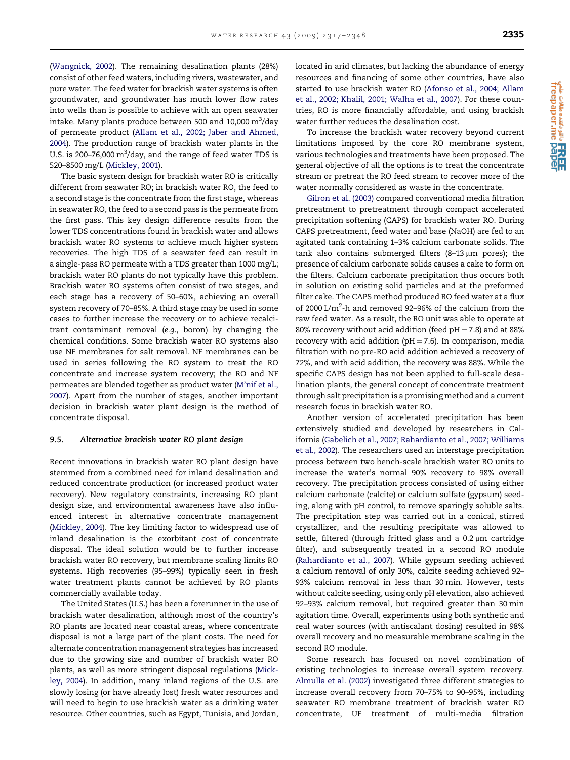(Wangnick, 2002). The remaining desalination plants (28%) consist of other feed waters, including rivers, wastewater, and pure water. The feed water for brackish water systems is often groundwater, and groundwater has much lower flow rates into wells than is possible to achieve with an open seawater intake. Many plants produce between 500 and 10,000 $m^3$/day of permeate product (Allam et al., 2002; Jaber and Ahmed, 2004). The production range of brackish water plants in the U.S. is 200–76,000 $m^3$/day, and the range of feed water TDS is 520–8500 mg/L (Mickley, 2001).

The basic system design for brackish water RO is critically different from seawater RO; in brackish water RO, the feed to a second stage is the concentrate from the first stage, whereas in seawater RO, the feed to a second pass is the permeate from the first pass. This key design difference results from the lower TDS concentrations found in brackish water and allows brackish water RO systems to achieve much higher system recoveries. The high TDS of a seawater feed can result in a single-pass RO permeate with a TDS greater than 1000 mg/L; brackish water RO plants do not typically have this problem. Brackish water RO systems often consist of two stages, and each stage has a recovery of 50–60%, achieving an overall system recovery of 70–85%. A third stage may be used in some cases to further increase the recovery or to achieve recalcitrant contaminant removal (*e.g.*, boron) by changing the chemical conditions. Some brackish water RO systems also use NF membranes for salt removal. NF membranes can be used in series following the RO system to treat the RO concentrate and increase system recovery; the RO and NF permeates are blended together as product water (M'nif et al., 2007). Apart from the number of stages, another important decision in brackish water plant design is the method of concentrate disposal.

### 9.5. Alternative brackish water RO plant design

Recent innovations in brackish water RO plant design have stemmed from a combined need for inland desalination and reduced concentrate production (or increased product water recovery). New regulatory constraints, increasing RO plant design size, and environmental awareness have also influenced interest in alternative concentrate management (Mickley, 2004). The key limiting factor to widespread use of inland desalination is the exorbitant cost of concentrate disposal. The ideal solution would be to further increase brackish water RO recovery, but membrane scaling limits RO systems. High recoveries (95–99%) typically seen in fresh water treatment plants cannot be achieved by RO plants commercially available today.

The United States (U.S.) has been a forerunner in the use of brackish water desalination, although most of the country's RO plants are located near coastal areas, where concentrate disposal is not a large part of the plant costs. The need for alternate concentration management strategies has increased due to the growing size and number of brackish water RO plants, as well as more stringent disposal regulations (Mickley, 2004). In addition, many inland regions of the U.S. are slowly losing (or have already lost) fresh water resources and will need to begin to use brackish water as a drinking water resource. Other countries, such as Egypt, Tunisia, and Jordan, located in arid climates, but lacking the abundance of energy resources and financing of some other countries, have also started to use brackish water RO (Afonso et al., 2004; Allam et al., 2002; Khalil, 2001; Walha et al., 2007). For these countries, RO is more financially affordable, and using brackish water further reduces the desalination cost.

To increase the brackish water recovery beyond current limitations imposed by the core RO membrane system, various technologies and treatments have been proposed. The general objective of all the options is to treat the concentrate stream or pretreat the RO feed stream to recover more of the water normally considered as waste in the concentrate.

Gilron et al. (2003) compared conventional media filtration pretreatment to pretreatment through compact accelerated precipitation softening (CAPS) for brackish water RO. During CAPS pretreatment, feed water and base (NaOH) are fed to an agitated tank containing 1–3% calcium carbonate solids. The tank also contains submerged filters (8–13 μm pores); the presence of calcium carbonate solids causes a cake to form on the filters. Calcium carbonate precipitation thus occurs both in solution on existing solid particles and at the preformed filter cake. The CAPS method produced RO feed water at a flux of 2000 L/$m^2$-h and removed 92–96% of the calcium from the raw feed water. As a result, the RO unit was able to operate at 80% recovery without acid addition (feed pH = 7.8) and at 88% recovery with acid addition (pH = 7.6). In comparison, media filtration with no pre-RO acid addition achieved a recovery of 72%, and with acid addition, the recovery was 88%. While the specific CAPS design has not been applied to full-scale desalination plants, the general concept of concentrate treatment through salt precipitation is a promising method and a current research focus in brackish water RO.

Another version of accelerated precipitation has been extensively studied and developed by researchers in California (Gabelich et al., 2007; Rahardianto et al., 2007; Williams et al., 2002). The researchers used an interstage precipitation process between two bench-scale brackish water RO units to increase the water's normal 90% recovery to 98% overall recovery. The precipitation process consisted of using either calcium carbonate (calcite) or calcium sulfate (gypsum) seeding, along with pH control, to remove sparingly soluble salts. The precipitation step was carried out in a conical, stirred crystallizer, and the resulting precipitate was allowed to settle, filtered (through fritted glass and a 0.2 μm cartridge filter), and subsequently treated in a second RO module (Rahardianto et al., 2007). While gypsum seeding achieved a calcium removal of only 30%, calcite seeding achieved 92–93% calcium removal in less than 30 min. However, tests without calcite seeding, using only pH elevation, also achieved 92–93% calcium removal, but required greater than 30 min agitation time. Overall, experiments using both synthetic and real water sources (with antiscalant dosing) resulted in 98% overall recovery and no measurable membrane scaling in the second RO module.

Some research has focused on novel combination of existing technologies to increase overall system recovery. Almulla et al. (2002) investigated three different strategies to increase overall recovery from 70–75% to 90–95%, including seawater RO membrane treatment of brackish water RO concentrate, UF treatment of multi-media filtration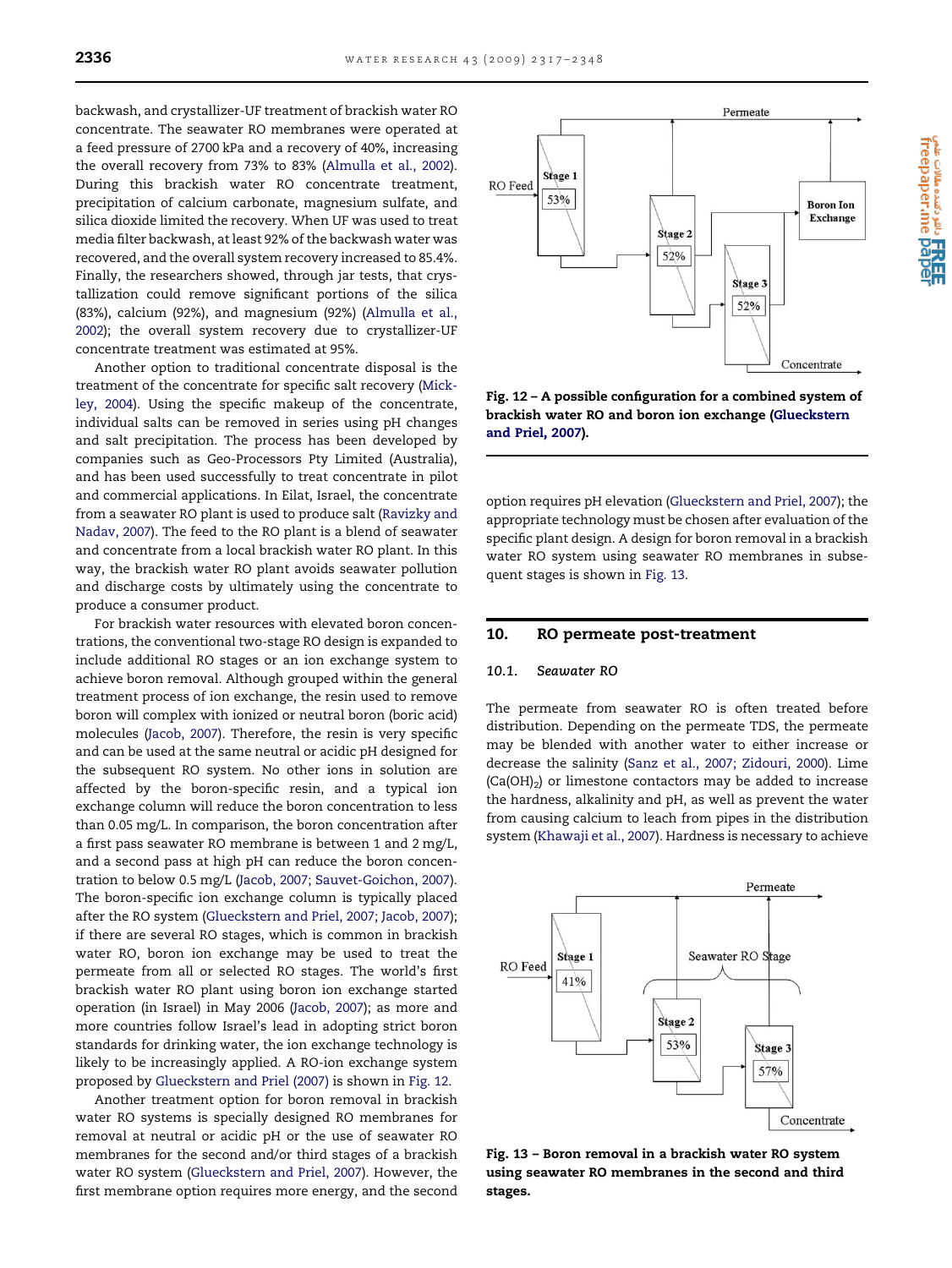backwash, and crystallizer-UF treatment of brackish water RO concentrate. The seawater RO membranes were operated at a feed pressure of 2700 kPa and a recovery of 40%, increasing the overall recovery from 73% to 83% (Almulla et al., 2002). During this brackish water RO concentrate treatment, precipitation of calcium carbonate, magnesium sulfate, and silica dioxide limited the recovery. When UF was used to treat media filter backwash, at least 92% of the backwash water was recovered, and the overall system recovery increased to 85.4%. Finally, the researchers showed, through jar tests, that crystallization could remove significant portions of the silica (83%), calcium (92%), and magnesium (92%) (Almulla et al., 2002); the overall system recovery due to crystallizer-UF concentrate treatment was estimated at 95%.

Another option to traditional concentrate disposal is the treatment of the concentrate for specific salt recovery (Mickley, 2004). Using the specific makeup of the concentrate, individual salts can be removed in series using pH changes and salt precipitation. The process has been developed by companies such as Geo-Processors Pty Limited (Australia), and has been used successfully to treat concentrate in pilot and commercial applications. In Eilat, Israel, the concentrate from a seawater RO plant is used to produce salt (Ravizky and Nadav, 2007). The feed to the RO plant is a blend of seawater and concentrate from a local brackish water RO plant. In this way, the brackish water RO plant avoids seawater pollution and discharge costs by ultimately using the concentrate to produce a consumer product.

For brackish water resources with elevated boron concentrations, the conventional two-stage RO design is expanded to include additional RO stages or an ion exchange system to achieve boron removal. Although grouped within the general treatment process of ion exchange, the resin used to remove boron will complex with ionized or neutral boron (boric acid) molecules (Jacob, 2007). Therefore, the resin is very specific and can be used at the same neutral or acidic pH designed for the subsequent RO system. No other ions in solution are affected by the boron-specific resin, and a typical ion exchange column will reduce the boron concentration to less than 0.05 mg/L. In comparison, the boron concentration after a first pass seawater RO membrane is between 1 and 2 mg/L, and a second pass at high pH can reduce the boron concentration to below 0.5 mg/L (Jacob, 2007; Sauvet-Goichon, 2007). The boron-specific ion exchange column is typically placed after the RO system (Glueckstern and Priel, 2007; Jacob, 2007); if there are several RO stages, which is common in brackish water RO, boron ion exchange may be used to treat the permeate from all or selected RO stages. The world's first brackish water RO plant using boron ion exchange started operation (in Israel) in May 2006 (Jacob, 2007); as more and more countries follow Israel's lead in adopting strict boron standards for drinking water, the ion exchange technology is likely to be increasingly applied. A RO-ion exchange system proposed by Glueckstern and Priel (2007) is shown in Fig. 12.

Another treatment option for boron removal in brackish water RO systems is specially designed RO membranes for removal at neutral or acidic pH or the use of seawater RO membranes for the second and/or third stages of a brackish water RO system (Glueckstern and Priel, 2007). However, the first membrane option requires more energy, and the second option requires pH elevation (Glueckstern and Priel, 2007); the appropriate technology must be chosen after evaluation of the specific plant design. A design for boron removal in a brackish water RO system using seawater RO membranes in subsequent stages is shown in Fig. 13.

**Fig. 12 – A possible configuration for a combined system of brackish water RO and boron ion exchange (Glueckstern and Priel, 2007).**

## 10. RO permeate post-treatment

### 10.1. Seawater RO

The permeate from seawater RO is often treated before distribution. Depending on the permeate TDS, the permeate may be blended with another water to either increase or decrease the salinity (Sanz et al., 2007; Zidouri, 2000). Lime ($Ca(OH)_2$) or limestone contactors may be added to increase the hardness, alkalinity and pH, as well as prevent the water from causing calcium to leach from pipes in the distribution system (Khawaji et al., 2007). Hardness is necessary to achieve

**Fig. 13 – Boron removal in a brackish water RO system using seawater RO membranes in the second and third stages.**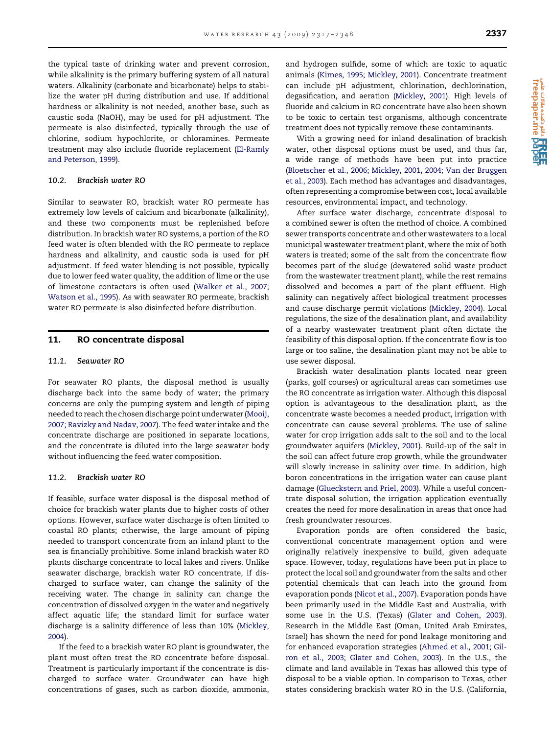the typical taste of drinking water and prevent corrosion, while alkalinity is the primary buffering system of all natural waters. Alkalinity (carbonate and bicarbonate) helps to stabilize the water pH during distribution and use. If additional hardness or alkalinity is not needed, another base, such as caustic soda (NaOH), may be used for pH adjustment. The permeate is also disinfected, typically through the use of chlorine, sodium hypochlorite, or chloramines. Permeate treatment may also include fluoride replacement (El-Ramly and Peterson, 1999).

### 10.2. Brackish water RO

Similar to seawater RO, brackish water RO permeate has extremely low levels of calcium and bicarbonate (alkalinity), and these two components must be replenished before distribution. In brackish water RO systems, a portion of the RO feed water is often blended with the RO permeate to replace hardness and alkalinity, and caustic soda is used for pH adjustment. If feed water blending is not possible, typically due to lower feed water quality, the addition of lime or the use of limestone contactors is often used (Walker et al., 2007; Watson et al., 1995). As with seawater RO permeate, brackish water RO permeate is also disinfected before distribution.

## 11. RO concentrate disposal

### 11.1. Seawater RO

For seawater RO plants, the disposal method is usually discharge back into the same body of water; the primary concerns are only the pumping system and length of piping needed to reach the chosen discharge point underwater (Mooij, 2007; Ravizky and Nadav, 2007). The feed water intake and the concentrate discharge are positioned in separate locations, and the concentrate is diluted into the large seawater body without influencing the feed water composition.

### 11.2. Brackish water RO

If feasible, surface water disposal is the disposal method of choice for brackish water plants due to higher costs of other options. However, surface water discharge is often limited to coastal RO plants; otherwise, the large amount of piping needed to transport concentrate from an inland plant to the sea is financially prohibitive. Some inland brackish water RO plants discharge concentrate to local lakes and rivers. Unlike seawater discharge, brackish water RO concentrate, if discharged to surface water, can change the salinity of the receiving water. The change in salinity can change the concentration of dissolved oxygen in the water and negatively affect aquatic life; the standard limit for surface water discharge is a salinity difference of less than 10% (Mickley, 2004).

If the feed to a brackish water RO plant is groundwater, the plant must often treat the RO concentrate before disposal. Treatment is particularly important if the concentrate is discharged to surface water. Groundwater can have high concentrations of gases, such as carbon dioxide, ammonia, and hydrogen sulfide, some of which are toxic to aquatic animals (Kimes, 1995; Mickley, 2001). Concentrate treatment can include pH adjustment, chlorination, dechlorination, degasification, and aeration (Mickley, 2001). High levels of fluoride and calcium in RO concentrate have also been shown to be toxic to certain test organisms, although concentrate treatment does not typically remove these contaminants.

With a growing need for inland desalination of brackish water, other disposal options must be used, and thus far, a wide range of methods have been put into practice (Bloetscher et al., 2006; Mickley, 2001, 2004; Van der Bruggen et al., 2003). Each method has advantages and disadvantages, often representing a compromise between cost, local available resources, environmental impact, and technology.

After surface water discharge, concentrate disposal to a combined sewer is often the method of choice. A combined sewer transports concentrate and other wastewaters to a local municipal wastewater treatment plant, where the mix of both waters is treated; some of the salt from the concentrate flow becomes part of the sludge (dewatered solid waste product from the wastewater treatment plant), while the rest remains dissolved and becomes a part of the plant effluent. High salinity can negatively affect biological treatment processes and cause discharge permit violations (Mickley, 2004). Local regulations, the size of the desalination plant, and availability of a nearby wastewater treatment plant often dictate the feasibility of this disposal option. If the concentrate flow is too large or too saline, the desalination plant may not be able to use sewer disposal.

Brackish water desalination plants located near green (parks, golf courses) or agricultural areas can sometimes use the RO concentrate as irrigation water. Although this disposal option is advantageous to the desalination plant, as the concentrate waste becomes a needed product, irrigation with concentrate can cause several problems. The use of saline water for crop irrigation adds salt to the soil and to the local groundwater aquifers (Mickley, 2001). Build-up of the salt in the soil can affect future crop growth, while the groundwater will slowly increase in salinity over time. In addition, high boron concentrations in the irrigation water can cause plant damage (Glueckstern and Priel, 2003). While a useful concentrate disposal solution, the irrigation application eventually creates the need for more desalination in areas that once had fresh groundwater resources.

Evaporation ponds are often considered the basic, conventional concentrate management option and were originally relatively inexpensive to build, given adequate space. However, today, regulations have been put in place to protect the local soil and groundwater from the salts and other potential chemicals that can leach into the ground from evaporation ponds (Nicot et al., 2007). Evaporation ponds have been primarily used in the Middle East and Australia, with some use in the U.S. (Texas) (Glater and Cohen, 2003). Research in the Middle East (Oman, United Arab Emirates, Israel) has shown the need for pond leakage monitoring and for enhanced evaporation strategies (Ahmed et al., 2001; Gilron et al., 2003; Glater and Cohen, 2003). In the U.S., the climate and land available in Texas has allowed this type of disposal to be a viable option. In comparison to Texas, other states considering brackish water RO in the U.S. (California,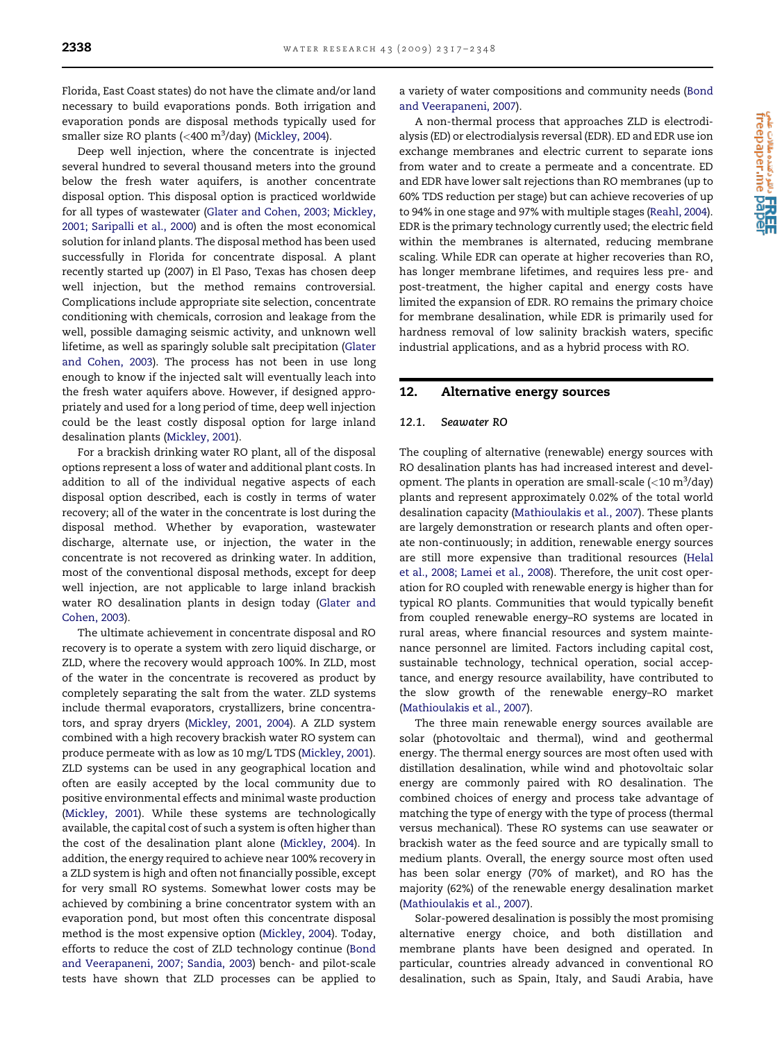Florida, East Coast states) do not have the climate and/or land necessary to build evaporations ponds. Both irrigation and evaporation ponds are disposal methods typically used for smaller size RO plants (<400 $m^3$/day) (Mickley, 2004).

Deep well injection, where the concentrate is injected several hundred to several thousand meters into the ground below the fresh water aquifers, is another concentrate disposal option. This disposal option is practiced worldwide for all types of wastewater (Glater and Cohen, 2003; Mickley, 2001; Saripalli et al., 2000) and is often the most economical solution for inland plants. The disposal method has been used successfully in Florida for concentrate disposal. A plant recently started up (2007) in El Paso, Texas has chosen deep well injection, but the method remains controversial. Complications include appropriate site selection, concentrate conditioning with chemicals, corrosion and leakage from the well, possible damaging seismic activity, and unknown well lifetime, as well as sparingly soluble salt precipitation (Glater and Cohen, 2003). The process has not been in use long enough to know if the injected salt will eventually leach into the fresh water aquifers above. However, if designed appropriately and used for a long period of time, deep well injection could be the least costly disposal option for large inland desalination plants (Mickley, 2001).

For a brackish drinking water RO plant, all of the disposal options represent a loss of water and additional plant costs. In addition to all of the individual negative aspects of each disposal option described, each is costly in terms of water recovery; all of the water in the concentrate is lost during the disposal method. Whether by evaporation, wastewater discharge, alternate use, or injection, the water in the concentrate is not recovered as drinking water. In addition, most of the conventional disposal methods, except for deep well injection, are not applicable to large inland brackish water RO desalination plants in design today (Glater and Cohen, 2003).

The ultimate achievement in concentrate disposal and RO recovery is to operate a system with zero liquid discharge, or ZLD, where the recovery would approach 100%. In ZLD, most of the water in the concentrate is recovered as product by completely separating the salt from the water. ZLD systems include thermal evaporators, crystallizers, brine concentrators, and spray dryers (Mickley, 2001, 2004). A ZLD system combined with a high recovery brackish water RO system can produce permeate with as low as 10 mg/L TDS (Mickley, 2001). ZLD systems can be used in any geographical location and often are easily accepted by the local community due to positive environmental effects and minimal waste production (Mickley, 2001). While these systems are technologically available, the capital cost of such a system is often higher than the cost of the desalination plant alone (Mickley, 2004). In addition, the energy required to achieve near 100% recovery in a ZLD system is high and often not financially possible, except for very small RO systems. Somewhat lower costs may be achieved by combining a brine concentrator system with an evaporation pond, but most often this concentrate disposal method is the most expensive option (Mickley, 2004). Today, efforts to reduce the cost of ZLD technology continue (Bond and Veerapaneni, 2007; Sandia, 2003) bench- and pilot-scale tests have shown that ZLD processes can be applied to a variety of water compositions and community needs (Bond and Veerapaneni, 2007).

A non-thermal process that approaches ZLD is electrodialysis (ED) or electrodialysis reversal (EDR). ED and EDR use ion exchange membranes and electric current to separate ions from water and to create a permeate and a concentrate. ED and EDR have lower salt rejections than RO membranes (up to 60% TDS reduction per stage) but can achieve recoveries of up to 94% in one stage and 97% with multiple stages (Reahl, 2004). EDR is the primary technology currently used; the electric field within the membranes is alternated, reducing membrane scaling. While EDR can operate at higher recoveries than RO, has longer membrane lifetimes, and requires less pre- and post-treatment, the higher capital and energy costs have limited the expansion of EDR. RO remains the primary choice for membrane desalination, while EDR is primarily used for hardness removal of low salinity brackish waters, specific industrial applications, and as a hybrid process with RO.

## 12. Alternative energy sources

### 12.1. Seawater RO

The coupling of alternative (renewable) energy sources with RO desalination plants has had increased interest and development. The plants in operation are small-scale (<10 $m^3$/day) plants and represent approximately 0.02% of the total world desalination capacity (Mathioulakis et al., 2007). These plants are largely demonstration or research plants and often operate non-continuously; in addition, renewable energy sources are still more expensive than traditional resources (Helal et al., 2008; Lamei et al., 2008). Therefore, the unit cost operation for RO coupled with renewable energy is higher than for typical RO plants. Communities that would typically benefit from coupled renewable energy–RO systems are located in rural areas, where financial resources and system maintenance personnel are limited. Factors including capital cost, sustainable technology, technical operation, social acceptance, and energy resource availability, have contributed to the slow growth of the renewable energy–RO market (Mathioulakis et al., 2007).

The three main renewable energy sources available are solar (photovoltaic and thermal), wind and geothermal energy. The thermal energy sources are most often used with distillation desalination, while wind and photovoltaic solar energy are commonly paired with RO desalination. The combined choices of energy and process take advantage of matching the type of energy with the type of process (thermal versus mechanical). These RO systems can use seawater or brackish water as the feed source and are typically small to medium plants. Overall, the energy source most often used has been solar energy (70% of market), and RO has the majority (62%) of the renewable energy desalination market (Mathioulakis et al., 2007).

Solar-powered desalination is possibly the most promising alternative energy choice, and both distillation and membrane plants have been designed and operated. In particular, countries already advanced in conventional RO desalination, such as Spain, Italy, and Saudi Arabia, have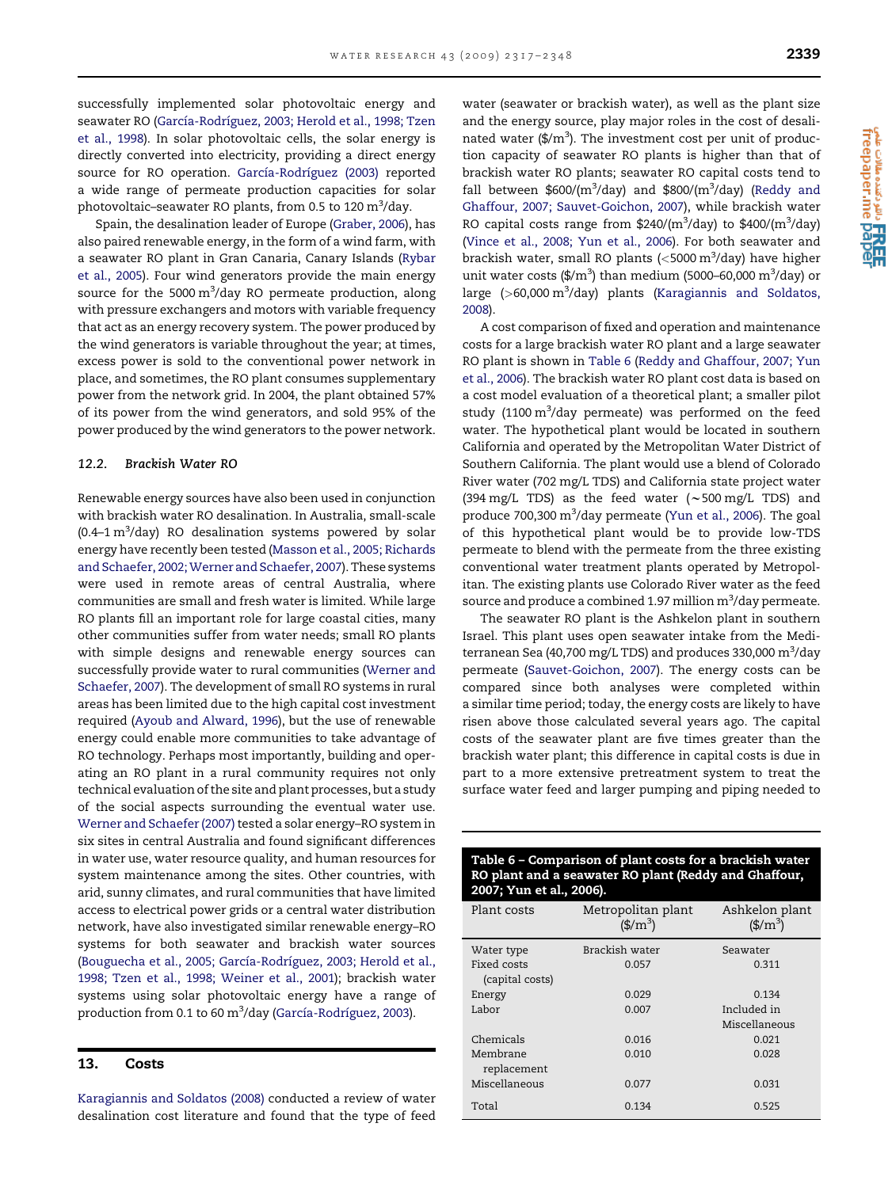successfully implemented solar photovoltaic energy and seawater RO (García-Rodríguez, 2003; Herold et al., 1998; Tzen et al., 1998). In solar photovoltaic cells, the solar energy is directly converted into electricity, providing a direct energy source for RO operation. García-Rodríguez (2003) reported a wide range of permeate production capacities for solar photovoltaic–seawater RO plants, from 0.5 to 120 $m^3$/day.

Spain, the desalination leader of Europe (Graber, 2006), has also paired renewable energy, in the form of a wind farm, with a seawater RO plant in Gran Canaria, Canary Islands (Rybar et al., 2005). Four wind generators provide the main energy source for the 5000 $m^3$/day RO permeate production, along with pressure exchangers and motors with variable frequency that act as an energy recovery system. The power produced by the wind generators is variable throughout the year; at times, excess power is sold to the conventional power network in place, and sometimes, the RO plant consumes supplementary power from the network grid. In 2004, the plant obtained 57% of its power from the wind generators, and sold 95% of the power produced by the wind generators to the power network.

### 12.2. Brackish Water RO

Renewable energy sources have also been used in conjunction with brackish water RO desalination. In Australia, small-scale (0.4–1 $m^3$/day) RO desalination systems powered by solar energy have recently been tested (Masson et al., 2005; Richards and Schaefer, 2002; Werner and Schaefer, 2007). These systems were used in remote areas of central Australia, where communities are small and fresh water is limited. While large RO plants fill an important role for large coastal cities, many other communities suffer from water needs; small RO plants with simple designs and renewable energy sources can successfully provide water to rural communities (Werner and Schaefer, 2007). The development of small RO systems in rural areas has been limited due to the high capital cost investment required (Ayoub and Alward, 1996), but the use of renewable energy could enable more communities to take advantage of RO technology. Perhaps most importantly, building and operating an RO plant in a rural community requires not only technical evaluation of the site and plant processes, but a study of the social aspects surrounding the eventual water use. Werner and Schaefer (2007) tested a solar energy–RO system in six sites in central Australia and found significant differences in water use, water resource quality, and human resources for system maintenance among the sites. Other countries, with arid, sunny climates, and rural communities that have limited access to electrical power grids or a central water distribution network, have also investigated similar renewable energy–RO systems for both seawater and brackish water sources (Bouguecha et al., 2005; García-Rodríguez, 2003; Herold et al., 1998; Tzen et al., 1998; Weiner et al., 2001); brackish water systems using solar photovoltaic energy have a range of production from 0.1 to 60 $m^3$/day (García-Rodríguez, 2003).

## 13. Costs

Karagiannis and Soldatos (2008) conducted a review of water desalination cost literature and found that the type of feed water (seawater or brackish water), as well as the plant size and the energy source, play major roles in the cost of desalinated water (\$/$m^3$). The investment cost per unit of production capacity of seawater RO plants is higher than that of brackish water RO plants; seawater RO capital costs tend to fall between \$600/($m^3$/day) and \$800/($m^3$/day) (Reddy and Ghaffour, 2007; Sauvet-Goichon, 2007), while brackish water RO capital costs range from \$240/($m^3$/day) to \$400/($m^3$/day) (Vince et al., 2008; Yun et al., 2006). For both seawater and brackish water, small RO plants (<5000 $m^3$/day) have higher unit water costs (\$/$m^3$) than medium (5000–60,000 $m^3$/day) or large (>60,000 $m^3$/day) plants (Karagiannis and Soldatos, 2008).

A cost comparison of fixed and operation and maintenance costs for a large brackish water RO plant and a large seawater RO plant is shown in Table 6 (Reddy and Ghaffour, 2007; Yun et al., 2006). The brackish water RO plant cost data is based on a cost model evaluation of a theoretical plant; a smaller pilot study (1100 $m^3$/day permeate) was performed on the feed water. The hypothetical plant would be located in southern California and operated by the Metropolitan Water District of Southern California. The plant would use a blend of Colorado River water (702 mg/L TDS) and California state project water (394 mg/L TDS) as the feed water (~500 mg/L TDS) and produce 700,300 $m^3$/day permeate (Yun et al., 2006). The goal of this hypothetical plant would be to provide low-TDS permeate to blend with the permeate from the three existing conventional water treatment plants operated by Metropolitan. The existing plants use Colorado River water as the feed source and produce a combined 1.97 million $m^3$/day permeate.

The seawater RO plant is the Ashkelon plant in southern Israel. This plant uses open seawater intake from the Mediterranean Sea (40,700 mg/L TDS) and produces 330,000 $m^3$/day permeate (Sauvet-Goichon, 2007). The energy costs can be compared since both analyses were completed within a similar time period; today, the energy costs are likely to have risen above those calculated several years ago. The capital costs of the seawater plant are five times greater than the brackish water plant; this difference in capital costs is due in part to a more extensive pretreatment system to treat the surface water feed and larger pumping and piping needed to

**Table 6 – Comparison of plant costs for a brackish water RO plant and a seawater RO plant (Reddy and Ghaffour, 2007; Yun et al., 2006).**

| Plant costs | Metropolitan plant (\$/$m^3$) | Ashkelon plant (\$/$m^3$) |
|---|---|---|
| Water type | Brackish water | Seawater |
| Fixed costs (capital costs) | 0.057 | 0.311 |
| Energy | 0.029 | 0.134 |
| Labor | 0.007 | Included in Miscellaneous |
| Chemicals | 0.016 | 0.021 |
| Membrane replacement | 0.010 | 0.028 |
| Miscellaneous | 0.077 | 0.031 |
| Total | 0.134 | 0.525 |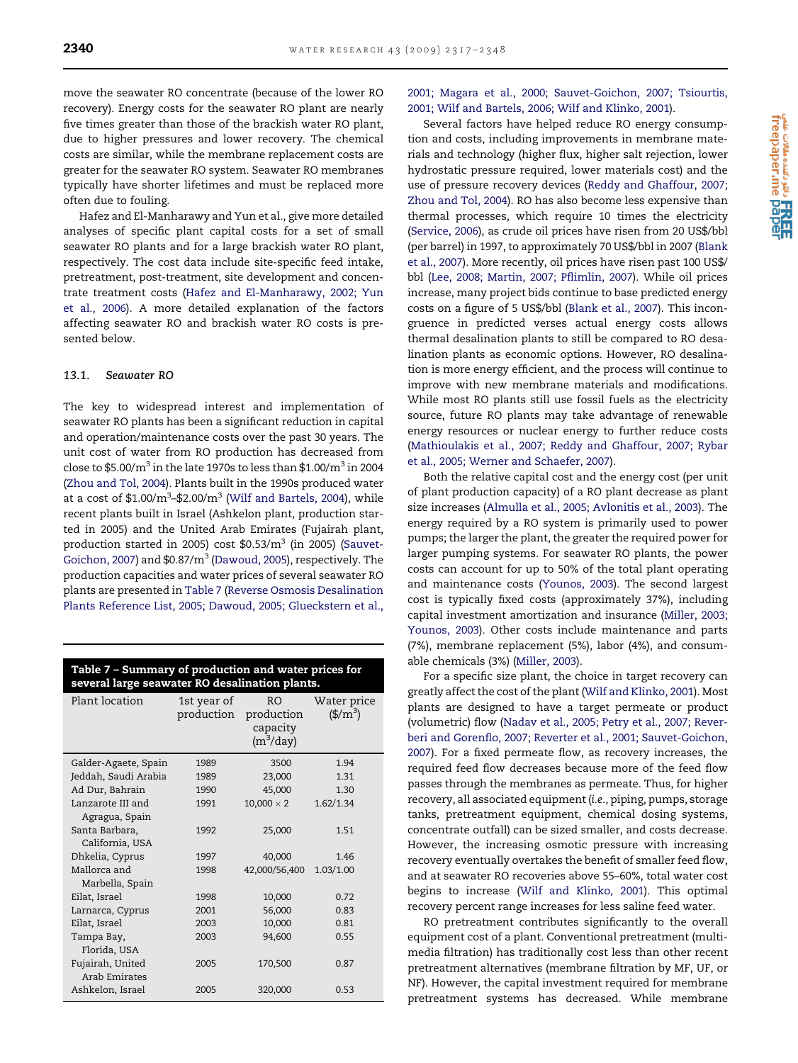move the seawater RO concentrate (because of the lower RO recovery). Energy costs for the seawater RO plant are nearly five times greater than those of the brackish water RO plant, due to higher pressures and lower recovery. The chemical costs are similar, while the membrane replacement costs are greater for the seawater RO system. Seawater RO membranes typically have shorter lifetimes and must be replaced more often due to fouling.

Hafez and El-Manharawy and Yun et al., give more detailed analyses of specific plant capital costs for a set of small seawater RO plants and for a large brackish water RO plant, respectively. The cost data include site-specific feed intake, pretreatment, post-treatment, site development and concentrate treatment costs (Hafez and El-Manharawy, 2002; Yun et al., 2006). A more detailed explanation of the factors affecting seawater RO and brackish water RO costs is presented below.

### 13.1. Seawater RO

The key to widespread interest and implementation of seawater RO plants has been a significant reduction in capital and operation/maintenance costs over the past 30 years. The unit cost of water from RO production has decreased from close to $5.00/m$^3$ in the late 1970s to less than $1.00/m$^3$ in 2004 (Zhou and Tol, 2004). Plants built in the 1990s produced water at a cost of $1.00/m$^3$–$2.00/m$^3$ (Wilf and Bartels, 2004), while recent plants built in Israel (Ashkelon plant, production started in 2005) and the United Arab Emirates (Fujairah plant, production started in 2005) cost $0.53/m$^3$ (in 2005) (Sauvet-Goichon, 2007) and $0.87/m$^3$ (Dawoud, 2005), respectively. The production capacities and water prices of several seawater RO plants are presented in Table 7 (Reverse Osmosis Desalination Plants Reference List, 2005; Dawoud, 2005; Glueckstern et al., 2001; Magara et al., 2000; Sauvet-Goichon, 2007; Tsiourtis, 2001; Wilf and Bartels, 2006; Wilf and Klinko, 2001).

**Table 7 – Summary of production and water prices for several large seawater RO desalination plants.**

| Plant location | 1st year of production | RO production capacity (m$^3$/day) | Water price ($/m$^3$) |
|---|---|---|---|
| Galder-Agaete, Spain | 1989 | 3500 | 1.94 |
| Jeddah, Saudi Arabia | 1989 | 23,000 | 1.31 |
| Ad Dur, Bahrain | 1990 | 45,000 | 1.30 |
| Lanzarote III and Agragua, Spain | 1991 | 10,000 × 2 | 1.62/1.34 |
| Santa Barbara, California, USA | 1992 | 25,000 | 1.51 |
| Dhkelia, Cyprus | 1997 | 40,000 | 1.46 |
| Mallorca and Marbella, Spain | 1998 | 42,000/56,400 | 1.03/1.00 |
| Eilat, Israel | 1998 | 10,000 | 0.72 |
| Larnarca, Cyprus | 2001 | 56,000 | 0.83 |
| Eilat, Israel | 2003 | 10,000 | 0.81 |
| Tampa Bay, Florida, USA | 2003 | 94,600 | 0.55 |
| Fujairah, United Arab Emirates | 2005 | 170,500 | 0.87 |
| Ashkelon, Israel | 2005 | 320,000 | 0.53 |

Several factors have helped reduce RO energy consumption and costs, including improvements in membrane materials and technology (higher flux, higher salt rejection, lower hydrostatic pressure required, lower materials cost) and the use of pressure recovery devices (Reddy and Ghaffour, 2007; Zhou and Tol, 2004). RO has also become less expensive than thermal processes, which require 10 times the electricity (Service, 2006), as crude oil prices have risen from 20 US$/bbl (per barrel) in 1997, to approximately 70 US$/bbl in 2007 (Blank et al., 2007). More recently, oil prices have risen past 100 US$/bbl (Lee, 2008; Martin, 2007; Pflimlin, 2007). While oil prices increase, many project bids continue to base predicted energy costs on a figure of 5 US$/bbl (Blank et al., 2007). This incongruence in predicted verses actual energy costs allows thermal desalination plants to still be compared to RO desalination plants as economic options. However, RO desalination is more energy efficient, and the process will continue to improve with new membrane materials and modifications. While most RO plants still use fossil fuels as the electricity source, future RO plants may take advantage of renewable energy resources or nuclear energy to further reduce costs (Mathioulakis et al., 2007; Reddy and Ghaffour, 2007; Rybar et al., 2005; Werner and Schaefer, 2007).

Both the relative capital cost and the energy cost (per unit of plant production capacity) of a RO plant decrease as plant size increases (Almulla et al., 2005; Avlonitis et al., 2003). The energy required by a RO system is primarily used to power pumps; the larger the plant, the greater the required power for larger pumping systems. For seawater RO plants, the power costs can account for up to 50% of the total plant operating and maintenance costs (Younos, 2003). The second largest cost is typically fixed costs (approximately 37%), including capital investment amortization and insurance (Miller, 2003; Younos, 2003). Other costs include maintenance and parts (7%), membrane replacement (5%), labor (4%), and consumable chemicals (3%) (Miller, 2003).

For a specific size plant, the choice in target recovery can greatly affect the cost of the plant (Wilf and Klinko, 2001). Most plants are designed to have a target permeate or product (volumetric) flow (Nadav et al., 2005; Petry et al., 2007; Reverberi and Gorenflo, 2007; Reverter et al., 2001; Sauvet-Goichon, 2007). For a fixed permeate flow, as recovery increases, the required feed flow decreases because more of the feed flow passes through the membranes as permeate. Thus, for higher recovery, all associated equipment (*i.e.*, piping, pumps, storage tanks, pretreatment equipment, chemical dosing systems, concentrate outfall) can be sized smaller, and costs decrease. However, the increasing osmotic pressure with increasing recovery eventually overtakes the benefit of smaller feed flow, and at seawater RO recoveries above 55–60%, total water cost begins to increase (Wilf and Klinko, 2001). This optimal recovery percent range increases for less saline feed water.

RO pretreatment contributes significantly to the overall equipment cost of a plant. Conventional pretreatment (multimedia filtration) has traditionally cost less than other recent pretreatment alternatives (membrane filtration by MF, UF, or NF). However, the capital investment required for membrane pretreatment systems has decreased. While membrane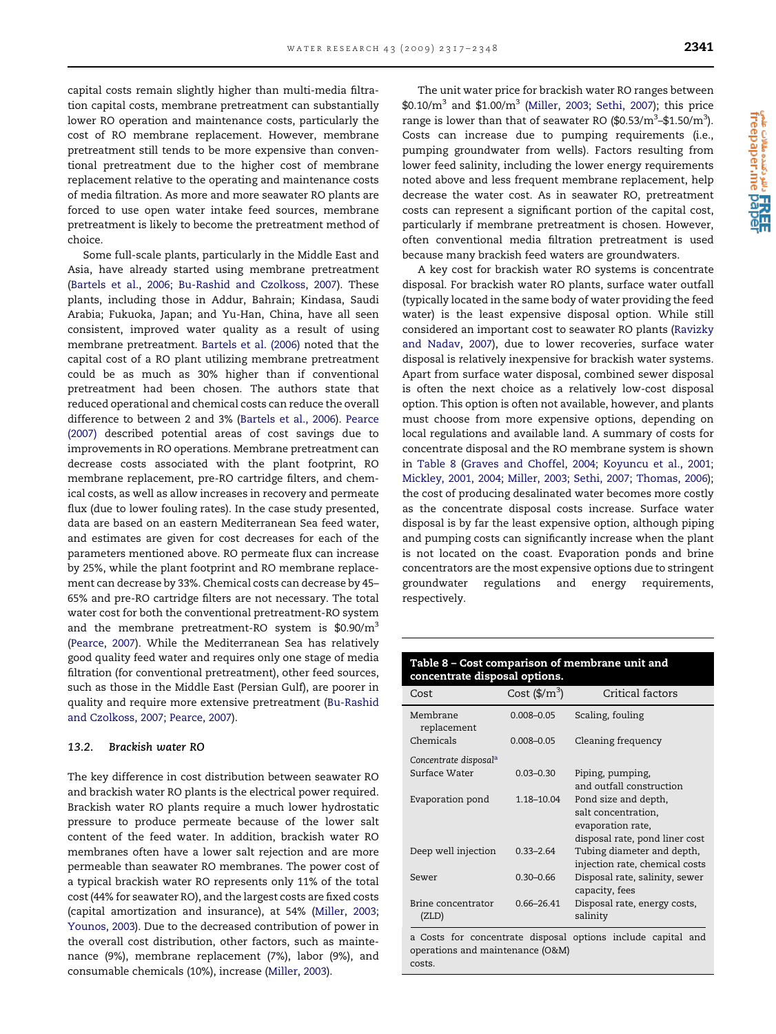capital costs remain slightly higher than multi-media filtration capital costs, membrane pretreatment can substantially lower RO operation and maintenance costs, particularly the cost of RO membrane replacement. However, membrane pretreatment still tends to be more expensive than conventional pretreatment due to the higher cost of membrane replacement relative to the operating and maintenance costs of media filtration. As more and more seawater RO plants are forced to use open water intake feed sources, membrane pretreatment is likely to become the pretreatment method of choice.

Some full-scale plants, particularly in the Middle East and Asia, have already started using membrane pretreatment (Bartels et al., 2006; Bu-Rashid and Czolkoss, 2007). These plants, including those in Addur, Bahrain; Kindasa, Saudi Arabia; Fukuoka, Japan; and Yu-Han, China, have all seen consistent, improved water quality as a result of using membrane pretreatment. Bartels et al. (2006) noted that the capital cost of a RO plant utilizing membrane pretreatment could be as much as 30% higher than if conventional pretreatment had been chosen. The authors state that reduced operational and chemical costs can reduce the overall difference to between 2 and 3% (Bartels et al., 2006). Pearce (2007) described potential areas of cost savings due to improvements in RO operations. Membrane pretreatment can decrease costs associated with the plant footprint, RO membrane replacement, pre-RO cartridge filters, and chemical costs, as well as allow increases in recovery and permeate flux (due to lower fouling rates). In the case study presented, data are based on an eastern Mediterranean Sea feed water, and estimates are given for cost decreases for each of the parameters mentioned above. RO permeate flux can increase by 25%, while the plant footprint and RO membrane replacement can decrease by 33%. Chemical costs can decrease by 45–65% and pre-RO cartridge filters are not necessary. The total water cost for both the conventional pretreatment-RO system and the membrane pretreatment-RO system is $0.90/m$^3$ (Pearce, 2007). While the Mediterranean Sea has relatively good quality feed water and requires only one stage of media filtration (for conventional pretreatment), other feed sources, such as those in the Middle East (Persian Gulf), are poorer in quality and require more extensive pretreatment (Bu-Rashid and Czolkoss, 2007; Pearce, 2007).

### 13.2. *Brackish water RO*

The key difference in cost distribution between seawater RO and brackish water RO plants is the electrical power required. Brackish water RO plants require a much lower hydrostatic pressure to produce permeate because of the lower salt content of the feed water. In addition, brackish water RO membranes often have a lower salt rejection and are more permeable than seawater RO membranes. The power cost of a typical brackish water RO represents only 11% of the total cost (44% for seawater RO), and the largest costs are fixed costs (capital amortization and insurance), at 54% (Miller, 2003; Younos, 2003). Due to the decreased contribution of power in the overall cost distribution, other factors, such as maintenance (9%), membrane replacement (7%), labor (9%), and consumable chemicals (10%), increase (Miller, 2003).

The unit water price for brackish water RO ranges between $0.10/m$^3$ and $1.00/m$^3$ (Miller, 2003; Sethi, 2007); this price range is lower than that of seawater RO ($0.53/m$^3$–$1.50/m$^3$). Costs can increase due to pumping requirements (i.e., pumping groundwater from wells). Factors resulting from lower feed salinity, including the lower energy requirements noted above and less frequent membrane replacement, help decrease the water cost. As in seawater RO, pretreatment costs can represent a significant portion of the capital cost, particularly if membrane pretreatment is chosen. However, often conventional media filtration pretreatment is used because many brackish feed waters are groundwaters.

A key cost for brackish water RO systems is concentrate disposal. For brackish water RO plants, surface water outfall (typically located in the same body of water providing the feed water) is the least expensive disposal option. While still considered an important cost to seawater RO plants (Ravizky and Nadav, 2007), due to lower recoveries, surface water disposal is relatively inexpensive for brackish water systems. Apart from surface water disposal, combined sewer disposal is often the next choice as a relatively low-cost disposal option. This option is often not available, however, and plants must choose from more expensive options, depending on local regulations and available land. A summary of costs for concentrate disposal and the RO membrane system is shown in Table 8 (Graves and Choffel, 2004; Koyuncu et al., 2001; Mickley, 2001, 2004; Miller, 2003; Sethi, 2007; Thomas, 2006); the cost of producing desalinated water becomes more costly as the concentrate disposal costs increase. Surface water disposal is by far the least expensive option, although piping and pumping costs can significantly increase when the plant is not located on the coast. Evaporation ponds and brine concentrators are the most expensive options due to stringent groundwater regulations and energy requirements, respectively.

**Table 8 – Cost comparison of membrane unit and concentrate disposal options.**

| Cost | Cost ($/m$^3$) | Critical factors |
|---|---|---|
| Membrane replacement | 0.008–0.05 | Scaling, fouling |
| Chemicals | 0.008–0.05 | Cleaning frequency |
| *Concentrate disposal*[a] | | |
| Surface Water | 0.03–0.30 | Piping, pumping, and outfall construction |
| Evaporation pond | 1.18–10.04 | Pond size and depth, salt concentration, evaporation rate, disposal rate, pond liner cost |
| Deep well injection | 0.33–2.64 | Tubing diameter and depth, injection rate, chemical costs |
| Sewer | 0.30–0.66 | Disposal rate, salinity, sewer capacity, fees |
| Brine concentrator (ZLD) | 0.66–26.41 | Disposal rate, energy costs, salinity |

a Costs for concentrate disposal options include capital and operations and maintenance (O&M) costs.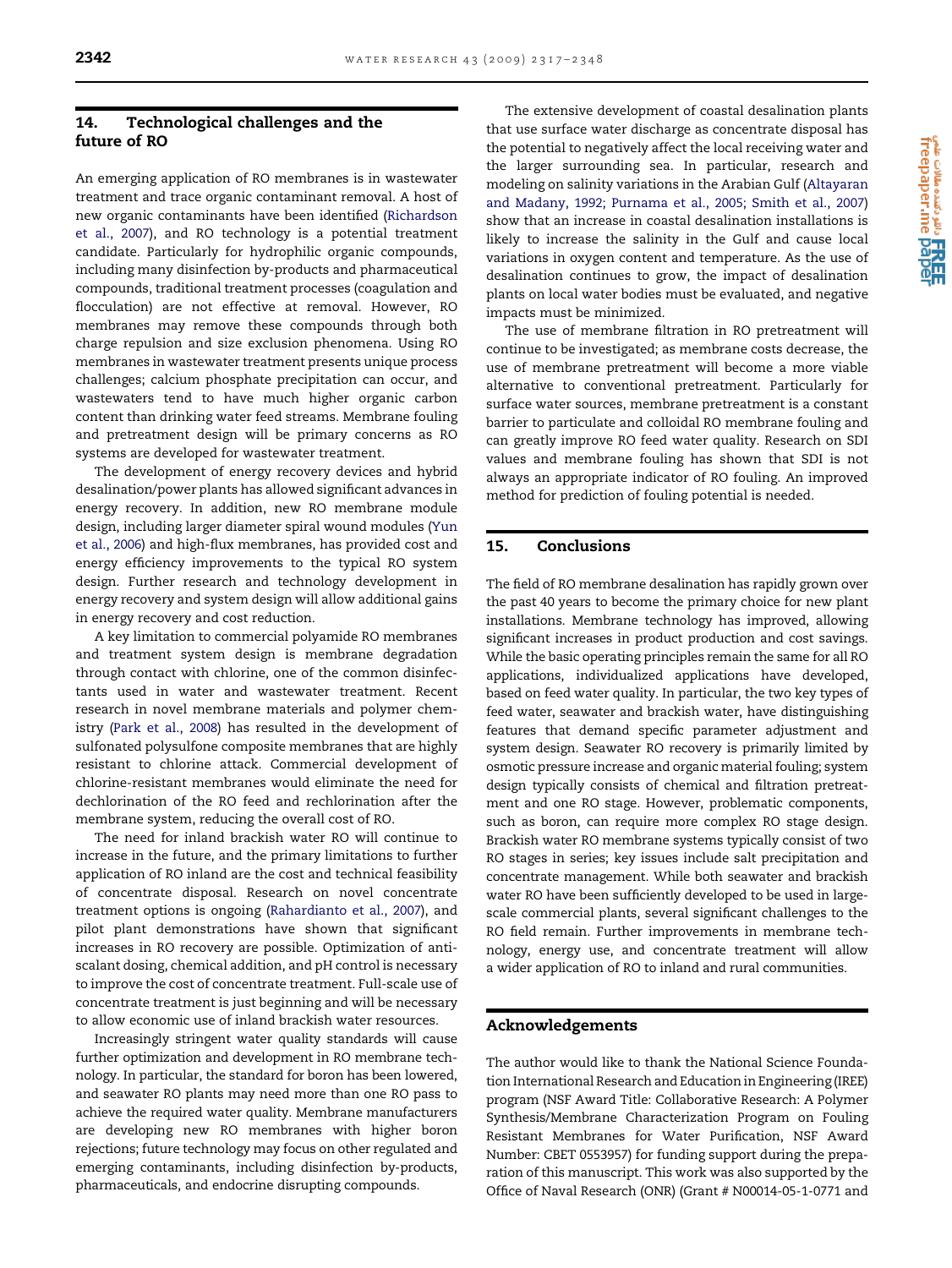## 14. Technological challenges and the future of RO

An emerging application of RO membranes is in wastewater treatment and trace organic contaminant removal. A host of new organic contaminants have been identified (Richardson et al., 2007), and RO technology is a potential treatment candidate. Particularly for hydrophilic organic compounds, including many disinfection by-products and pharmaceutical compounds, traditional treatment processes (coagulation and flocculation) are not effective at removal. However, RO membranes may remove these compounds through both charge repulsion and size exclusion phenomena. Using RO membranes in wastewater treatment presents unique process challenges; calcium phosphate precipitation can occur, and wastewaters tend to have much higher organic carbon content than drinking water feed streams. Membrane fouling and pretreatment design will be primary concerns as RO systems are developed for wastewater treatment.

The development of energy recovery devices and hybrid desalination/power plants has allowed significant advances in energy recovery. In addition, new RO membrane module design, including larger diameter spiral wound modules (Yun et al., 2006) and high-flux membranes, has provided cost and energy efficiency improvements to the typical RO system design. Further research and technology development in energy recovery and system design will allow additional gains in energy recovery and cost reduction.

A key limitation to commercial polyamide RO membranes and treatment system design is membrane degradation through contact with chlorine, one of the common disinfectants used in water and wastewater treatment. Recent research in novel membrane materials and polymer chemistry (Park et al., 2008) has resulted in the development of sulfonated polysulfone composite membranes that are highly resistant to chlorine attack. Commercial development of chlorine-resistant membranes would eliminate the need for dechlorination of the RO feed and rechlorination after the membrane system, reducing the overall cost of RO.

The need for inland brackish water RO will continue to increase in the future, and the primary limitations to further application of RO inland are the cost and technical feasibility of concentrate disposal. Research on novel concentrate treatment options is ongoing (Rahardianto et al., 2007), and pilot plant demonstrations have shown that significant increases in RO recovery are possible. Optimization of antiscalant dosing, chemical addition, and pH control is necessary to improve the cost of concentrate treatment. Full-scale use of concentrate treatment is just beginning and will be necessary to allow economic use of inland brackish water resources.

Increasingly stringent water quality standards will cause further optimization and development in RO membrane technology. In particular, the standard for boron has been lowered, and seawater RO plants may need more than one RO pass to achieve the required water quality. Membrane manufacturers are developing new RO membranes with higher boron rejections; future technology may focus on other regulated and emerging contaminants, including disinfection by-products, pharmaceuticals, and endocrine disrupting compounds.

The extensive development of coastal desalination plants that use surface water discharge as concentrate disposal has the potential to negatively affect the local receiving water and the larger surrounding sea. In particular, research and modeling on salinity variations in the Arabian Gulf (Altayaran and Madany, 1992; Purnama et al., 2005; Smith et al., 2007) show that an increase in coastal desalination installations is likely to increase the salinity in the Gulf and cause local variations in oxygen content and temperature. As the use of desalination continues to grow, the impact of desalination plants on local water bodies must be evaluated, and negative impacts must be minimized.

The use of membrane filtration in RO pretreatment will continue to be investigated; as membrane costs decrease, the use of membrane pretreatment will become a more viable alternative to conventional pretreatment. Particularly for surface water sources, membrane pretreatment is a constant barrier to particulate and colloidal RO membrane fouling and can greatly improve RO feed water quality. Research on SDI values and membrane fouling has shown that SDI is not always an appropriate indicator of RO fouling. An improved method for prediction of fouling potential is needed.

## 15. Conclusions

The field of RO membrane desalination has rapidly grown over the past 40 years to become the primary choice for new plant installations. Membrane technology has improved, allowing significant increases in product production and cost savings. While the basic operating principles remain the same for all RO applications, individualized applications have developed, based on feed water quality. In particular, the two key types of feed water, seawater and brackish water, have distinguishing features that demand specific parameter adjustment and system design. Seawater RO recovery is primarily limited by osmotic pressure increase and organic material fouling; system design typically consists of chemical and filtration pretreatment and one RO stage. However, problematic components, such as boron, can require more complex RO stage design. Brackish water RO membrane systems typically consist of two RO stages in series; key issues include salt precipitation and concentrate management. While both seawater and brackish water RO have been sufficiently developed to be used in large-scale commercial plants, several significant challenges to the RO field remain. Further improvements in membrane technology, energy use, and concentrate treatment will allow a wider application of RO to inland and rural communities.

## Acknowledgements

The author would like to thank the National Science Foundation International Research and Education in Engineering (IREE) program (NSF Award Title: Collaborative Research: A Polymer Synthesis/Membrane Characterization Program on Fouling Resistant Membranes for Water Purification, NSF Award Number: CBET 0553957) for funding support during the preparation of this manuscript. This work was also supported by the Office of Naval Research (ONR) (Grant # N00014-05-1-0771 and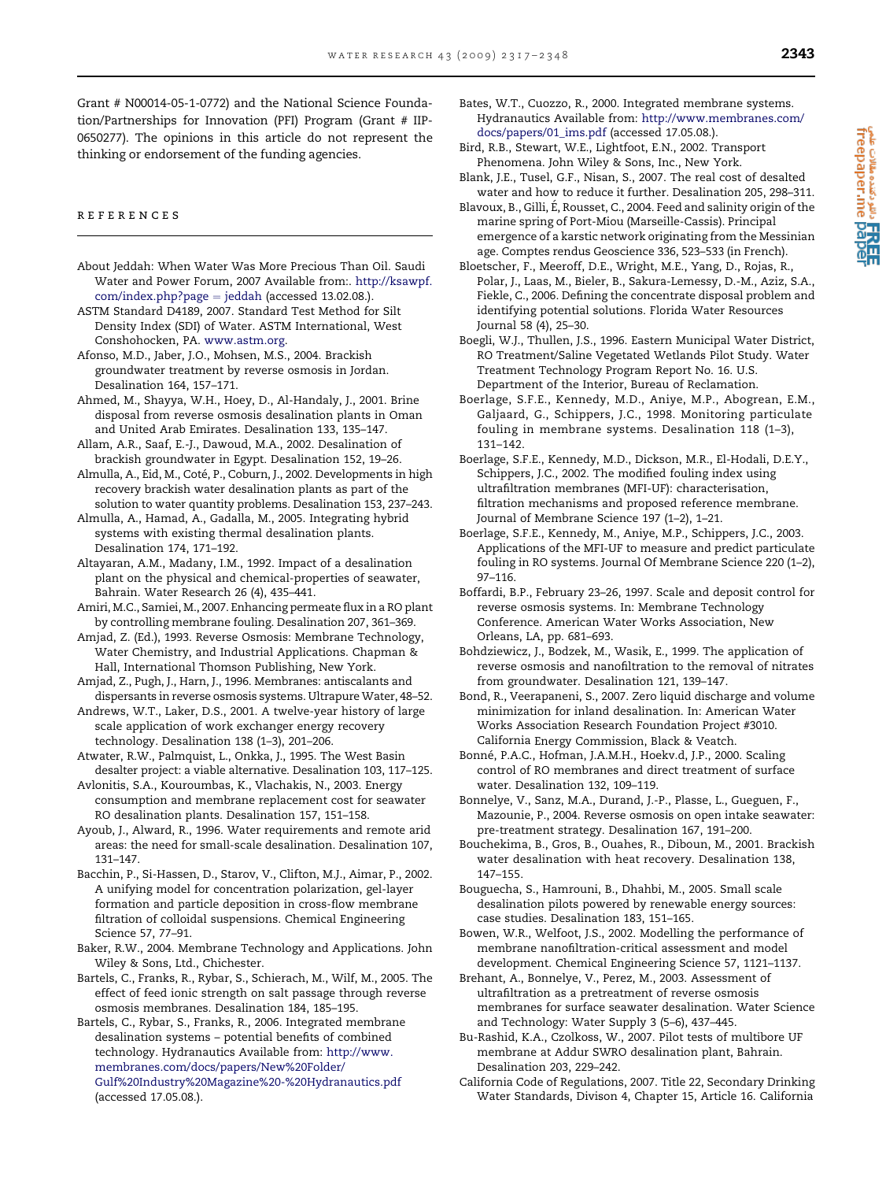Grant # N00014-05-1-0772) and the National Science Foundation/Partnerships for Innovation (PFI) Program (Grant # IIP-0650277). The opinions in this article do not represent the thinking or endorsement of the funding agencies.

## REFERENCES

About Jeddah: When Water Was More Precious Than Oil. Saudi Water and Power Forum, 2007 Available from:. http://ksawpf.com/index.php?page = jeddah (accessed 13.02.08.).

ASTM Standard D4189, 2007. Standard Test Method for Silt Density Index (SDI) of Water. ASTM International, West Conshohocken, PA. www.astm.org.

Afonso, M.D., Jaber, J.O., Mohsen, M.S., 2004. Brackish groundwater treatment by reverse osmosis in Jordan. Desalination 164, 157–171.

Ahmed, M., Shayya, W.H., Hoey, D., Al-Handaly, J., 2001. Brine disposal from reverse osmosis desalination plants in Oman and United Arab Emirates. Desalination 133, 135–147.

Allam, A.R., Saaf, E.-J., Dawoud, M.A., 2002. Desalination of brackish groundwater in Egypt. Desalination 152, 19–26.

Almulla, A., Eid, M., Coté, P., Coburn, J., 2002. Developments in high recovery brackish water desalination plants as part of the solution to water quantity problems. Desalination 153, 237–243.

Almulla, A., Hamad, A., Gadalla, M., 2005. Integrating hybrid systems with existing thermal desalination plants. Desalination 174, 171–192.

Altayaran, A.M., Madany, I.M., 1992. Impact of a desalination plant on the physical and chemical-properties of seawater, Bahrain. Water Research 26 (4), 435–441.

Amiri, M.C., Samiei, M., 2007. Enhancing permeate flux in a RO plant by controlling membrane fouling. Desalination 207, 361–369.

Amjad, Z. (Ed.), 1993. Reverse Osmosis: Membrane Technology, Water Chemistry, and Industrial Applications. Chapman & Hall, International Thomson Publishing, New York.

Amjad, Z., Pugh, J., Harn, J., 1996. Membranes: antiscalants and dispersants in reverse osmosis systems. Ultrapure Water, 48–52.

Andrews, W.T., Laker, D.S., 2001. A twelve-year history of large scale application of work exchanger energy recovery technology. Desalination 138 (1–3), 201–206.

Atwater, R.W., Palmquist, L., Onkka, J., 1995. The West Basin desalter project: a viable alternative. Desalination 103, 117–125.

Avlonitis, S.A., Kouroumbas, K., Vlachakis, N., 2003. Energy consumption and membrane replacement cost for seawater RO desalination plants. Desalination 157, 151–158.

Ayoub, J., Alward, R., 1996. Water requirements and remote arid areas: the need for small-scale desalination. Desalination 107, 131–147.

Bacchin, P., Si-Hassen, D., Starov, V., Clifton, M.J., Aimar, P., 2002. A unifying model for concentration polarization, gel-layer formation and particle deposition in cross-flow membrane filtration of colloidal suspensions. Chemical Engineering Science 57, 77–91.

Baker, R.W., 2004. Membrane Technology and Applications. John Wiley & Sons, Ltd., Chichester.

Bartels, C., Franks, R., Rybar, S., Schierach, M., Wilf, M., 2005. The effect of feed ionic strength on salt passage through reverse osmosis membranes. Desalination 184, 185–195.

Bartels, C., Rybar, S., Franks, R., 2006. Integrated membrane desalination systems – potential benefits of combined technology. Hydranautics Available from: http://www.membranes.com/docs/papers/New%20Folder/Gulf%20Industry%20Magazine%20-%20Hydranautics.pdf (accessed 17.05.08.).

Bates, W.T., Cuozzo, R., 2000. Integrated membrane systems. Hydranautics Available from: http://www.membranes.com/docs/papers/01_ims.pdf (accessed 17.05.08.).

Bird, R.B., Stewart, W.E., Lightfoot, E.N., 2002. Transport Phenomena. John Wiley & Sons, Inc., New York.

Blank, J.E., Tusel, G.F., Nisan, S., 2007. The real cost of desalted water and how to reduce it further. Desalination 205, 298–311.

Blavoux, B., Gilli, É, Rousset, C., 2004. Feed and salinity origin of the marine spring of Port-Miou (Marseille-Cassis). Principal emergence of a karstic network originating from the Messinian age. Comptes rendus Geoscience 336, 523–533 (in French).

Bloetscher, F., Meeroff, D.E., Wright, M.E., Yang, D., Rojas, R., Polar, J., Laas, M., Bieler, B., Sakura-Lemessy, D.-M., Aziz, S.A., Fiekle, C., 2006. Defining the concentrate disposal problem and identifying potential solutions. Florida Water Resources Journal 58 (4), 25–30.

Boegli, W.J., Thullen, J.S., 1996. Eastern Municipal Water District, RO Treatment/Saline Vegetated Wetlands Pilot Study. Water Treatment Technology Program Report No. 16. U.S. Department of the Interior, Bureau of Reclamation.

Boerlage, S.F.E., Kennedy, M.D., Aniye, M.P., Abogrean, E.M., Galjaard, G., Schippers, J.C., 1998. Monitoring particulate fouling in membrane systems. Desalination 118 (1–3), 131–142.

Boerlage, S.F.E., Kennedy, M.D., Dickson, M.R., El-Hodali, D.E.Y., Schippers, J.C., 2002. The modified fouling index using ultrafiltration membranes (MFI-UF): characterisation, filtration mechanisms and proposed reference membrane. Journal of Membrane Science 197 (1–2), 1–21.

Boerlage, S.F.E., Kennedy, M., Aniye, M.P., Schippers, J.C., 2003. Applications of the MFI-UF to measure and predict particulate fouling in RO systems. Journal Of Membrane Science 220 (1–2), 97–116.

Boffardi, B.P., February 23–26, 1997. Scale and deposit control for reverse osmosis systems. In: Membrane Technology Conference. American Water Works Association, New Orleans, LA, pp. 681–693.

Bohdziewicz, J., Bodzek, M., Wasik, E., 1999. The application of reverse osmosis and nanofiltration to the removal of nitrates from groundwater. Desalination 121, 139–147.

Bond, R., Veerapaneni, S., 2007. Zero liquid discharge and volume minimization for inland desalination. In: American Water Works Association Research Foundation Project #3010. California Energy Commission, Black & Veatch.

Bonné, P.A.C., Hofman, J.A.M.H., Hoekv.d, J.P., 2000. Scaling control of RO membranes and direct treatment of surface water. Desalination 132, 109–119.

Bonnelye, V., Sanz, M.A., Durand, J.-P., Plasse, L., Gueguen, F., Mazounie, P., 2004. Reverse osmosis on open intake seawater: pre-treatment strategy. Desalination 167, 191–200.

Bouchekima, B., Gros, B., Ouahes, R., Diboun, M., 2001. Brackish water desalination with heat recovery. Desalination 138, 147–155.

Bouguecha, S., Hamrouni, B., Dhahbi, M., 2005. Small scale desalination pilots powered by renewable energy sources: case studies. Desalination 183, 151–165.

Bowen, W.R., Welfoot, J.S., 2002. Modelling the performance of membrane nanofiltration-critical assessment and model development. Chemical Engineering Science 57, 1121–1137.

Brehant, A., Bonnelye, V., Perez, M., 2003. Assessment of ultrafiltration as a pretreatment of reverse osmosis membranes for surface seawater desalination. Water Science and Technology: Water Supply 3 (5–6), 437–445.

Bu-Rashid, K.A., Czolkoss, W., 2007. Pilot tests of multibore UF membrane at Addur SWRO desalination plant, Bahrain. Desalination 203, 229–242.

California Code of Regulations, 2007. Title 22, Secondary Drinking Water Standards, Divison 4, Chapter 15, Article 16. California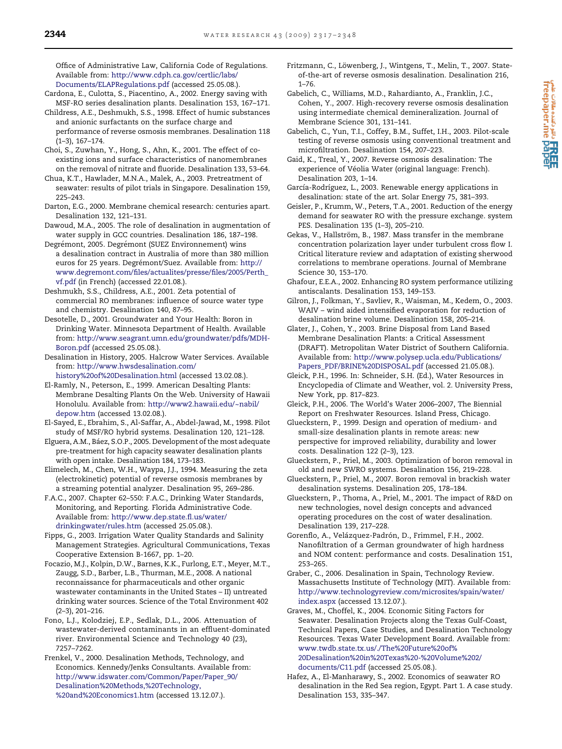Office of Administrative Law, California Code of Regulations. Available from: http://www.cdph.ca.gov/certlic/labs/Documents/ELAPRegulations.pdf (accessed 25.05.08.).

Cardona, E., Culotta, S., Piacentino, A., 2002. Energy saving with MSF-RO series desalination plants. Desalination 153, 167–171.

Childress, A.E., Deshmukh, S.S., 1998. Effect of humic substances and anionic surfactants on the surface charge and performance of reverse osmosis membranes. Desalination 118 (1–3), 167–174.

Choi, S., Zuwhan, Y., Hong, S., Ahn, K., 2001. The effect of co-existing ions and surface characteristics of nanomembranes on the removal of nitrate and fluoride. Desalination 133, 53–64.

Chua, K.T., Hawlader, M.N.A., Malek, A., 2003. Pretreatment of seawater: results of pilot trials in Singapore. Desalination 159, 225–243.

Darton, E.G., 2000. Membrane chemical research: centuries apart. Desalination 132, 121–131.

Dawoud, M.A., 2005. The role of desalination in augmentation of water supply in GCC countries. Desalination 186, 187–198.

Degrémont, 2005. Degrémont (SUEZ Environnement) wins a desalination contract in Australia of more than 380 million euros for 25 years. Degrémont/Suez. Available from: http://www.degremont.com/files/actualites/presse/files/2005/Perth_vf.pdf (in French) (accessed 22.01.08.).

Deshmukh, S.S., Childress, A.E., 2001. Zeta potential of commercial RO membranes: influence of source water type and chemistry. Desalination 140, 87–95.

Desotelle, D., 2001. Groundwater and Your Health: Boron in Drinking Water. Minnesota Department of Health. Available from: http://www.seagrant.umn.edu/groundwater/pdfs/MDH-Boron.pdf (accessed 25.05.08.).

Desalination in History, 2005. Halcrow Water Services. Available from: http://www.hwsdesalination.com/history%20of%20Desalination.html (accessed 13.02.08.).

El-Ramly, N., Peterson, E., 1999. American Desalting Plants: Membrane Desalting Plants On the Web. University of Hawaii Honolulu. Available from: http://www2.hawaii.edu/~nabil/depow.htm (accessed 13.02.08.).

El-Sayed, E., Ebrahim, S., Al-Saffar, A., Abdel-Jawad, M., 1998. Pilot study of MSF/RO hybrid systems. Desalination 120, 121–128.

Elguera, A.M., Báez, S.O.P., 2005. Development of the most adequate pre-treatment for high capacity seawater desalination plants with open intake. Desalination 184, 173–183.

Elimelech, M., Chen, W.H., Waypa, J.J., 1994. Measuring the zeta (electrokinetic) potential of reverse osmosis membranes by a streaming potential analyzer. Desalination 95, 269–286.

F.A.C., 2007. Chapter 62–550: F.A.C., Drinking Water Standards, Monitoring, and Reporting. Florida Administrative Code. Available from: http://www.dep.state.fl.us/water/drinkingwater/rules.htm (accessed 25.05.08.).

Fipps, G., 2003. Irrigation Water Quality Standards and Salinity Management Strategies. Agricultural Communications, Texas Cooperative Extension B-1667, pp. 1–20.

Focazio, M.J., Kolpin, D.W., Barnes, K.K., Furlong, E.T., Meyer, M.T., Zaugg, S.D., Barber, L.B., Thurman, M.E., 2008. A national reconnaissance for pharmaceuticals and other organic wastewater contaminants in the United States – II) untreated drinking water sources. Science of the Total Environment 402 (2–3), 201–216.

Fono, L.J., Kolodziej, E.P., Sedlak, D.L., 2006. Attenuation of wastewater-derived contaminants in an effluent-dominated river. Environmental Science and Technology 40 (23), 7257–7262.

Frenkel, V., 2000. Desalination Methods, Technology, and Economics. Kennedy/Jenks Consultants. Available from: http://www.idswater.com/Common/Paper/Paper_90/Desalination%20Methods,%20Technology,%20and%20Economics1.htm (accessed 13.12.07.).

Fritzmann, C., Löwenberg, J., Wintgens, T., Melin, T., 2007. State-of-the-art of reverse osmosis desalination. Desalination 216, 1–76.

Gabelich, C., Williams, M.D., Rahardianto, A., Franklin, J.C., Cohen, Y., 2007. High-recovery reverse osmosis desalination using intermediate chemical demineralization. Journal of Membrane Science 301, 131–141.

Gabelich, C., Yun, T.I., Coffey, B.M., Suffet, I.H., 2003. Pilot-scale testing of reverse osmosis using conventional treatment and microfiltration. Desalination 154, 207–223.

Gaid, K., Treal, Y., 2007. Reverse osmosis desalination: The experience of Véolia Water (original language: French). Desalination 203, 1–14.

García-Rodríguez, L., 2003. Renewable energy applications in desalination: state of the art. Solar Energy 75, 381–393.

Geisler, P., Krumm, W., Peters, T.A., 2001. Reduction of the energy demand for seawater RO with the pressure exchange. system PES. Desalination 135 (1–3), 205–210.

Gekas, V., Hallström, B., 1987. Mass transfer in the membrane concentration polarization layer under turbulent cross flow I. Critical literature review and adaptation of existing sherwood correlations to membrane operations. Journal of Membrane Science 30, 153–170.

Ghafour, E.E.A., 2002. Enhancing RO system performance utilizing antiscalants. Desalination 153, 149–153.

Gilron, J., Folkman, Y., Savliev, R., Waisman, M., Kedem, O., 2003. WAIV – wind aided intensified evaporation for reduction of desalination brine volume. Desalination 158, 205–214.

Glater, J., Cohen, Y., 2003. Brine Disposal from Land Based Membrane Desalination Plants: a Critical Assessment (DRAFT). Metropolitan Water District of Southern California. Available from: http://www.polysep.ucla.edu/Publications/Papers_PDF/BRINE%20DISPOSAL.pdf (accessed 21.05.08.).

Gleick, P.H., 1996. In: Schneider, S.H. (Ed.), Water Resources in Encyclopedia of Climate and Weather, vol. 2. University Press, New York, pp. 817–823.

Gleick, P.H., 2006. The World's Water 2006–2007, The Biennial Report on Freshwater Resources. Island Press, Chicago.

Glueckstern, P., 1999. Design and operation of medium- and small-size desalination plants in remote areas: new perspective for improved reliability, durability and lower costs. Desalination 122 (2–3), 123.

Glueckstern, P., Priel, M., 2003. Optimization of boron removal in old and new SWRO systems. Desalination 156, 219–228.

Glueckstern, P., Priel, M., 2007. Boron removal in brackish water desalination systems. Desalination 205, 178–184.

Glueckstern, P., Thoma, A., Priel, M., 2001. The impact of R&D on new technologies, novel design concepts and advanced operating procedures on the cost of water desalination. Desalination 139, 217–228.

Gorenflo, A., Velázquez-Padrón, D., Frimmel, F.H., 2002. Nanofiltration of a German groundwater of high hardness and NOM content: performance and costs. Desalination 151, 253–265.

Graber, C., 2006. Desalination in Spain, Technology Review. Massachusetts Institute of Technology (MIT). Available from: http://www.technologyreview.com/microsites/spain/water/index.aspx (accessed 13.12.07.).

Graves, M., Choffel, K., 2004. Economic Siting Factors for Seawater. Desalination Projects along the Texas Gulf-Coast, Technical Papers, Case Studies, and Desalination Technology Resources. Texas Water Development Board. Available from: www.twdb.state.tx.us/./The%20Future%20of%20Desalination%20in%20Texas%20-%20Volume%202/documents/C11.pdf (accessed 25.05.08.).

Hafez, A., El-Manharawy, S., 2002. Economics of seawater RO desalination in the Red Sea region, Egypt. Part 1. A case study. Desalination 153, 335–347.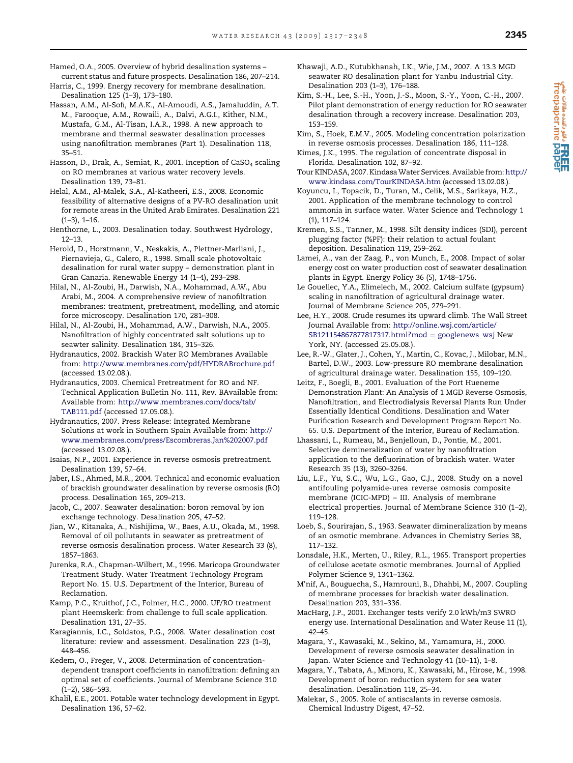Hamed, O.A., 2005. Overview of hybrid desalination systems – current status and future prospects. Desalination 186, 207–214.

Harris, C., 1999. Energy recovery for membrane desalination. Desalination 125 (1–3), 173–180.

Hassan, A.M., Al-Sofi, M.A.K., Al-Amoudi, A.S., Jamaluddin, A.T. M., Farooque, A.M., Rowaili, A., Dalvi, A.G.I., Kither, N.M., Mustafa, G.M., Al-Tisan, I.A.R., 1998. A new approach to membrane and thermal seawater desalination processes using nanofiltration membranes (Part 1). Desalination 118, 35–51.

Hasson, D., Drak, A., Semiat, R., 2001. Inception of $CaSO_4$ scaling on RO membranes at various water recovery levels. Desalination 139, 73–81.

Helal, A.M., Al-Malek, S.A., Al-Katheeri, E.S., 2008. Economic feasibility of alternative designs of a PV-RO desalination unit for remote areas in the United Arab Emirates. Desalination 221 (1–3), 1–16.

Henthorne, L., 2003. Desalination today. Southwest Hydrology, 12–13.

Herold, D., Horstmann, V., Neskakis, A., Plettner-Marliani, J., Piernavieja, G., Calero, R., 1998. Small scale photovoltaic desalination for rural water suppy – demonstration plant in Gran Canaria. Renewable Energy 14 (1–4), 293–298.

Hilal, N., Al-Zoubi, H., Darwish, N.A., Mohammad, A.W., Abu Arabi, M., 2004. A comprehensive review of nanofiltration membranes: treatment, pretreatment, modelling, and atomic force microscopy. Desalination 170, 281–308.

Hilal, N., Al-Zoubi, H., Mohammad, A.W., Darwish, N.A., 2005. Nanofiltration of highly concentrated salt solutions up to seawter salinity. Desalination 184, 315–326.

Hydranautics, 2002. Brackish Water RO Membranes Available from: http://www.membranes.com/pdf/HYDRABrochure.pdf (accessed 13.02.08.).

Hydranautics, 2003. Chemical Pretreatment for RO and NF. Technical Application Bulletin No. 111, Rev. BAvailable from: Available from: http://www.membranes.com/docs/tab/TAB111.pdf (accessed 17.05.08.).

Hydranautics, 2007. Press Release: Integrated Membrane Solutions at work in Southern Spain Available from: http://www.membranes.com/press/Escombreras.Jan%202007.pdf (accessed 13.02.08.).

Isaias, N.P., 2001. Experience in reverse osmosis pretreatment. Desalination 139, 57–64.

Jaber, I.S., Ahmed, M.R., 2004. Technical and economic evaluation of brackish groundwater desalination by reverse osmosis (RO) process. Desalination 165, 209–213.

Jacob, C., 2007. Seawater desalination: boron removal by ion exchange technology. Desalination 205, 47–52.

Jian, W., Kitanaka, A., Nishijima, W., Baes, A.U., Okada, M., 1998. Removal of oil pollutants in seawater as pretreatment of reverse osmosis desalination process. Water Research 33 (8), 1857–1863.

Jurenka, R.A., Chapman-Wilbert, M., 1996. Maricopa Groundwater Treatment Study. Water Treatment Technology Program Report No. 15. U.S. Department of the Interior, Bureau of Reclamation.

Kamp, P.C., Kruithof, J.C., Folmer, H.C., 2000. UF/RO treatment plant Heemskerk: from challenge to full scale application. Desalination 131, 27–35.

Karagiannis, I.C., Soldatos, P.G., 2008. Water desalination cost literature: review and assessment. Desalination 223 (1–3), 448–456.

Kedem, O., Freger, V., 2008. Determination of concentration-dependent transport coefficients in nanofiltration: defining an optimal set of coefficients. Journal of Membrane Science 310 (1–2), 586–593.

Khalil, E.E., 2001. Potable water technology development in Egypt. Desalination 136, 57–62.

Khawaji, A.D., Kutubkhanah, I.K., Wie, J.M., 2007. A 13.3 MGD seawater RO desalination plant for Yanbu Industrial City. Desalination 203 (1–3), 176–188.

Kim, S.-H., Lee, S.-H., Yoon, J.-S., Moon, S.-Y., Yoon, C.-H., 2007. Pilot plant demonstration of energy reduction for RO seawater desalination through a recovery increase. Desalination 203, 153–159.

Kim, S., Hoek, E.M.V., 2005. Modeling concentration polarization in reverse osmosis processes. Desalination 186, 111–128.

Kimes, J.K., 1995. The regulation of concentrate disposal in Florida. Desalination 102, 87–92.

Tour KINDASA, 2007. Kindasa Water Services. Available from: http://www.kindasa.com/TourKINDASA.htm (accessed 13.02.08.).

Koyuncu, I., Topacik, D., Turan, M., Celik, M.S., Sarikaya, H.Z., 2001. Application of the membrane technology to control ammonia in surface water. Water Science and Technology 1 (1), 117–124.

Kremen, S.S., Tanner, M., 1998. Silt density indices (SDI), percent plugging factor (%PF): their relation to actual foulant deposition. Desalination 119, 259–262.

Lamei, A., van der Zaag, P., von Munch, E., 2008. Impact of solar energy cost on water production cost of seawater desalination plants in Egypt. Energy Policy 36 (5), 1748–1756.

Le Gouellec, Y.A., Elimelech, M., 2002. Calcium sulfate (gypsum) scaling in nanofiltration of agricultural drainage water. Journal of Membrane Science 205, 279–291.

Lee, H.Y., 2008. Crude resumes its upward climb. The Wall Street Journal Available from: http://online.wsj.com/article/SB121154867877817317.html?mod = googlenews_wsj New York, NY. (accessed 25.05.08.).

Lee, R.-W., Glater, J., Cohen, Y., Martin, C., Kovac, J., Milobar, M.N., Bartel, D.W., 2003. Low-pressure RO membrane desalination of agricultural drainage water. Desalination 155, 109–120.

Leitz, F., Boegli, B., 2001. Evaluation of the Port Hueneme Demonstration Plant: An Analysis of 1 MGD Reverse Osmosis, Nanofiltration, and Electrodialysis Reversal Plants Run Under Essentially Identical Conditions. Desalination and Water Purification Research and Development Program Report No. 65. U.S. Department of the Interior, Bureau of Reclamation.

Lhassani, L., Rumeau, M., Benjelloun, D., Pontie, M., 2001. Selective demineralization of water by nanofiltration application to the defluorination of brackish water. Water Research 35 (13), 3260–3264.

Liu, L.F., Yu, S.C., Wu, L.G., Gao, C.J., 2008. Study on a novel antifouling polyamide-urea reverse osmosis composite membrane (ICIC-MPD) – III. Analysis of membrane electrical properties. Journal of Membrane Science 310 (1–2), 119–128.

Loeb, S., Sourirajan, S., 1963. Seawater dimineralization by means of an osmotic membrane. Advances in Chemistry Series 38, 117–132.

Lonsdale, H.K., Merten, U., Riley, R.L., 1965. Transport properties of cellulose acetate osmotic membranes. Journal of Applied Polymer Science 9, 1341–1362.

M'nif, A., Bouguecha, S., Hamrouni, B., Dhahbi, M., 2007. Coupling of membrane processes for brackish water desalination. Desalination 203, 331–336.

MacHarg, J.P., 2001. Exchanger tests verify 2.0 kWh/m3 SWRO energy use. International Desalination and Water Reuse 11 (1), 42–45.

Magara, Y., Kawasaki, M., Sekino, M., Yamamura, H., 2000. Development of reverse osmosis seawater desalination in Japan. Water Science and Technology 41 (10–11), 1–8.

Magara, Y., Tabata, A., Minoru, K., Kawasaki, M., Hirose, M., 1998. Development of boron reduction system for sea water desalination. Desalination 118, 25–34.

Malekar, S., 2005. Role of antiscalants in reverse osmosis. Chemical Industry Digest, 47–52.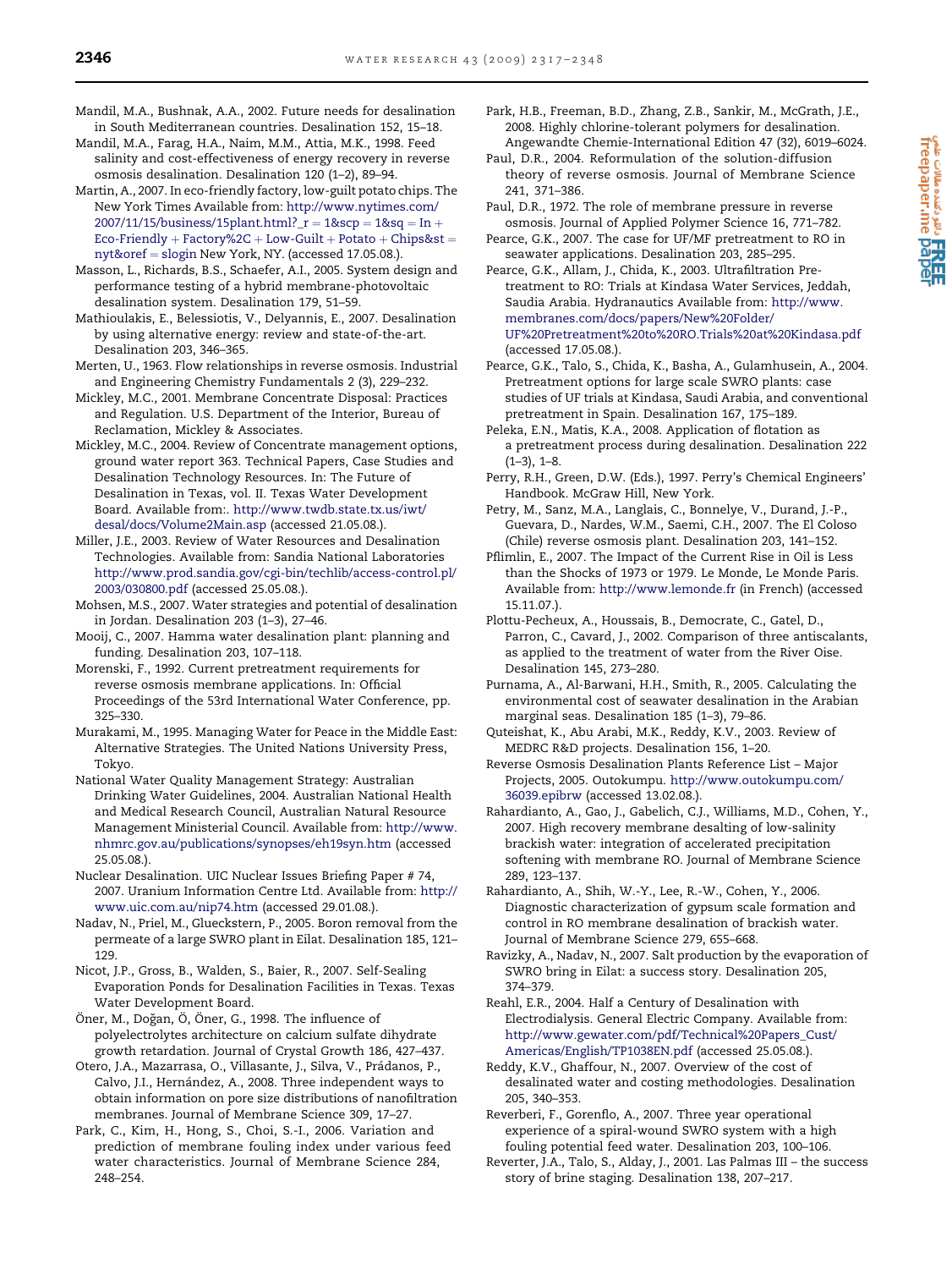Mandil, M.A., Bushnak, A.A., 2002. Future needs for desalination in South Mediterranean countries. Desalination 152, 15–18.

Mandil, M.A., Farag, H.A., Naim, M.M., Attia, M.K., 1998. Feed salinity and cost-effectiveness of energy recovery in reverse osmosis desalination. Desalination 120 (1–2), 89–94.

Martin, A., 2007. In eco-friendly factory, low-guilt potato chips. The New York Times Available from: http://www.nytimes.com/2007/11/15/business/15plant.html?_r = 1&scp = 1&sq = In + Eco-Friendly + Factory%2C + Low-Guilt + Potato + Chips&st = nyt&oref = slogin New York, NY. (accessed 17.05.08.).

Masson, L., Richards, B.S., Schaefer, A.I., 2005. System design and performance testing of a hybrid membrane-photovoltaic desalination system. Desalination 179, 51–59.

Mathioulakis, E., Belessiotis, V., Delyannis, E., 2007. Desalination by using alternative energy: review and state-of-the-art. Desalination 203, 346–365.

Merten, U., 1963. Flow relationships in reverse osmosis. Industrial and Engineering Chemistry Fundamentals 2 (3), 229–232.

Mickley, M.C., 2001. Membrane Concentrate Disposal: Practices and Regulation. U.S. Department of the Interior, Bureau of Reclamation, Mickley & Associates.

Mickley, M.C., 2004. Review of Concentrate management options, ground water report 363. Technical Papers, Case Studies and Desalination Technology Resources. In: The Future of Desalination in Texas, vol. II. Texas Water Development Board. Available from:. http://www.twdb.state.tx.us/iwt/desal/docs/Volume2Main.asp (accessed 21.05.08.).

Miller, J.E., 2003. Review of Water Resources and Desalination Technologies. Available from: Sandia National Laboratories http://www.prod.sandia.gov/cgi-bin/techlib/access-control.pl/2003/030800.pdf (accessed 25.05.08.).

Mohsen, M.S., 2007. Water strategies and potential of desalination in Jordan. Desalination 203 (1–3), 27–46.

Mooij, C., 2007. Hamma water desalination plant: planning and funding. Desalination 203, 107–118.

Morenski, F., 1992. Current pretreatment requirements for reverse osmosis membrane applications. In: Official Proceedings of the 53rd International Water Conference, pp. 325–330.

Murakami, M., 1995. Managing Water for Peace in the Middle East: Alternative Strategies. The United Nations University Press, Tokyo.

National Water Quality Management Strategy: Australian Drinking Water Guidelines, 2004. Australian National Health and Medical Research Council, Australian Natural Resource Management Ministerial Council. Available from: http://www.nhmrc.gov.au/publications/synopses/eh19syn.htm (accessed 25.05.08.).

Nuclear Desalination. UIC Nuclear Issues Briefing Paper # 74, 2007. Uranium Information Centre Ltd. Available from: http://www.uic.com.au/nip74.htm (accessed 29.01.08.).

Nadav, N., Priel, M., Glueckstern, P., 2005. Boron removal from the permeate of a large SWRO plant in Eilat. Desalination 185, 121–129.

Nicot, J.P., Gross, B., Walden, S., Baier, R., 2007. Self-Sealing Evaporation Ponds for Desalination Facilities in Texas. Texas Water Development Board.

Öner, M., Doğan, Ö., Öner, G., 1998. The influence of polyelectrolytes architecture on calcium sulfate dihydrate growth retardation. Journal of Crystal Growth 186, 427–437.

Otero, J.A., Mazarrasa, O., Villasante, J., Silva, V., Prádanos, P., Calvo, J.I., Hernández, A., 2008. Three independent ways to obtain information on pore size distributions of nanofiltration membranes. Journal of Membrane Science 309, 17–27.

Park, C., Kim, H., Hong, S., Choi, S.-I., 2006. Variation and prediction of membrane fouling index under various feed water characteristics. Journal of Membrane Science 284, 248–254.

Park, H.B., Freeman, B.D., Zhang, Z.B., Sankir, M., McGrath, J.E., 2008. Highly chlorine-tolerant polymers for desalination. Angewandte Chemie-International Edition 47 (32), 6019–6024.

Paul, D.R., 2004. Reformulation of the solution-diffusion theory of reverse osmosis. Journal of Membrane Science 241, 371–386.

Paul, D.R., 1972. The role of membrane pressure in reverse osmosis. Journal of Applied Polymer Science 16, 771–782.

Pearce, G.K., 2007. The case for UF/MF pretreatment to RO in seawater applications. Desalination 203, 285–295.

Pearce, G.K., Allam, J., Chida, K., 2003. Ultrafiltration Pre-treatment to RO: Trials at Kindasa Water Services, Jeddah, Saudia Arabia. Hydranautics Available from: http://www.membranes.com/docs/papers/New%20Folder/UF%20Pretreatment%20to%20RO.Trials%20at%20Kindasa.pdf (accessed 17.05.08.).

Pearce, G.K., Talo, S., Chida, K., Basha, A., Gulamhusein, A., 2004. Pretreatment options for large scale SWRO plants: case studies of UF trials at Kindasa, Saudi Arabia, and conventional pretreatment in Spain. Desalination 167, 175–189.

Peleka, E.N., Matis, K.A., 2008. Application of flotation as a pretreatment process during desalination. Desalination 222 (1–3), 1–8.

Perry, R.H., Green, D.W. (Eds.), 1997. Perry's Chemical Engineers' Handbook. McGraw Hill, New York.

Petry, M., Sanz, M.A., Langlais, C., Bonnelye, V., Durand, J.-P., Guevara, D., Nardes, W.M., Saemi, C.H., 2007. The El Coloso (Chile) reverse osmosis plant. Desalination 203, 141–152.

Pflimlin, E., 2007. The Impact of the Current Rise in Oil is Less than the Shocks of 1973 or 1979. Le Monde, Le Monde Paris. Available from: http://www.lemonde.fr (in French) (accessed 15.11.07.).

Plottu-Pecheux, A., Houssais, B., Democrate, C., Gatel, D., Parron, C., Cavard, J., 2002. Comparison of three antiscalants, as applied to the treatment of water from the River Oise. Desalination 145, 273–280.

Purnama, A., Al-Barwani, H.H., Smith, R., 2005. Calculating the environmental cost of seawater desalination in the Arabian marginal seas. Desalination 185 (1–3), 79–86.

Quteishat, K., Abu Arabi, M.K., Reddy, K.V., 2003. Review of MEDRC R&D projects. Desalination 156, 1–20.

Reverse Osmosis Desalination Plants Reference List – Major Projects, 2005. Outokumpu. http://www.outokumpu.com/36039.epibrw (accessed 13.02.08.).

Rahardianto, A., Gao, J., Gabelich, C.J., Williams, M.D., Cohen, Y., 2007. High recovery membrane desalting of low-salinity brackish water: integration of accelerated precipitation softening with membrane RO. Journal of Membrane Science 289, 123–137.

Rahardianto, A., Shih, W.-Y., Lee, R.-W., Cohen, Y., 2006. Diagnostic characterization of gypsum scale formation and control in RO membrane desalination of brackish water. Journal of Membrane Science 279, 655–668.

Ravizky, A., Nadav, N., 2007. Salt production by the evaporation of SWRO bring in Eilat: a success story. Desalination 205, 374–379.

Reahl, E.R., 2004. Half a Century of Desalination with Electrodialysis. General Electric Company. Available from: http://www.gewater.com/pdf/Technical%20Papers_Cust/Americas/English/TP1038EN.pdf (accessed 25.05.08.).

Reddy, K.V., Ghaffour, N., 2007. Overview of the cost of desalinated water and costing methodologies. Desalination 205, 340–353.

Reverberi, F., Gorenflo, A., 2007. Three year operational experience of a spiral-wound SWRO system with a high fouling potential feed water. Desalination 203, 100–106.

Reverter, J.A., Talo, S., Alday, J., 2001. Las Palmas III – the success story of brine staging. Desalination 138, 207–217.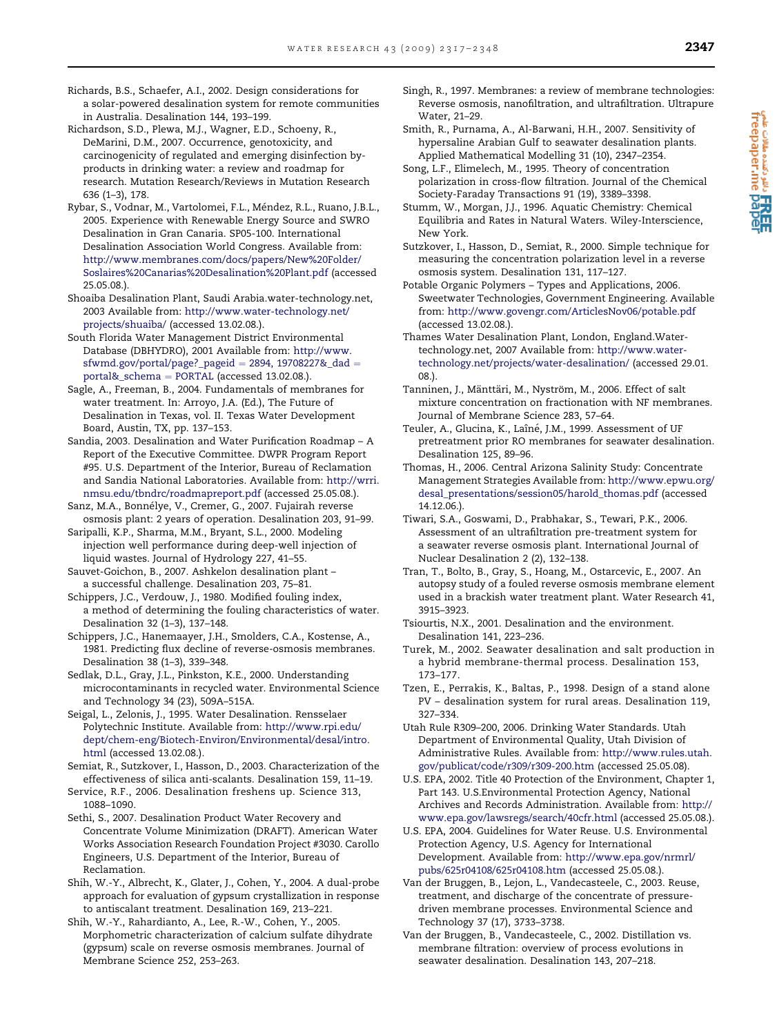Richards, B.S., Schaefer, A.I., 2002. Design considerations for a solar-powered desalination system for remote communities in Australia. Desalination 144, 193–199.

Richardson, S.D., Plewa, M.J., Wagner, E.D., Schoeny, R., DeMarini, D.M., 2007. Occurrence, genotoxicity, and carcinogenicity of regulated and emerging disinfection by-products in drinking water: a review and roadmap for research. Mutation Research/Reviews in Mutation Research 636 (1–3), 178.

Rybar, S., Vodnar, M., Vartolomei, F.L., Méndez, R.L., Ruano, J.B.L., 2005. Experience with Renewable Energy Source and SWRO Desalination in Gran Canaria. SP05-100. International Desalination Association World Congress. Available from: http://www.membranes.com/docs/papers/New%20Folder/Soslaires%20Canarias%20Desalination%20Plant.pdf (accessed 25.05.08.).

Shoaiba Desalination Plant, Saudi Arabia.water-technology.net, 2003 Available from: http://www.water-technology.net/projects/shuaiba/ (accessed 13.02.08.).

South Florida Water Management District Environmental Database (DBHYDRO), 2001 Available from: http://www.sfwmd.gov/portal/page?_pageid = 2894, 19708227&_dad = portal&_schema = PORTAL (accessed 13.02.08.).

Sagle, A., Freeman, B., 2004. Fundamentals of membranes for water treatment. In: Arroyo, J.A. (Ed.), The Future of Desalination in Texas, vol. II. Texas Water Development Board, Austin, TX, pp. 137–153.

Sandia, 2003. Desalination and Water Purification Roadmap – A Report of the Executive Committee. DWPR Program Report #95. U.S. Department of the Interior, Bureau of Reclamation and Sandia National Laboratories. Available from: http://wrri.nmsu.edu/tbndrc/roadmapreport.pdf (accessed 25.05.08.).

Sanz, M.A., Bonnélye, V., Cremer, G., 2007. Fujairah reverse osmosis plant: 2 years of operation. Desalination 203, 91–99.

Saripalli, K.P., Sharma, M.M., Bryant, S.L., 2000. Modeling injection well performance during deep-well injection of liquid wastes. Journal of Hydrology 227, 41–55.

Sauvet-Goichon, B., 2007. Ashkelon desalination plant – a successful challenge. Desalination 203, 75–81.

Schippers, J.C., Verdouw, J., 1980. Modified fouling index, a method of determining the fouling characteristics of water. Desalination 32 (1–3), 137–148.

Schippers, J.C., Hanemaayer, J.H., Smolders, C.A., Kostense, A., 1981. Predicting flux decline of reverse-osmosis membranes. Desalination 38 (1–3), 339–348.

Sedlak, D.L., Gray, J.L., Pinkston, K.E., 2000. Understanding microcontaminants in recycled water. Environmental Science and Technology 34 (23), 509A–515A.

Seigal, L., Zelonis, J., 1995. Water Desalination. Rensselaer Polytechnic Institute. Available from: http://www.rpi.edu/dept/chem-eng/Biotech-Environ/Environmental/desal/intro.html (accessed 13.02.08.).

Semiat, R., Sutzkover, I., Hasson, D., 2003. Characterization of the effectiveness of silica anti-scalants. Desalination 159, 11–19.

Service, R.F., 2006. Desalination freshens up. Science 313, 1088–1090.

Sethi, S., 2007. Desalination Product Water Recovery and Concentrate Volume Minimization (DRAFT). American Water Works Association Research Foundation Project #3030. Carollo Engineers, U.S. Department of the Interior, Bureau of Reclamation.

Shih, W.-Y., Albrecht, K., Glater, J., Cohen, Y., 2004. A dual-probe approach for evaluation of gypsum crystallization in response to antiscalant treatment. Desalination 169, 213–221.

Shih, W.-Y., Rahardianto, A., Lee, R.-W., Cohen, Y., 2005. Morphometric characterization of calcium sulfate dihydrate (gypsum) scale on reverse osmosis membranes. Journal of Membrane Science 252, 253–263.

Singh, R., 1997. Membranes: a review of membrane technologies: Reverse osmosis, nanofiltration, and ultrafiltration. Ultrapure Water, 21–29.

Smith, R., Purnama, A., Al-Barwani, H.H., 2007. Sensitivity of hypersaline Arabian Gulf to seawater desalination plants. Applied Mathematical Modelling 31 (10), 2347–2354.

Song, L.F., Elimelech, M., 1995. Theory of concentration polarization in cross-flow filtration. Journal of the Chemical Society-Faraday Transactions 91 (19), 3389–3398.

Stumm, W., Morgan, J.J., 1996. Aquatic Chemistry: Chemical Equilibria and Rates in Natural Waters. Wiley-Interscience, New York.

Sutzkover, I., Hasson, D., Semiat, R., 2000. Simple technique for measuring the concentration polarization level in a reverse osmosis system. Desalination 131, 117–127.

Potable Organic Polymers – Types and Applications, 2006. Sweetwater Technologies, Government Engineering. Available from: http://www.govengr.com/ArticlesNov06/potable.pdf (accessed 13.02.08.).

Thames Water Desalination Plant, London, England.Water-technology.net, 2007 Available from: http://www.water-technology.net/projects/water-desalination/ (accessed 29.01.08.).

Tanninen, J., Mänttäri, M., Nyström, M., 2006. Effect of salt mixture concentration on fractionation with NF membranes. Journal of Membrane Science 283, 57–64.

Teuler, A., Glucina, K., Laîné, J.M., 1999. Assessment of UF pretreatment prior RO membranes for seawater desalination. Desalination 125, 89–96.

Thomas, H., 2006. Central Arizona Salinity Study: Concentrate Management Strategies Available from: http://www.epwu.org/desal_presentations/session05/harold_thomas.pdf (accessed 14.12.06.).

Tiwari, S.A., Goswami, D., Prabhakar, S., Tewari, P.K., 2006. Assessment of an ultrafiltration pre-treatment system for a seawater reverse osmosis plant. International Journal of Nuclear Desalination 2 (2), 132–138.

Tran, T., Bolto, B., Gray, S., Hoang, M., Ostarcevic, E., 2007. An autopsy study of a fouled reverse osmosis membrane element used in a brackish water treatment plant. Water Research 41, 3915–3923.

Tsiourtis, N.X., 2001. Desalination and the environment. Desalination 141, 223–236.

Turek, M., 2002. Seawater desalination and salt production in a hybrid membrane-thermal process. Desalination 153, 173–177.

Tzen, E., Perrakis, K., Baltas, P., 1998. Design of a stand alone PV – desalination system for rural areas. Desalination 119, 327–334.

Utah Rule R309–200, 2006. Drinking Water Standards. Utah Department of Environmental Quality, Utah Division of Administrative Rules. Available from: http://www.rules.utah.gov/publicat/code/r309/r309-200.htm (accessed 25.05.08).

U.S. EPA, 2002. Title 40 Protection of the Environment, Chapter 1, Part 143. U.S.Environmental Protection Agency, National Archives and Records Administration. Available from: http://www.epa.gov/lawsregs/search/40cfr.html (accessed 25.05.08.).

U.S. EPA, 2004. Guidelines for Water Reuse. U.S. Environmental Protection Agency, U.S. Agency for International Development. Available from: http://www.epa.gov/nrmrl/pubs/625r04108/625r04108.htm (accessed 25.05.08.).

Van der Bruggen, B., Lejon, L., Vandecasteele, C., 2003. Reuse, treatment, and discharge of the concentrate of pressure-driven membrane processes. Environmental Science and Technology 37 (17), 3733–3738.

Van der Bruggen, B., Vandecasteele, C., 2002. Distillation vs. membrane filtration: overview of process evolutions in seawater desalination. Desalination 143, 207–218.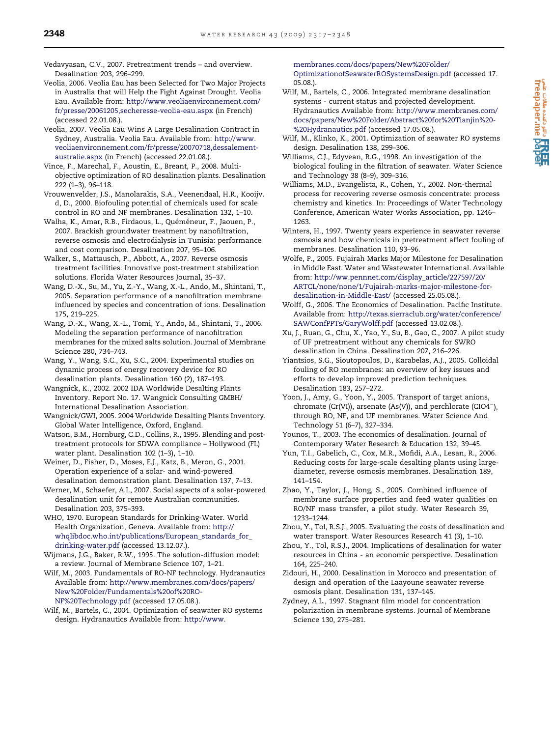Vedavyasan, C.V., 2007. Pretreatment trends – and overview. Desalination 203, 296–299.

Veolia, 2006. Veolia Eau has been Selected for Two Major Projects in Australia that will Help the Fight Against Drought. Veolia Eau. Available from: http://www.veoliaenvironnement.com/fr/presse/20061205,secheresse-veolia-eau.aspx (in French) (accessed 22.01.08.).

Veolia, 2007. Veolia Eau Wins A Large Desalination Contract in Sydney, Australia. Veolia Eau. Available from: http://www.veoliaenvironnement.com/fr/presse/20070718,dessalement-australie.aspx (in French) (accessed 22.01.08.).

Vince, F., Marechal, F., Aoustin, E., Breant, P., 2008. Multi-objective optimization of RO desalination plants. Desalination 222 (1–3), 96–118.

Vrouwenvelder, J.S., Manolarakis, S.A., Veenendaal, H.R., Kooijv. d, D., 2000. Biofouling potential of chemicals used for scale control in RO and NF membranes. Desalination 132, 1–10.

Walha, K., Amar, R.B., Firdaous, L., Quéméneur, F., Jaouen, P., 2007. Brackish groundwater treatment by nanofiltration, reverse osmosis and electrodialysis in Tunisia: performance and cost comparison. Desalination 207, 95–106.

Walker, S., Mattausch, P., Abbott, A., 2007. Reverse osmosis treatment facilities: Innovative post-treatment stabilization solutions. Florida Water Resources Journal, 35–37.

Wang, D.-X., Su, M., Yu, Z.-Y., Wang, X.-L., Ando, M., Shintani, T., 2005. Separation performance of a nanofiltration membrane influenced by species and concentration of ions. Desalination 175, 219–225.

Wang, D.-X., Wang, X.-L., Tomi, Y., Ando, M., Shintani, T., 2006. Modeling the separation performance of nanofiltration membranes for the mixed salts solution. Journal of Membrane Science 280, 734–743.

Wang, Y., Wang, S.C., Xu, S.C., 2004. Experimental studies on dynamic process of energy recovery device for RO desalination plants. Desalination 160 (2), 187–193.

Wangnick, K., 2002. 2002 IDA Worldwide Desalting Plants Inventory. Report No. 17. Wangnick Consulting GMBH/International Desalination Association.

Wangnick/GWI, 2005. 2004 Worldwide Desalting Plants Inventory. Global Water Intelligence, Oxford, England.

Watson, B.M., Hornburg, C.D., Collins, R., 1995. Blending and post-treatment protocols for SDWA compliance – Hollywood (FL) water plant. Desalination 102 (1–3), 1–10.

Weiner, D., Fisher, D., Moses, E.J., Katz, B., Meron, G., 2001. Operation experience of a solar- and wind-powered desalination demonstration plant. Desalination 137, 7–13.

Werner, M., Schaefer, A.I., 2007. Social aspects of a solar-powered desalination unit for remote Australian communities. Desalination 203, 375–393.

WHO, 1970. European Standards for Drinking-Water. World Health Organization, Geneva. Available from: http://whqlibdoc.who.int/publications/European_standards_for_drinking-water.pdf (accessed 13.12.07.).

Wijmans, J.G., Baker, R.W., 1995. The solution-diffusion model: a review. Journal of Membrane Science 107, 1–21.

Wilf, M., 2003. Fundamentals of RO-NF technology. Hydranautics Available from: http://www.membranes.com/docs/papers/New%20Folder/Fundamentals%20of%20RO-NF%20Technology.pdf (accessed 17.05.08.).

Wilf, M., Bartels, C., 2004. Optimization of seawater RO systems design. Hydranautics Available from: http://www.membranes.com/docs/papers/New%20Folder/OptimizationofSeawaterROSystemsDesign.pdf (accessed 17.05.08.).

Wilf, M., Bartels, C., 2006. Integrated membrane desalination systems - current status and projected development. Hydranautics Available from: http://www.membranes.com/docs/papers/New%20Folder/Abstract%20for%20Tianjin%20-%20Hydranautics.pdf (accessed 17.05.08.).

Wilf, M., Klinko, K., 2001. Optimization of seawater RO systems design. Desalination 138, 299–306.

Williams, C.J., Edyvean, R.G., 1998. An investigation of the biological fouling in the filtration of seawater. Water Science and Technology 38 (8–9), 309–316.

Williams, M.D., Evangelista, R., Cohen, Y., 2002. Non-thermal process for recovering reverse osmosis concentrate: process chemistry and kinetics. In: Proceedings of Water Technology Conference, American Water Works Association, pp. 1246–1263.

Winters, H., 1997. Twenty years experience in seawater reverse osmosis and how chemicals in pretreatment affect fouling of membranes. Desalination 110, 93–96.

Wolfe, P., 2005. Fujairah Marks Major Milestone for Desalination in Middle East. Water and Wastewater International. Available from: http://ww.pennnet.com/display_article/227597/20/ARTCL/none/none/1/Fujairah-marks-major-milestone-for-desalination-in-Middle-East/ (accessed 25.05.08.).

Wolff, G., 2006. The Economics of Desalination. Pacific Institute. Available from: http://texas.sierraclub.org/water/conference/SAWConfPPTs/GaryWolff.pdf (accessed 13.02.08.).

Xu, J., Ruan, G., Chu, X., Yao, Y., Su, B., Gao, C., 2007. A pilot study of UF pretreatment without any chemicals for SWRO desalination in China. Desalination 207, 216–226.

Yiantsios, S.G., Sioutopoulos, D., Karabelas, A.J., 2005. Colloidal fouling of RO membranes: an overview of key issues and efforts to develop improved prediction techniques. Desalination 183, 257–272.

Yoon, J., Amy, G., Yoon, Y., 2005. Transport of target anions, chromate (Cr(VI)), arsenate (As(V)), and perchlorate ($ClO4^-$), through RO, NF, and UF membranes. Water Science And Technology 51 (6–7), 327–334.

Younos, T., 2003. The economics of desalination. Journal of Contemporary Water Research & Education 132, 39–45.

Yun, T.I., Gabelich, C., Cox, M.R., Mofidi, A.A., Lesan, R., 2006. Reducing costs for large-scale desalting plants using large-diameter, reverse osmosis membranes. Desalination 189, 141–154.

Zhao, Y., Taylor, J., Hong, S., 2005. Combined influence of membrane surface properties and feed water qualities on RO/NF mass transfer, a pilot study. Water Research 39, 1233–1244.

Zhou, Y., Tol, R.S.J., 2005. Evaluating the costs of desalination and water transport. Water Resources Research 41 (3), 1–10.

Zhou, Y., Tol, R.S.J., 2004. Implications of desalination for water resources in China - an economic perspective. Desalination 164, 225–240.

Zidouri, H., 2000. Desalination in Morocco and presentation of design and operation of the Laayoune seawater reverse osmosis plant. Desalination 131, 137–145.

Zydney, A.L., 1997. Stagnant film model for concentration polarization in membrane systems. Journal of Membrane Science 130, 275–281.